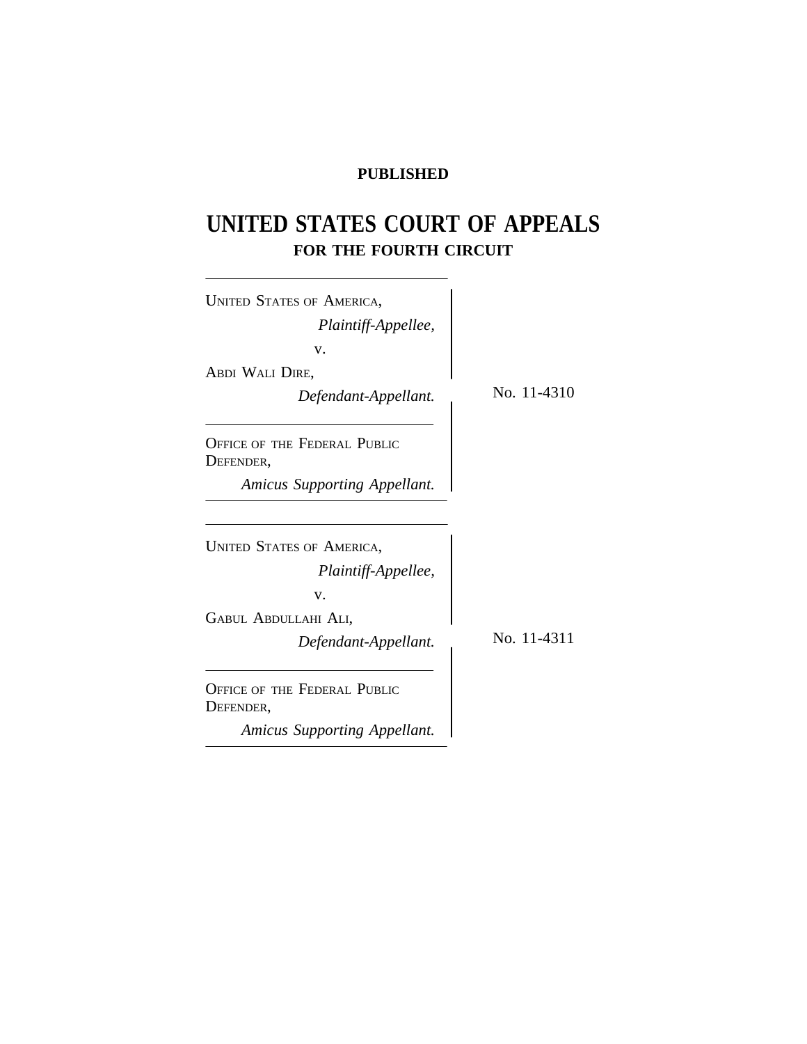**PUBLISHED**

# UNITED STATES COURT OF APPEALS
## FOR THE FOURTH CIRCUIT

UNITED STATES OF AMERICA,
*Plaintiff-Appellee,*
v.
ABDI WALI DIRE,
*Defendant-Appellant.*

No. 11-4310

OFFICE OF THE FEDERAL PUBLIC DEFENDER,
*Amicus Supporting Appellant.*

---

UNITED STATES OF AMERICA,
*Plaintiff-Appellee,*
v.
GABUL ABDULLAHI ALI,
*Defendant-Appellant.*

No. 11-4311

OFFICE OF THE FEDERAL PUBLIC DEFENDER,
*Amicus Supporting Appellant.*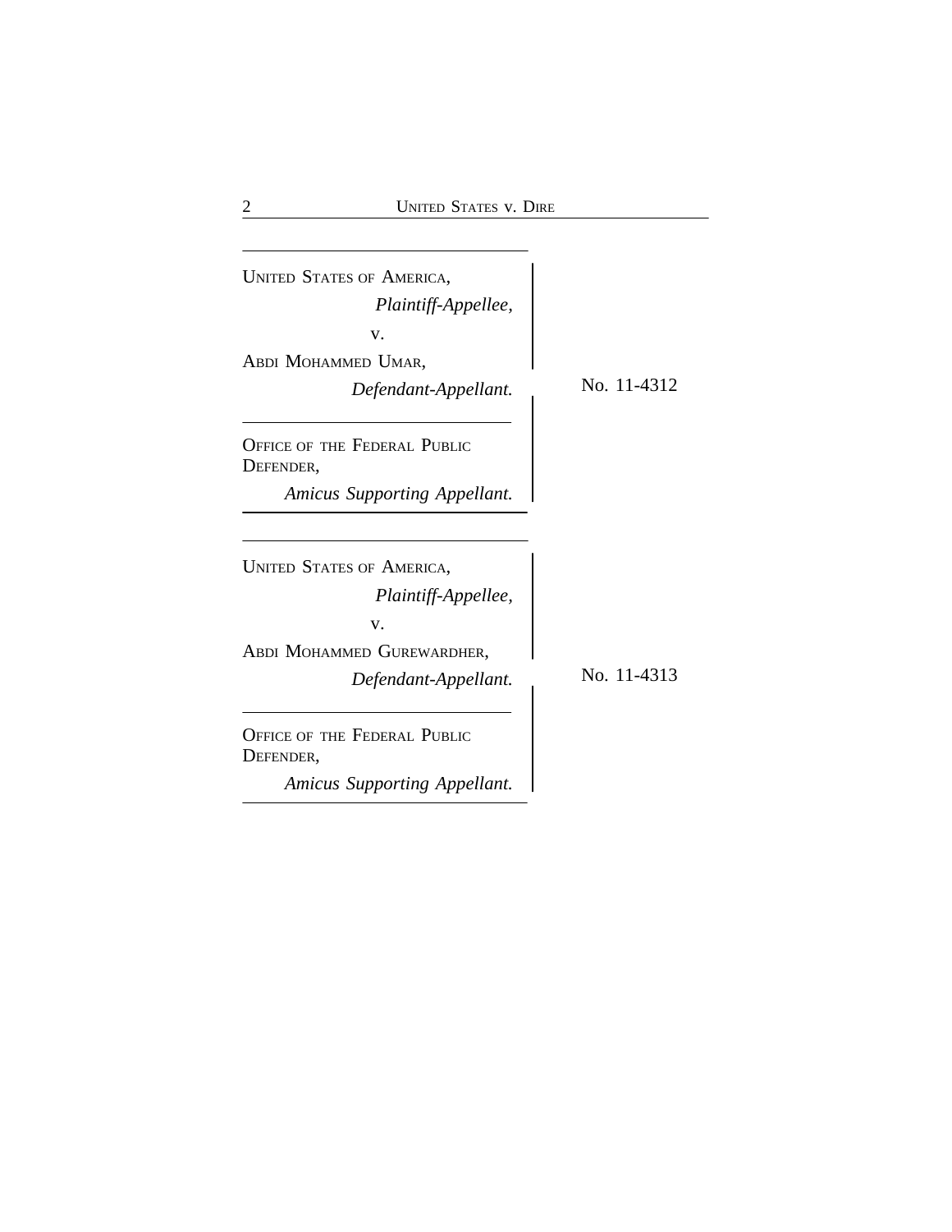UNITED STATES OF AMERICA,
*Plaintiff-Appellee,*
v.
ABDI MOHAMMED UMAR,
*Defendant-Appellant.*

No. 11-4312

OFFICE OF THE FEDERAL PUBLIC DEFENDER,
*Amicus Supporting Appellant.*

---

UNITED STATES OF AMERICA,
*Plaintiff-Appellee,*
v.
ABDI MOHAMMED GUREWARDHER,
*Defendant-Appellant.*

No. 11-4313

OFFICE OF THE FEDERAL PUBLIC DEFENDER,
*Amicus Supporting Appellant.*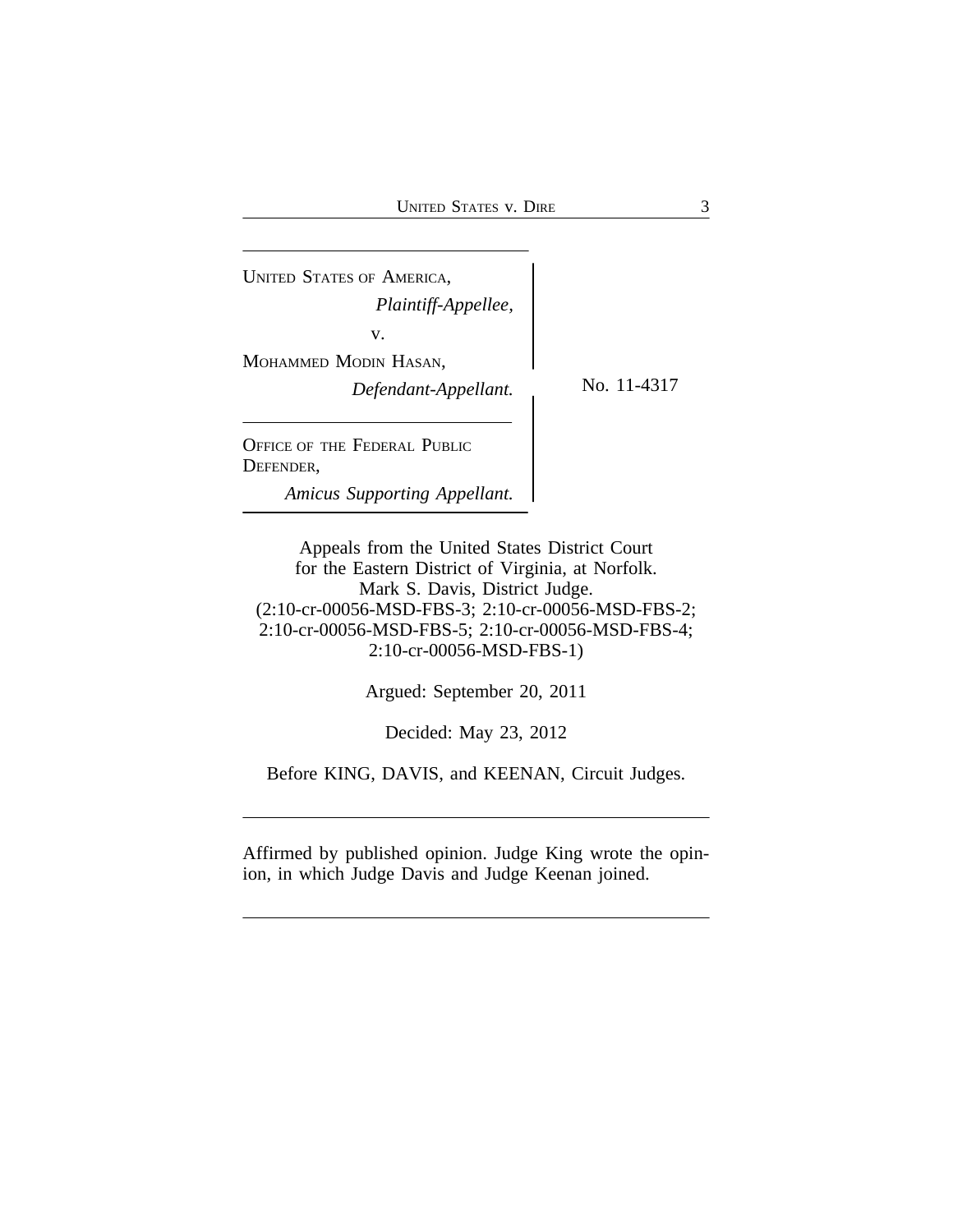UNITED STATES OF AMERICA,
*Plaintiff-Appellee,*
v.
MOHAMMED MODIN HASAN,
*Defendant-Appellant.*

No. 11-4317

OFFICE OF THE FEDERAL PUBLIC DEFENDER,
*Amicus Supporting Appellant.*

Appeals from the United States District Court
for the Eastern District of Virginia, at Norfolk.
Mark S. Davis, District Judge.
(2:10-cr-00056-MSD-FBS-3; 2:10-cr-00056-MSD-FBS-2;
2:10-cr-00056-MSD-FBS-5; 2:10-cr-00056-MSD-FBS-4;
2:10-cr-00056-MSD-FBS-1)

Argued: September 20, 2011

Decided: May 23, 2012

Before KING, DAVIS, and KEENAN, Circuit Judges.

---

Affirmed by published opinion. Judge King wrote the opinion, in which Judge Davis and Judge Keenan joined.

---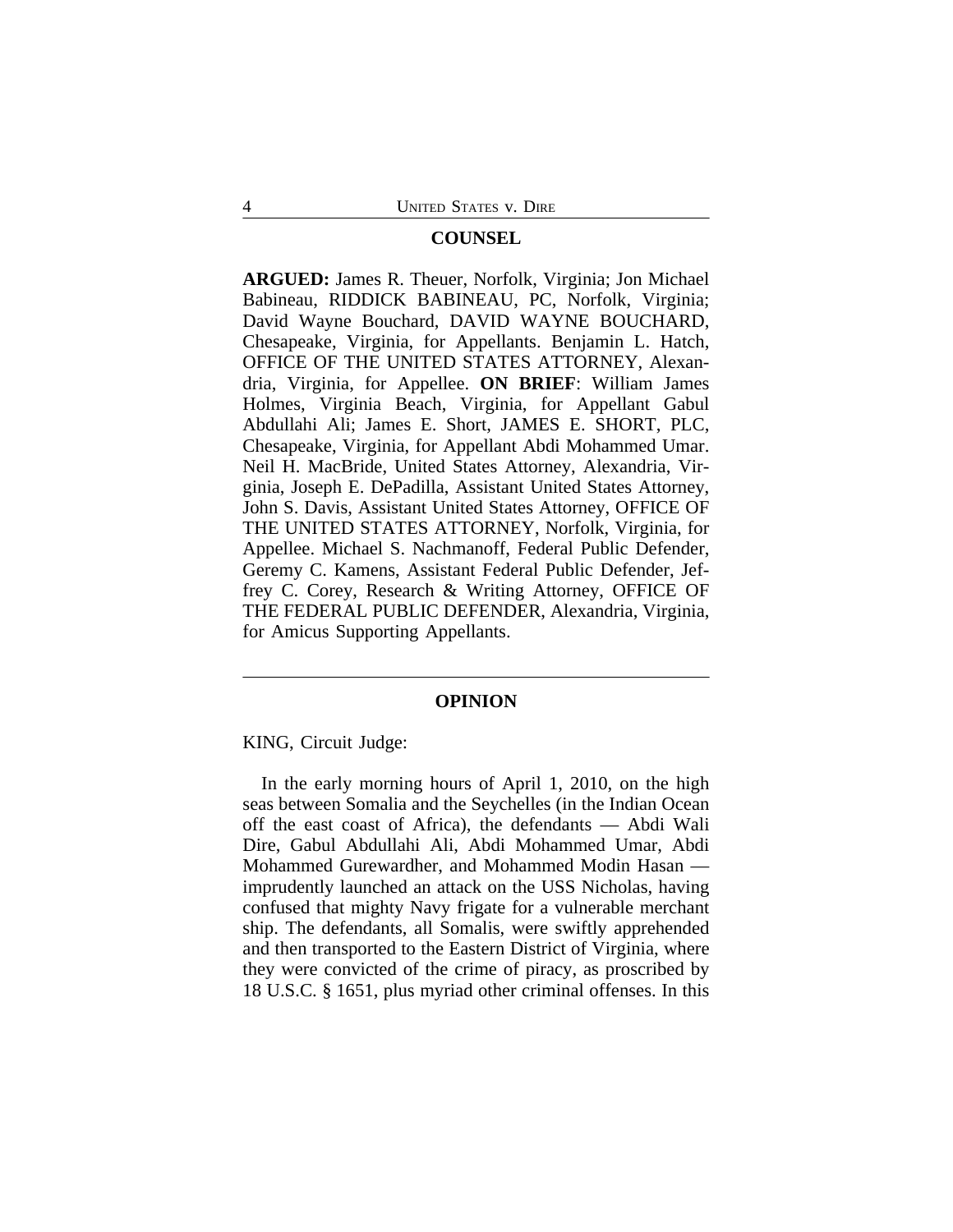## COUNSEL

**ARGUED:** James R. Theuer, Norfolk, Virginia; Jon Michael Babineau, RIDDICK BABINEAU, PC, Norfolk, Virginia; David Wayne Bouchard, DAVID WAYNE BOUCHARD, Chesapeake, Virginia, for Appellants. Benjamin L. Hatch, OFFICE OF THE UNITED STATES ATTORNEY, Alexandria, Virginia, for Appellee. **ON BRIEF**: William James Holmes, Virginia Beach, Virginia, for Appellant Gabul Abdullahi Ali; James E. Short, JAMES E. SHORT, PLC, Chesapeake, Virginia, for Appellant Abdi Mohammed Umar. Neil H. MacBride, United States Attorney, Alexandria, Virginia, Joseph E. DePadilla, Assistant United States Attorney, John S. Davis, Assistant United States Attorney, OFFICE OF THE UNITED STATES ATTORNEY, Norfolk, Virginia, for Appellee. Michael S. Nachmanoff, Federal Public Defender, Geremy C. Kamens, Assistant Federal Public Defender, Jeffrey C. Corey, Research & Writing Attorney, OFFICE OF THE FEDERAL PUBLIC DEFENDER, Alexandria, Virginia, for Amicus Supporting Appellants.

---

## OPINION

KING, Circuit Judge:

In the early morning hours of April 1, 2010, on the high seas between Somalia and the Seychelles (in the Indian Ocean off the east coast of Africa), the defendants — Abdi Wali Dire, Gabul Abdullahi Ali, Abdi Mohammed Umar, Abdi Mohammed Gurewardher, and Mohammed Modin Hasan — imprudently launched an attack on the USS Nicholas, having confused that mighty Navy frigate for a vulnerable merchant ship. The defendants, all Somalis, were swiftly apprehended and then transported to the Eastern District of Virginia, where they were convicted of the crime of piracy, as proscribed by 18 U.S.C. § 1651, plus myriad other criminal offenses. In this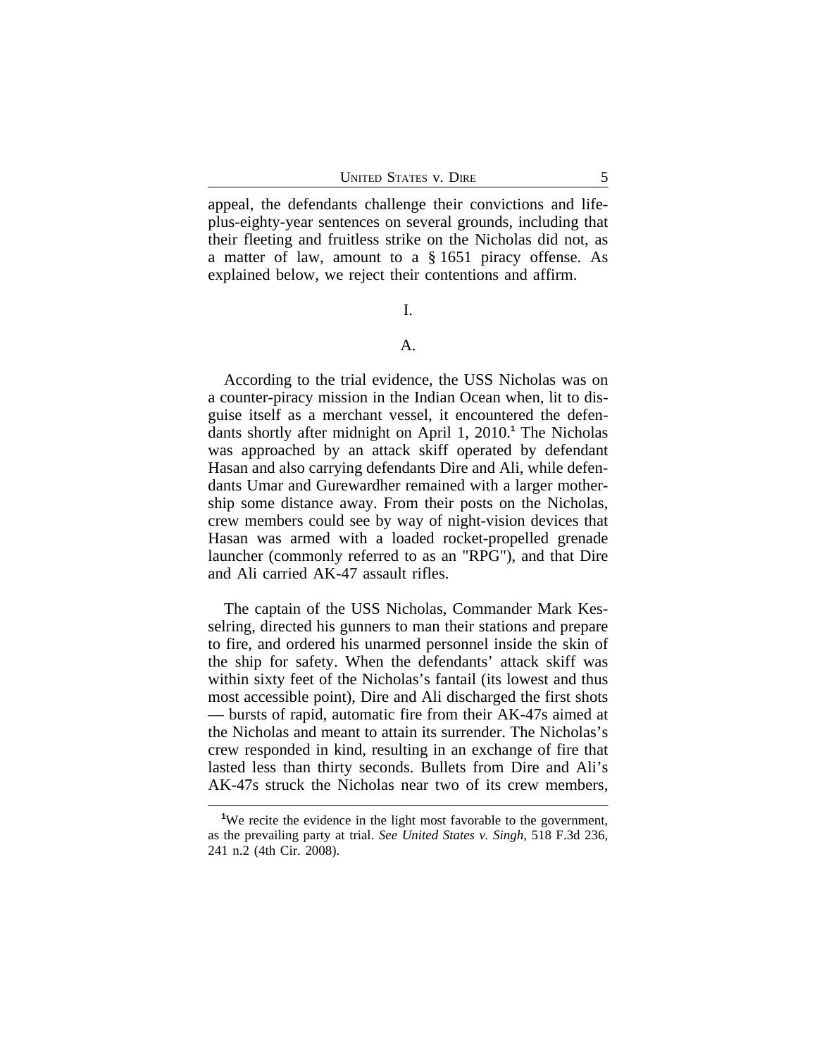appeal, the defendants challenge their convictions and life-plus-eighty-year sentences on several grounds, including that their fleeting and fruitless strike on the Nicholas did not, as a matter of law, amount to a § 1651 piracy offense. As explained below, we reject their contentions and affirm.

I.

A.

According to the trial evidence, the USS Nicholas was on a counter-piracy mission in the Indian Ocean when, lit to disguise itself as a merchant vessel, it encountered the defendants shortly after midnight on April 1, 2010.[1] The Nicholas was approached by an attack skiff operated by defendant Hasan and also carrying defendants Dire and Ali, while defendants Umar and Gurewardher remained with a larger mothership some distance away. From their posts on the Nicholas, crew members could see by way of night-vision devices that Hasan was armed with a loaded rocket-propelled grenade launcher (commonly referred to as an "RPG"), and that Dire and Ali carried AK-47 assault rifles.

The captain of the USS Nicholas, Commander Mark Kesselring, directed his gunners to man their stations and prepare to fire, and ordered his unarmed personnel inside the skin of the ship for safety. When the defendants' attack skiff was within sixty feet of the Nicholas's fantail (its lowest and thus most accessible point), Dire and Ali discharged the first shots — bursts of rapid, automatic fire from their AK-47s aimed at the Nicholas and meant to attain its surrender. The Nicholas's crew responded in kind, resulting in an exchange of fire that lasted less than thirty seconds. Bullets from Dire and Ali's AK-47s struck the Nicholas near two of its crew members,

[1] We recite the evidence in the light most favorable to the government, as the prevailing party at trial. *See United States v. Singh*, 518 F.3d 236, 241 n.2 (4th Cir. 2008).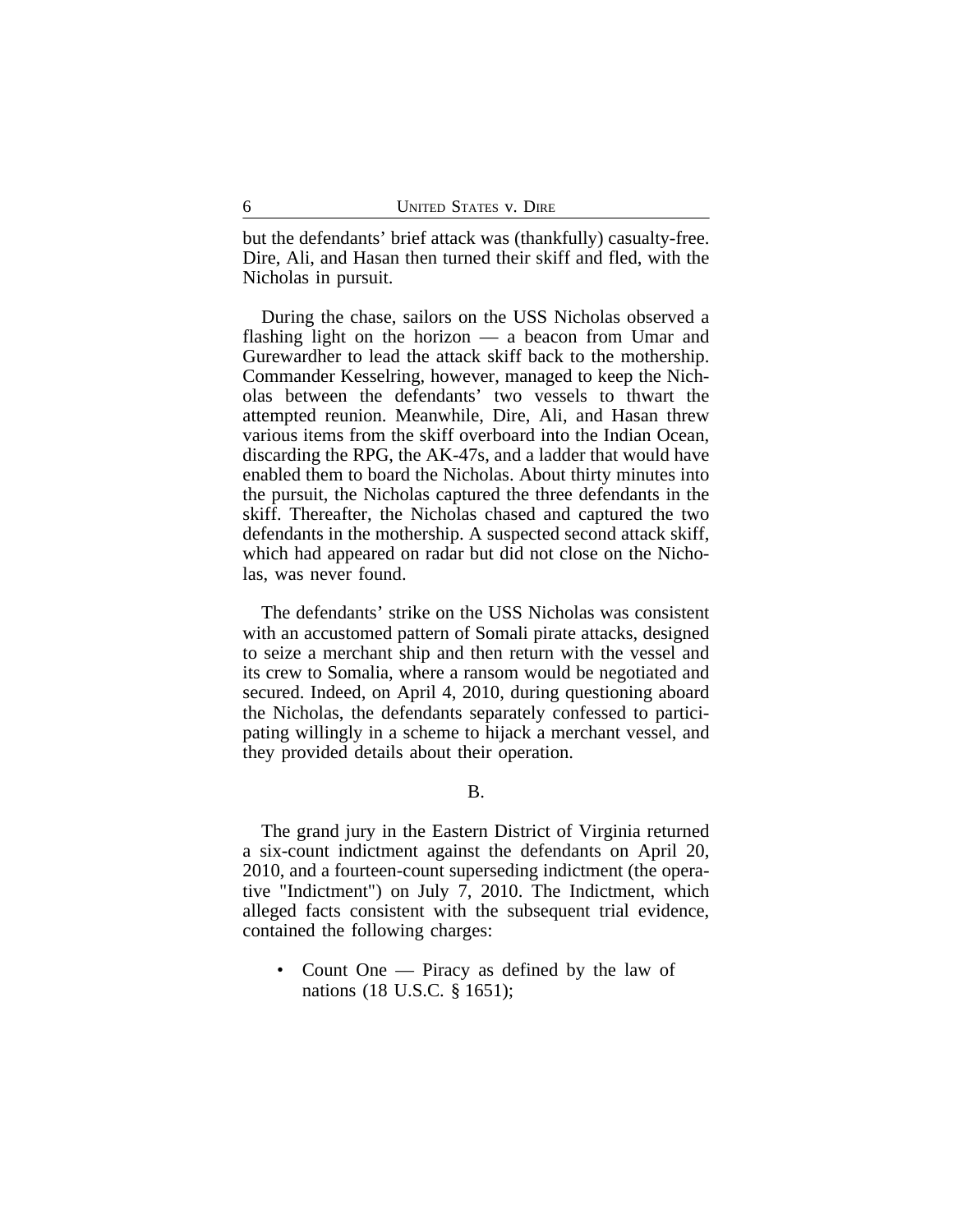but the defendants' brief attack was (thankfully) casualty-free. Dire, Ali, and Hasan then turned their skiff and fled, with the Nicholas in pursuit.

During the chase, sailors on the USS Nicholas observed a flashing light on the horizon — a beacon from Umar and Gurewardher to lead the attack skiff back to the mothership. Commander Kesselring, however, managed to keep the Nicholas between the defendants' two vessels to thwart the attempted reunion. Meanwhile, Dire, Ali, and Hasan threw various items from the skiff overboard into the Indian Ocean, discarding the RPG, the AK-47s, and a ladder that would have enabled them to board the Nicholas. About thirty minutes into the pursuit, the Nicholas captured the three defendants in the skiff. Thereafter, the Nicholas chased and captured the two defendants in the mothership. A suspected second attack skiff, which had appeared on radar but did not close on the Nicholas, was never found.

The defendants' strike on the USS Nicholas was consistent with an accustomed pattern of Somali pirate attacks, designed to seize a merchant ship and then return with the vessel and its crew to Somalia, where a ransom would be negotiated and secured. Indeed, on April 4, 2010, during questioning aboard the Nicholas, the defendants separately confessed to participating willingly in a scheme to hijack a merchant vessel, and they provided details about their operation.

B.

The grand jury in the Eastern District of Virginia returned a six-count indictment against the defendants on April 20, 2010, and a fourteen-count superseding indictment (the operative "Indictment") on July 7, 2010. The Indictment, which alleged facts consistent with the subsequent trial evidence, contained the following charges:

- Count One — Piracy as defined by the law of nations (18 U.S.C. § 1651);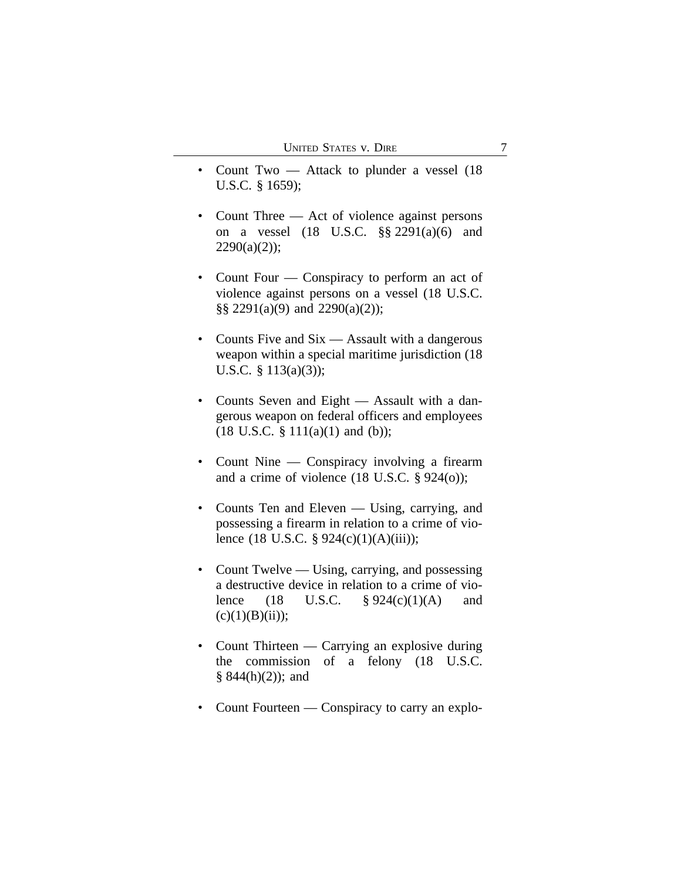- Count Two — Attack to plunder a vessel (18 U.S.C. § 1659);

- Count Three — Act of violence against persons on a vessel (18 U.S.C. §§ 2291(a)(6) and 2290(a)(2));

- Count Four — Conspiracy to perform an act of violence against persons on a vessel (18 U.S.C. §§ 2291(a)(9) and 2290(a)(2));

- Counts Five and Six — Assault with a dangerous weapon within a special maritime jurisdiction (18 U.S.C. § 113(a)(3));

- Counts Seven and Eight — Assault with a dangerous weapon on federal officers and employees (18 U.S.C. § 111(a)(1) and (b));

- Count Nine — Conspiracy involving a firearm and a crime of violence (18 U.S.C. § 924(o));

- Counts Ten and Eleven — Using, carrying, and possessing a firearm in relation to a crime of violence (18 U.S.C. § 924(c)(1)(A)(iii));

- Count Twelve — Using, carrying, and possessing a destructive device in relation to a crime of violence (18 U.S.C. § 924(c)(1)(A) and (c)(1)(B)(ii));

- Count Thirteen — Carrying an explosive during the commission of a felony (18 U.S.C. § 844(h)(2)); and

- Count Fourteen — Conspiracy to carry an explo-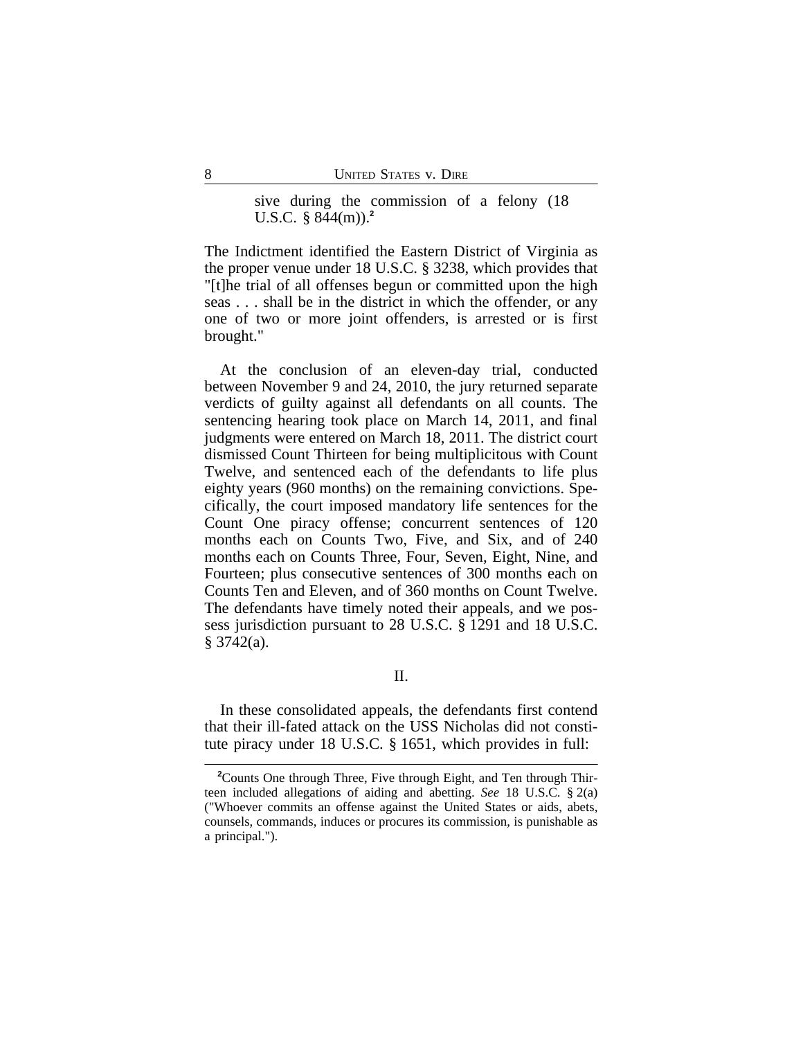sive during the commission of a felony (18 U.S.C. § 844(m)).[2]

The Indictment identified the Eastern District of Virginia as the proper venue under 18 U.S.C. § 3238, which provides that "[t]he trial of all offenses begun or committed upon the high seas . . . shall be in the district in which the offender, or any one of two or more joint offenders, is arrested or is first brought."

At the conclusion of an eleven-day trial, conducted between November 9 and 24, 2010, the jury returned separate verdicts of guilty against all defendants on all counts. The sentencing hearing took place on March 14, 2011, and final judgments were entered on March 18, 2011. The district court dismissed Count Thirteen for being multiplicitous with Count Twelve, and sentenced each of the defendants to life plus eighty years (960 months) on the remaining convictions. Specifically, the court imposed mandatory life sentences for the Count One piracy offense; concurrent sentences of 120 months each on Counts Two, Five, and Six, and of 240 months each on Counts Three, Four, Seven, Eight, Nine, and Fourteen; plus consecutive sentences of 300 months each on Counts Ten and Eleven, and of 360 months on Count Twelve. The defendants have timely noted their appeals, and we possess jurisdiction pursuant to 28 U.S.C. § 1291 and 18 U.S.C. § 3742(a).

## II.

In these consolidated appeals, the defendants first contend that their ill-fated attack on the USS Nicholas did not constitute piracy under 18 U.S.C. § 1651, which provides in full:

---

[2] Counts One through Three, Five through Eight, and Ten through Thirteen included allegations of aiding and abetting. *See* 18 U.S.C. § 2(a) ("Whoever commits an offense against the United States or aids, abets, counsels, commands, induces or procures its commission, is punishable as a principal.").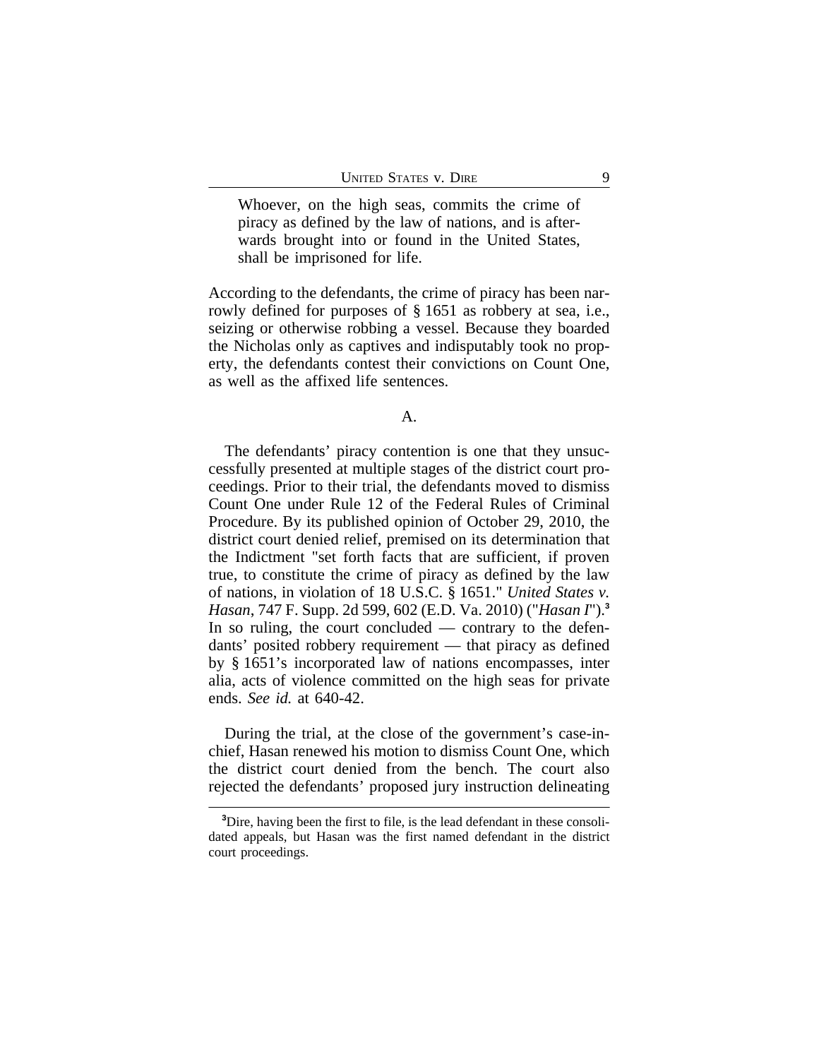> Whoever, on the high seas, commits the crime of piracy as defined by the law of nations, and is afterwards brought into or found in the United States, shall be imprisoned for life.

According to the defendants, the crime of piracy has been narrowly defined for purposes of § 1651 as robbery at sea, i.e., seizing or otherwise robbing a vessel. Because they boarded the Nicholas only as captives and indisputably took no property, the defendants contest their convictions on Count One, as well as the affixed life sentences.

### A.

The defendants' piracy contention is one that they unsuccessfully presented at multiple stages of the district court proceedings. Prior to their trial, the defendants moved to dismiss Count One under Rule 12 of the Federal Rules of Criminal Procedure. By its published opinion of October 29, 2010, the district court denied relief, premised on its determination that the Indictment "set forth facts that are sufficient, if proven true, to constitute the crime of piracy as defined by the law of nations, in violation of 18 U.S.C. § 1651." *United States v. Hasan*, 747 F. Supp. 2d 599, 602 (E.D. Va. 2010) ("*Hasan I*").[3] In so ruling, the court concluded — contrary to the defendants' posited robbery requirement — that piracy as defined by § 1651's incorporated law of nations encompasses, inter alia, acts of violence committed on the high seas for private ends. *See id.* at 640-42.

During the trial, at the close of the government's case-in-chief, Hasan renewed his motion to dismiss Count One, which the district court denied from the bench. The court also rejected the defendants' proposed jury instruction delineating

[3] Dire, having been the first to file, is the lead defendant in these consolidated appeals, but Hasan was the first named defendant in the district court proceedings.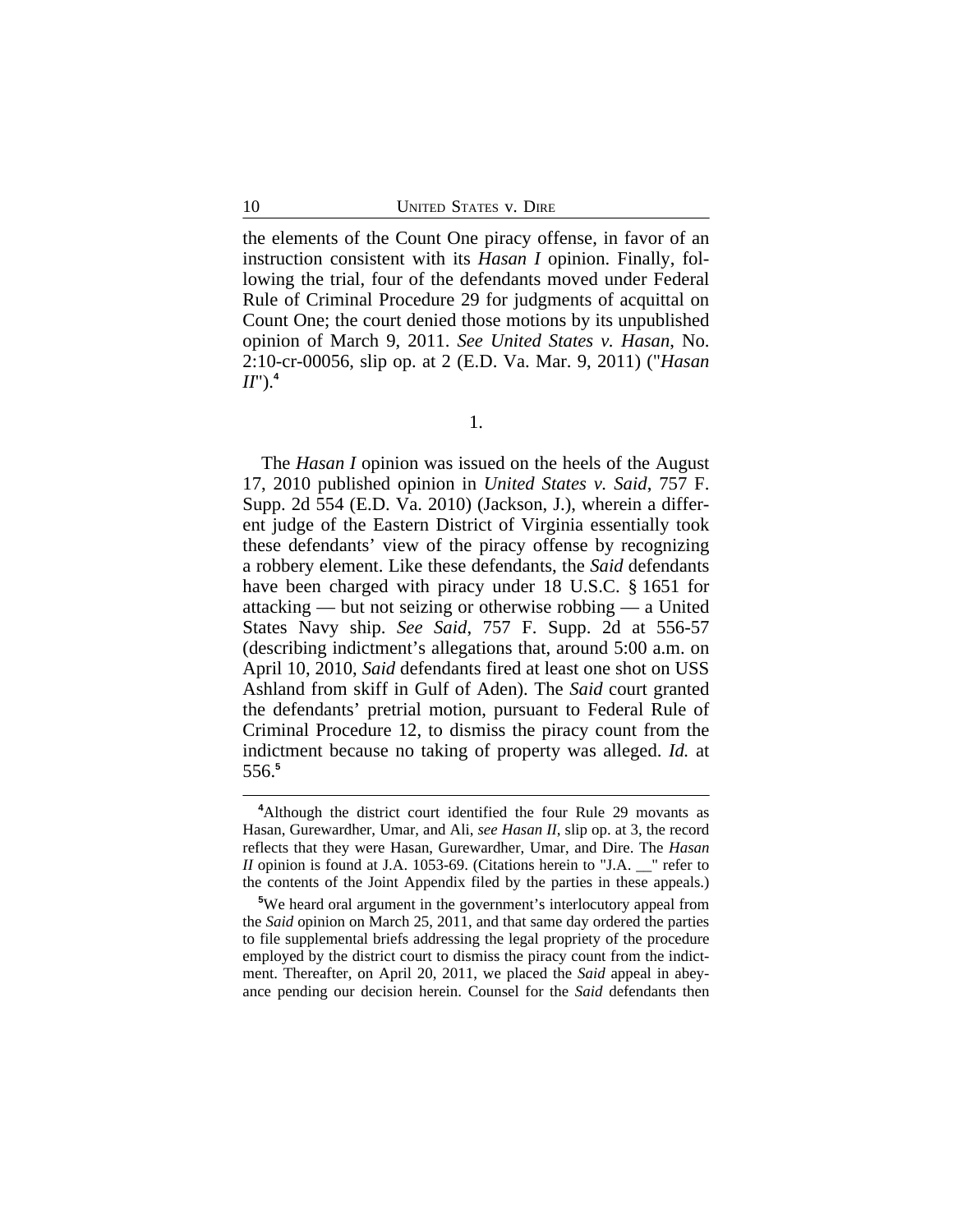the elements of the Count One piracy offense, in favor of an instruction consistent with its *Hasan I* opinion. Finally, following the trial, four of the defendants moved under Federal Rule of Criminal Procedure 29 for judgments of acquittal on Count One; the court denied those motions by its unpublished opinion of March 9, 2011. *See United States v. Hasan*, No. 2:10-cr-00056, slip op. at 2 (E.D. Va. Mar. 9, 2011) ("*Hasan II*").[4]

1.

The *Hasan I* opinion was issued on the heels of the August 17, 2010 published opinion in *United States v. Said*, 757 F. Supp. 2d 554 (E.D. Va. 2010) (Jackson, J.), wherein a different judge of the Eastern District of Virginia essentially took these defendants' view of the piracy offense by recognizing a robbery element. Like these defendants, the *Said* defendants have been charged with piracy under 18 U.S.C. § 1651 for attacking — but not seizing or otherwise robbing — a United States Navy ship. *See Said*, 757 F. Supp. 2d at 556-57 (describing indictment's allegations that, around 5:00 a.m. on April 10, 2010, *Said* defendants fired at least one shot on USS Ashland from skiff in Gulf of Aden). The *Said* court granted the defendants' pretrial motion, pursuant to Federal Rule of Criminal Procedure 12, to dismiss the piracy count from the indictment because no taking of property was alleged. *Id.* at 556.[5]

---

[4]Although the district court identified the four Rule 29 movants as Hasan, Gurewardher, Umar, and Ali, *see Hasan II*, slip op. at 3, the record reflects that they were Hasan, Gurewardher, Umar, and Dire. The *Hasan II* opinion is found at J.A. 1053-69. (Citations herein to "J.A. __" refer to the contents of the Joint Appendix filed by the parties in these appeals.)

[5]We heard oral argument in the government's interlocutory appeal from the *Said* opinion on March 25, 2011, and that same day ordered the parties to file supplemental briefs addressing the legal propriety of the procedure employed by the district court to dismiss the piracy count from the indictment. Thereafter, on April 20, 2011, we placed the *Said* appeal in abeyance pending our decision herein. Counsel for the *Said* defendants then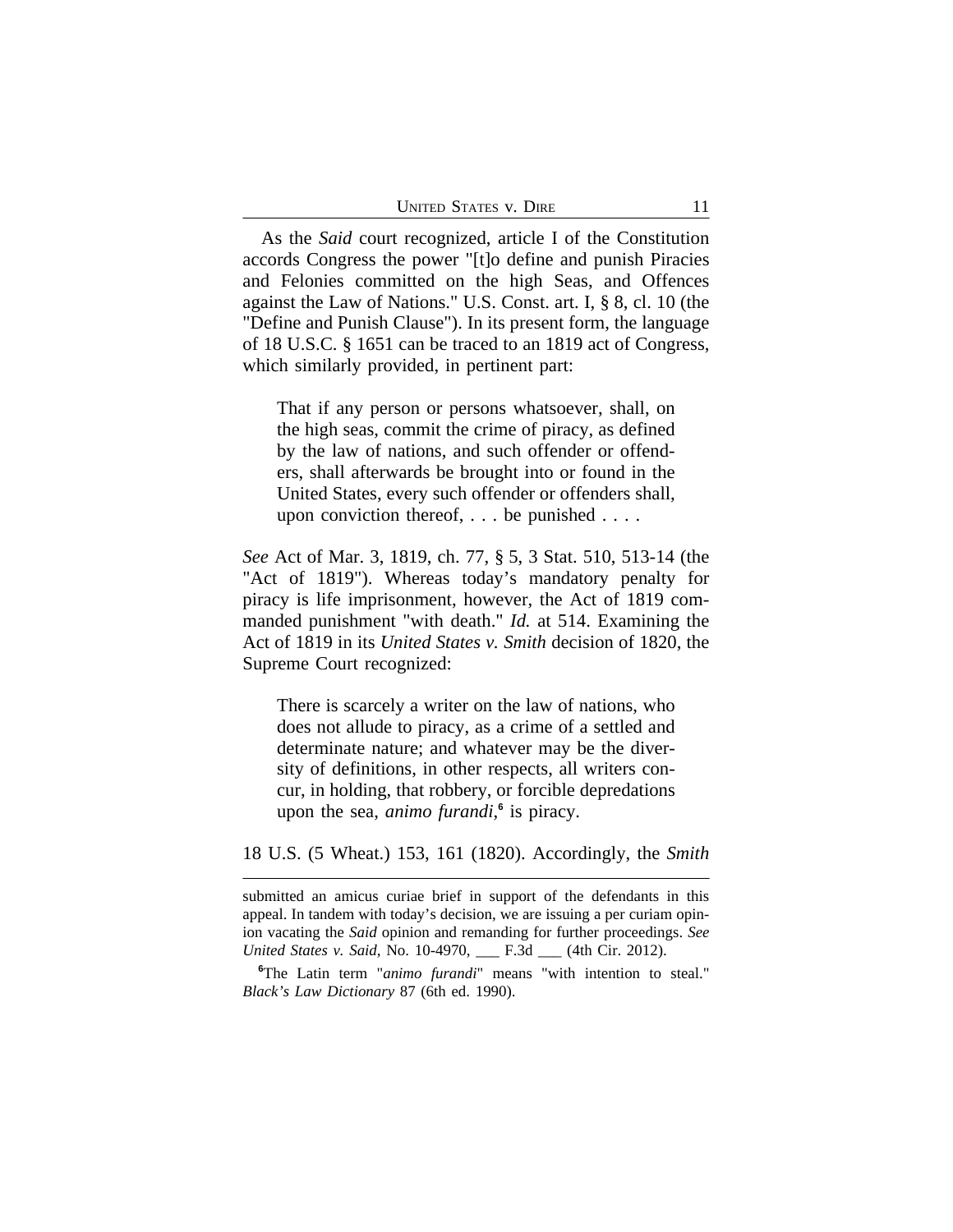As the *Said* court recognized, article I of the Constitution accords Congress the power "[t]o define and punish Piracies and Felonies committed on the high Seas, and Offences against the Law of Nations." U.S. Const. art. I, § 8, cl. 10 (the "Define and Punish Clause"). In its present form, the language of 18 U.S.C. § 1651 can be traced to an 1819 act of Congress, which similarly provided, in pertinent part:

> That if any person or persons whatsoever, shall, on the high seas, commit the crime of piracy, as defined by the law of nations, and such offender or offenders, shall afterwards be brought into or found in the United States, every such offender or offenders shall, upon conviction thereof, . . . be punished . . . .

*See* Act of Mar. 3, 1819, ch. 77, § 5, 3 Stat. 510, 513-14 (the "Act of 1819"). Whereas today's mandatory penalty for piracy is life imprisonment, however, the Act of 1819 commanded punishment "with death." *Id.* at 514. Examining the Act of 1819 in its *United States v. Smith* decision of 1820, the Supreme Court recognized:

> There is scarcely a writer on the law of nations, who does not allude to piracy, as a crime of a settled and determinate nature; and whatever may be the diversity of definitions, in other respects, all writers concur, in holding, that robbery, or forcible depredations upon the sea, *animo furandi*,[6] is piracy.

18 U.S. (5 Wheat.) 153, 161 (1820). Accordingly, the *Smith*

---

submitted an amicus curiae brief in support of the defendants in this appeal. In tandem with today's decision, we are issuing a per curiam opinion vacating the *Said* opinion and remanding for further proceedings. *See United States v. Said*, No. 10-4970, ___ F.3d ___ (4th Cir. 2012).

[6] The Latin term "*animo furandi*" means "with intention to steal." *Black's Law Dictionary* 87 (6th ed. 1990).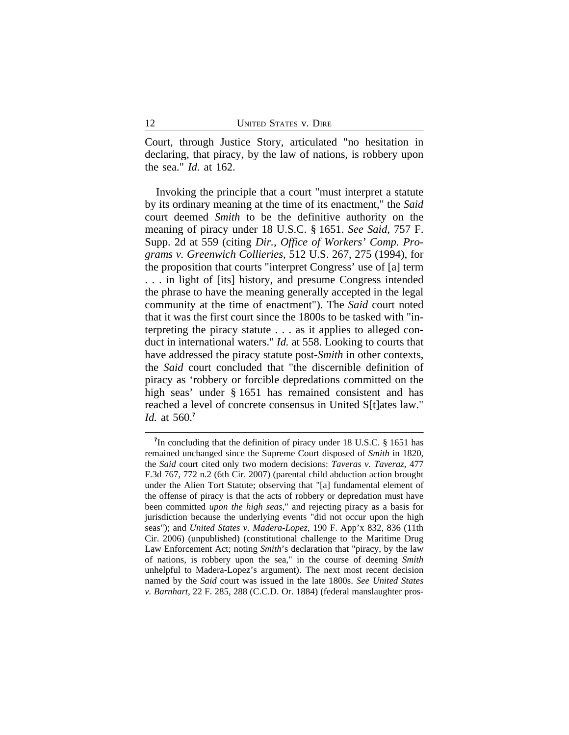Court, through Justice Story, articulated "no hesitation in declaring, that piracy, by the law of nations, is robbery upon the sea." *Id.* at 162.

Invoking the principle that a court "must interpret a statute by its ordinary meaning at the time of its enactment," the *Said* court deemed *Smith* to be the definitive authority on the meaning of piracy under 18 U.S.C. § 1651. *See Said*, 757 F. Supp. 2d at 559 (citing *Dir., Office of Workers' Comp. Programs v. Greenwich Collieries*, 512 U.S. 267, 275 (1994), for the proposition that courts "interpret Congress' use of [a] term . . . in light of [its] history, and presume Congress intended the phrase to have the meaning generally accepted in the legal community at the time of enactment"). The *Said* court noted that it was the first court since the 1800s to be tasked with "interpreting the piracy statute . . . as it applies to alleged conduct in international waters." *Id.* at 558. Looking to courts that have addressed the piracy statute post-*Smith* in other contexts, the *Said* court concluded that "the discernible definition of piracy as 'robbery or forcible depredations committed on the high seas' under § 1651 has remained consistent and has reached a level of concrete consensus in United S[t]ates law." *Id.* at 560.[7]

[7]In concluding that the definition of piracy under 18 U.S.C. § 1651 has remained unchanged since the Supreme Court disposed of *Smith* in 1820, the *Said* court cited only two modern decisions: *Taveras v. Taveraz*, 477 F.3d 767, 772 n.2 (6th Cir. 2007) (parental child abduction action brought under the Alien Tort Statute; observing that "[a] fundamental element of the offense of piracy is that the acts of robbery or depredation must have been committed *upon the high seas*," and rejecting piracy as a basis for jurisdiction because the underlying events "did not occur upon the high seas"); and *United States v. Madera-Lopez*, 190 F. App'x 832, 836 (11th Cir. 2006) (unpublished) (constitutional challenge to the Maritime Drug Law Enforcement Act; noting *Smith*'s declaration that "piracy, by the law of nations, is robbery upon the sea," in the course of deeming *Smith* unhelpful to Madera-Lopez's argument). The next most recent decision named by the *Said* court was issued in the late 1800s. *See United States v. Barnhart*, 22 F. 285, 288 (C.C.D. Or. 1884) (federal manslaughter pros-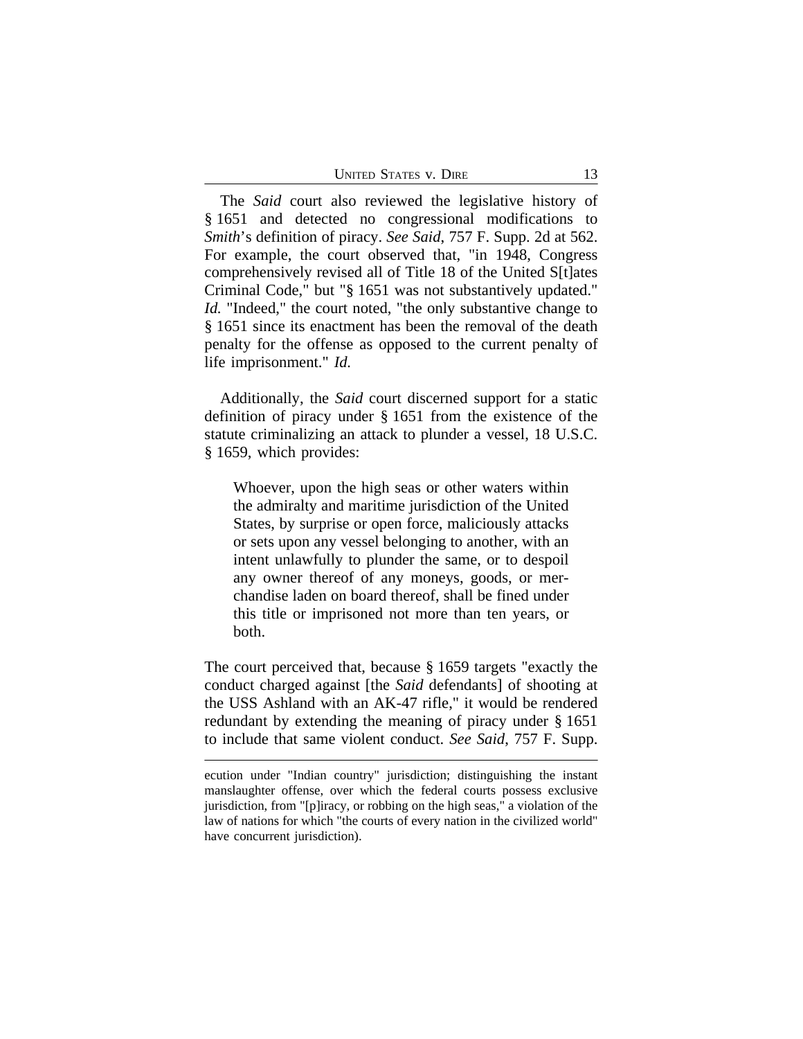The *Said* court also reviewed the legislative history of § 1651 and detected no congressional modifications to *Smith*'s definition of piracy. *See Said*, 757 F. Supp. 2d at 562. For example, the court observed that, "in 1948, Congress comprehensively revised all of Title 18 of the United S[t]ates Criminal Code," but "§ 1651 was not substantively updated." *Id.* "Indeed," the court noted, "the only substantive change to § 1651 since its enactment has been the removal of the death penalty for the offense as opposed to the current penalty of life imprisonment." *Id.*

Additionally, the *Said* court discerned support for a static definition of piracy under § 1651 from the existence of the statute criminalizing an attack to plunder a vessel, 18 U.S.C. § 1659, which provides:

> Whoever, upon the high seas or other waters within the admiralty and maritime jurisdiction of the United States, by surprise or open force, maliciously attacks or sets upon any vessel belonging to another, with an intent unlawfully to plunder the same, or to despoil any owner thereof of any moneys, goods, or merchandise laden on board thereof, shall be fined under this title or imprisoned not more than ten years, or both.

The court perceived that, because § 1659 targets "exactly the conduct charged against [the *Said* defendants] of shooting at the USS Ashland with an AK-47 rifle," it would be rendered redundant by extending the meaning of piracy under § 1651 to include that same violent conduct. *See Said*, 757 F. Supp.

---

ecution under "Indian country" jurisdiction; distinguishing the instant manslaughter offense, over which the federal courts possess exclusive jurisdiction, from "[p]iracy, or robbing on the high seas," a violation of the law of nations for which "the courts of every nation in the civilized world" have concurrent jurisdiction).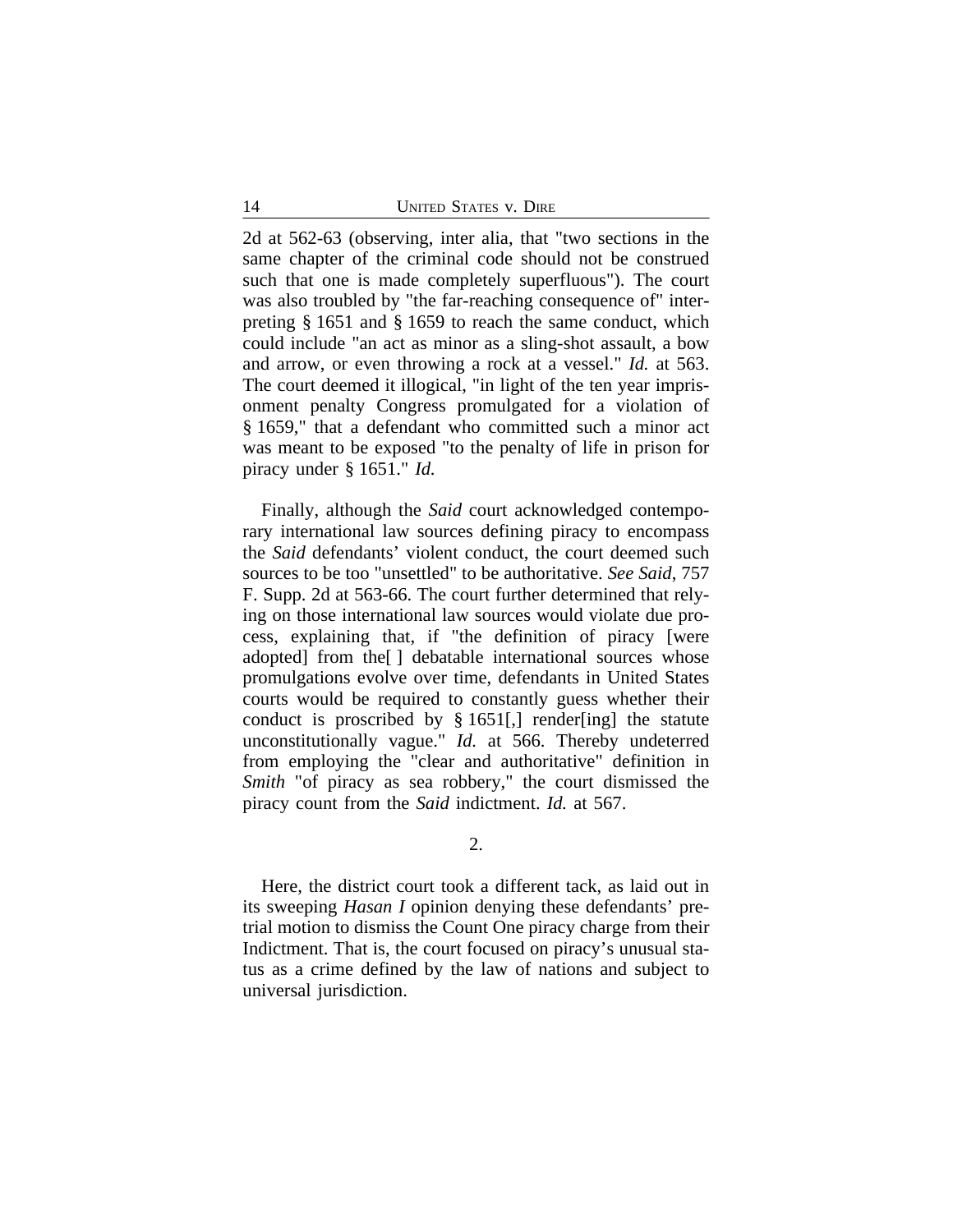2d at 562-63 (observing, inter alia, that "two sections in the same chapter of the criminal code should not be construed such that one is made completely superfluous"). The court was also troubled by "the far-reaching consequence of" interpreting § 1651 and § 1659 to reach the same conduct, which could include "an act as minor as a sling-shot assault, a bow and arrow, or even throwing a rock at a vessel." *Id.* at 563. The court deemed it illogical, "in light of the ten year imprisonment penalty Congress promulgated for a violation of § 1659," that a defendant who committed such a minor act was meant to be exposed "to the penalty of life in prison for piracy under § 1651." *Id.*

Finally, although the *Said* court acknowledged contemporary international law sources defining piracy to encompass the *Said* defendants' violent conduct, the court deemed such sources to be too "unsettled" to be authoritative. *See Said*, 757 F. Supp. 2d at 563-66. The court further determined that relying on those international law sources would violate due process, explaining that, if "the definition of piracy [were adopted] from the[ ] debatable international sources whose promulgations evolve over time, defendants in United States courts would be required to constantly guess whether their conduct is proscribed by § 1651[,] render[ing] the statute unconstitutionally vague." *Id.* at 566. Thereby undeterred from employing the "clear and authoritative" definition in *Smith* "of piracy as sea robbery," the court dismissed the piracy count from the *Said* indictment. *Id.* at 567.

2.

Here, the district court took a different tack, as laid out in its sweeping *Hasan I* opinion denying these defendants' pretrial motion to dismiss the Count One piracy charge from their Indictment. That is, the court focused on piracy's unusual status as a crime defined by the law of nations and subject to universal jurisdiction.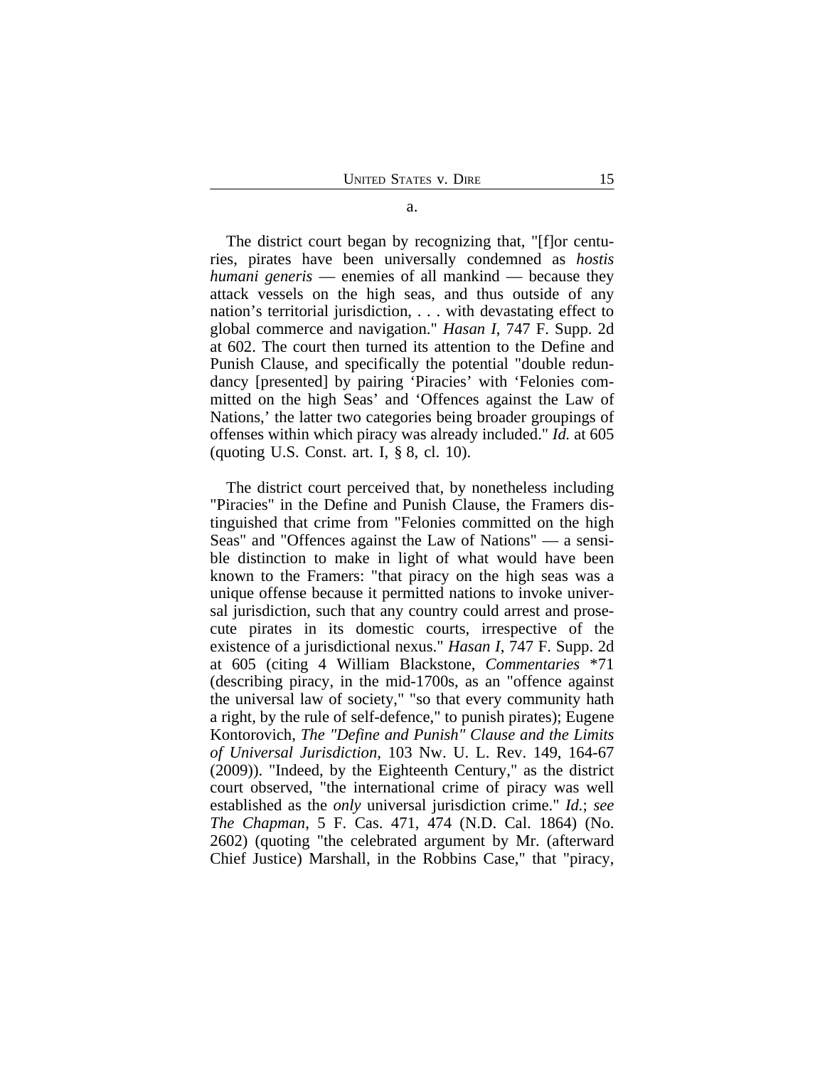a.

The district court began by recognizing that, "[f]or centuries, pirates have been universally condemned as *hostis humani generis* — enemies of all mankind — because they attack vessels on the high seas, and thus outside of any nation's territorial jurisdiction, . . . with devastating effect to global commerce and navigation." *Hasan I*, 747 F. Supp. 2d at 602. The court then turned its attention to the Define and Punish Clause, and specifically the potential "double redundancy [presented] by pairing 'Piracies' with 'Felonies committed on the high Seas' and 'Offences against the Law of Nations,' the latter two categories being broader groupings of offenses within which piracy was already included." *Id.* at 605 (quoting U.S. Const. art. I, § 8, cl. 10).

The district court perceived that, by nonetheless including "Piracies" in the Define and Punish Clause, the Framers distinguished that crime from "Felonies committed on the high Seas" and "Offences against the Law of Nations" — a sensible distinction to make in light of what would have been known to the Framers: "that piracy on the high seas was a unique offense because it permitted nations to invoke universal jurisdiction, such that any country could arrest and prosecute pirates in its domestic courts, irrespective of the existence of a jurisdictional nexus." *Hasan I*, 747 F. Supp. 2d at 605 (citing 4 William Blackstone, *Commentaries* *71 (describing piracy, in the mid-1700s, as an "offence against the universal law of society," "so that every community hath a right, by the rule of self-defence," to punish pirates); Eugene Kontorovich, *The "Define and Punish" Clause and the Limits of Universal Jurisdiction*, 103 Nw. U. L. Rev. 149, 164-67 (2009)). "Indeed, by the Eighteenth Century," as the district court observed, "the international crime of piracy was well established as the *only* universal jurisdiction crime." *Id.*; *see The Chapman*, 5 F. Cas. 471, 474 (N.D. Cal. 1864) (No. 2602) (quoting "the celebrated argument by Mr. (afterward Chief Justice) Marshall, in the Robbins Case," that "piracy,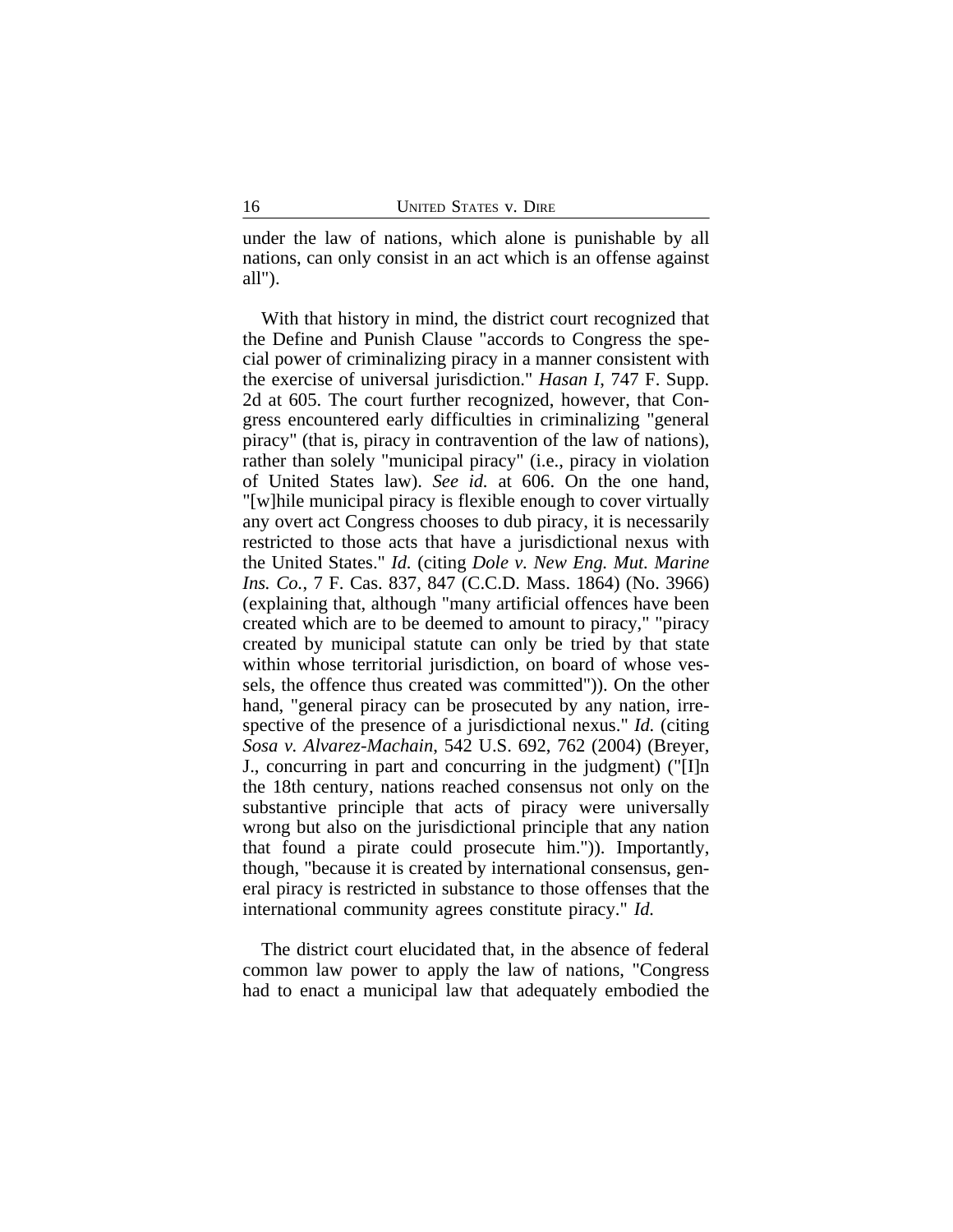under the law of nations, which alone is punishable by all nations, can only consist in an act which is an offense against all").

With that history in mind, the district court recognized that the Define and Punish Clause "accords to Congress the special power of criminalizing piracy in a manner consistent with the exercise of universal jurisdiction." *Hasan I*, 747 F. Supp. 2d at 605. The court further recognized, however, that Congress encountered early difficulties in criminalizing "general piracy" (that is, piracy in contravention of the law of nations), rather than solely "municipal piracy" (i.e., piracy in violation of United States law). *See id.* at 606. On the one hand, "[w]hile municipal piracy is flexible enough to cover virtually any overt act Congress chooses to dub piracy, it is necessarily restricted to those acts that have a jurisdictional nexus with the United States." *Id.* (citing *Dole v. New Eng. Mut. Marine Ins. Co.*, 7 F. Cas. 837, 847 (C.C.D. Mass. 1864) (No. 3966) (explaining that, although "many artificial offences have been created which are to be deemed to amount to piracy," "piracy created by municipal statute can only be tried by that state within whose territorial jurisdiction, on board of whose vessels, the offence thus created was committed")). On the other hand, "general piracy can be prosecuted by any nation, irrespective of the presence of a jurisdictional nexus." *Id.* (citing *Sosa v. Alvarez-Machain*, 542 U.S. 692, 762 (2004) (Breyer, J., concurring in part and concurring in the judgment) ("[I]n the 18th century, nations reached consensus not only on the substantive principle that acts of piracy were universally wrong but also on the jurisdictional principle that any nation that found a pirate could prosecute him.")). Importantly, though, "because it is created by international consensus, general piracy is restricted in substance to those offenses that the international community agrees constitute piracy." *Id.*

The district court elucidated that, in the absence of federal common law power to apply the law of nations, "Congress had to enact a municipal law that adequately embodied the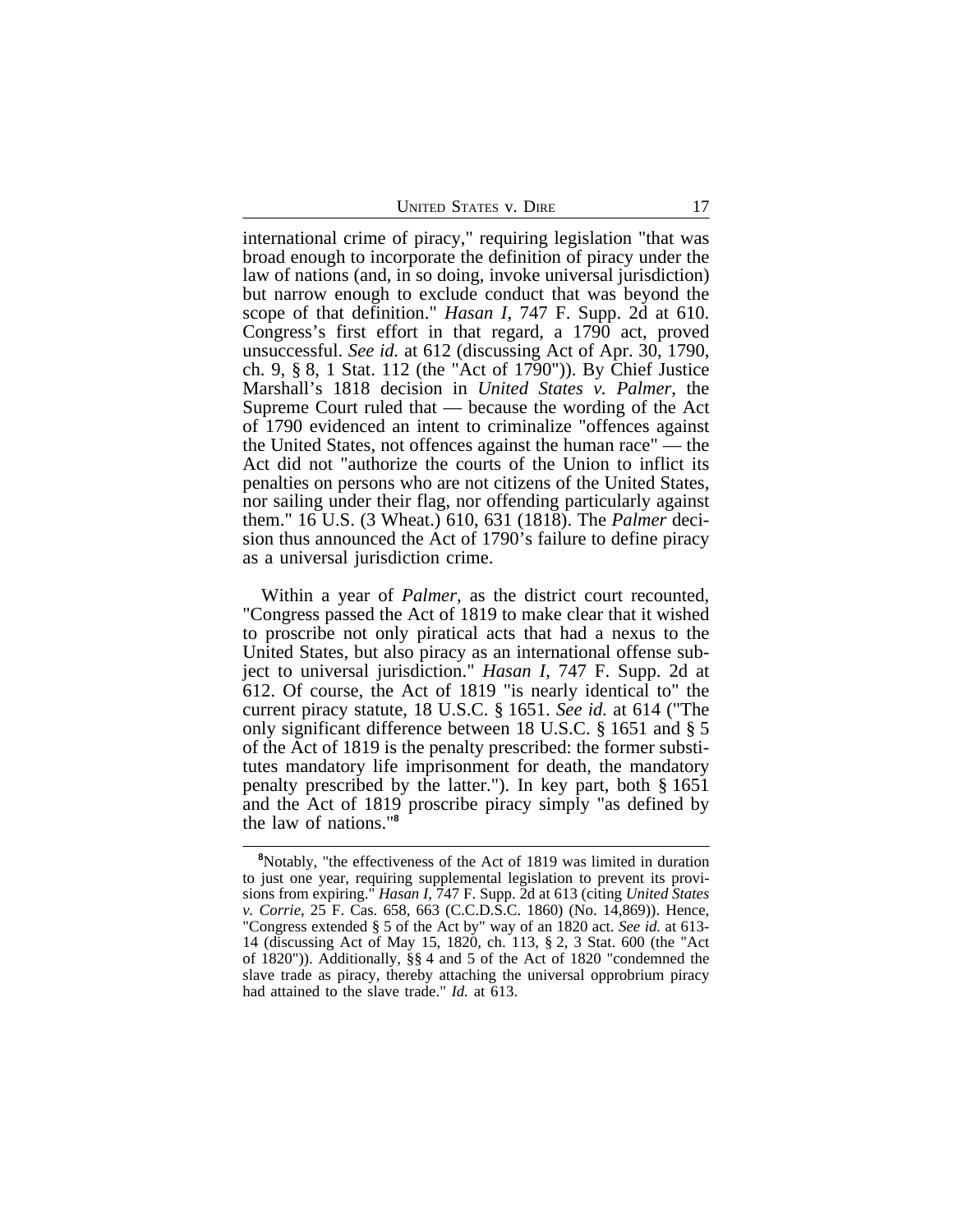international crime of piracy," requiring legislation "that was broad enough to incorporate the definition of piracy under the law of nations (and, in so doing, invoke universal jurisdiction) but narrow enough to exclude conduct that was beyond the scope of that definition." *Hasan I*, 747 F. Supp. 2d at 610. Congress's first effort in that regard, a 1790 act, proved unsuccessful. *See id.* at 612 (discussing Act of Apr. 30, 1790, ch. 9, § 8, 1 Stat. 112 (the "Act of 1790")). By Chief Justice Marshall's 1818 decision in *United States v. Palmer*, the Supreme Court ruled that — because the wording of the Act of 1790 evidenced an intent to criminalize "offences against the United States, not offences against the human race" — the Act did not "authorize the courts of the Union to inflict its penalties on persons who are not citizens of the United States, nor sailing under their flag, nor offending particularly against them." 16 U.S. (3 Wheat.) 610, 631 (1818). The *Palmer* decision thus announced the Act of 1790's failure to define piracy as a universal jurisdiction crime.

Within a year of *Palmer*, as the district court recounted, "Congress passed the Act of 1819 to make clear that it wished to proscribe not only piratical acts that had a nexus to the United States, but also piracy as an international offense subject to universal jurisdiction." *Hasan I*, 747 F. Supp. 2d at 612. Of course, the Act of 1819 "is nearly identical to" the current piracy statute, 18 U.S.C. § 1651. *See id.* at 614 ("The only significant difference between 18 U.S.C. § 1651 and § 5 of the Act of 1819 is the penalty prescribed: the former substitutes mandatory life imprisonment for death, the mandatory penalty prescribed by the latter."). In key part, both § 1651 and the Act of 1819 proscribe piracy simply "as defined by the law of nations."[8]

[8]Notably, "the effectiveness of the Act of 1819 was limited in duration to just one year, requiring supplemental legislation to prevent its provisions from expiring." *Hasan I*, 747 F. Supp. 2d at 613 (citing *United States v. Corrie*, 25 F. Cas. 658, 663 (C.C.D.S.C. 1860) (No. 14,869)). Hence, "Congress extended § 5 of the Act by" way of an 1820 act. *See id.* at 613-14 (discussing Act of May 15, 1820, ch. 113, § 2, 3 Stat. 600 (the "Act of 1820")). Additionally, §§ 4 and 5 of the Act of 1820 "condemned the slave trade as piracy, thereby attaching the universal opprobrium piracy had attained to the slave trade." *Id.* at 613.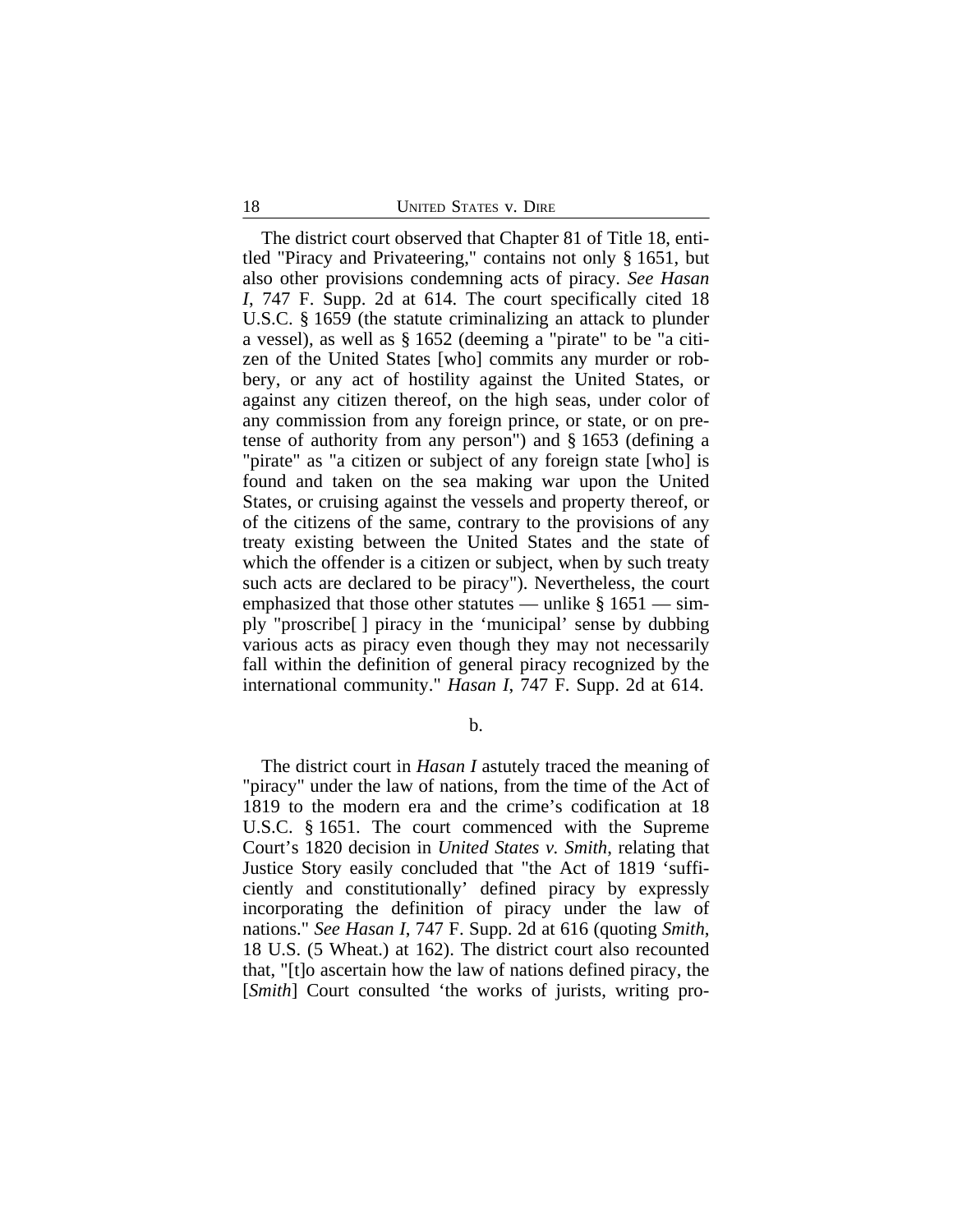The district court observed that Chapter 81 of Title 18, entitled "Piracy and Privateering," contains not only § 1651, but also other provisions condemning acts of piracy. *See Hasan I*, 747 F. Supp. 2d at 614. The court specifically cited 18 U.S.C. § 1659 (the statute criminalizing an attack to plunder a vessel), as well as § 1652 (deeming a "pirate" to be "a citizen of the United States [who] commits any murder or robbery, or any act of hostility against the United States, or against any citizen thereof, on the high seas, under color of any commission from any foreign prince, or state, or on pretense of authority from any person") and § 1653 (defining a "pirate" as "a citizen or subject of any foreign state [who] is found and taken on the sea making war upon the United States, or cruising against the vessels and property thereof, or of the citizens of the same, contrary to the provisions of any treaty existing between the United States and the state of which the offender is a citizen or subject, when by such treaty such acts are declared to be piracy"). Nevertheless, the court emphasized that those other statutes — unlike § 1651 — simply "proscribe[ ] piracy in the 'municipal' sense by dubbing various acts as piracy even though they may not necessarily fall within the definition of general piracy recognized by the international community." *Hasan I*, 747 F. Supp. 2d at 614.

b.

The district court in *Hasan I* astutely traced the meaning of "piracy" under the law of nations, from the time of the Act of 1819 to the modern era and the crime's codification at 18 U.S.C. § 1651. The court commenced with the Supreme Court's 1820 decision in *United States v. Smith*, relating that Justice Story easily concluded that "the Act of 1819 'sufficiently and constitutionally' defined piracy by expressly incorporating the definition of piracy under the law of nations." *See Hasan I*, 747 F. Supp. 2d at 616 (quoting *Smith*, 18 U.S. (5 Wheat.) at 162). The district court also recounted that, "[t]o ascertain how the law of nations defined piracy, the [*Smith*] Court consulted 'the works of jurists, writing pro-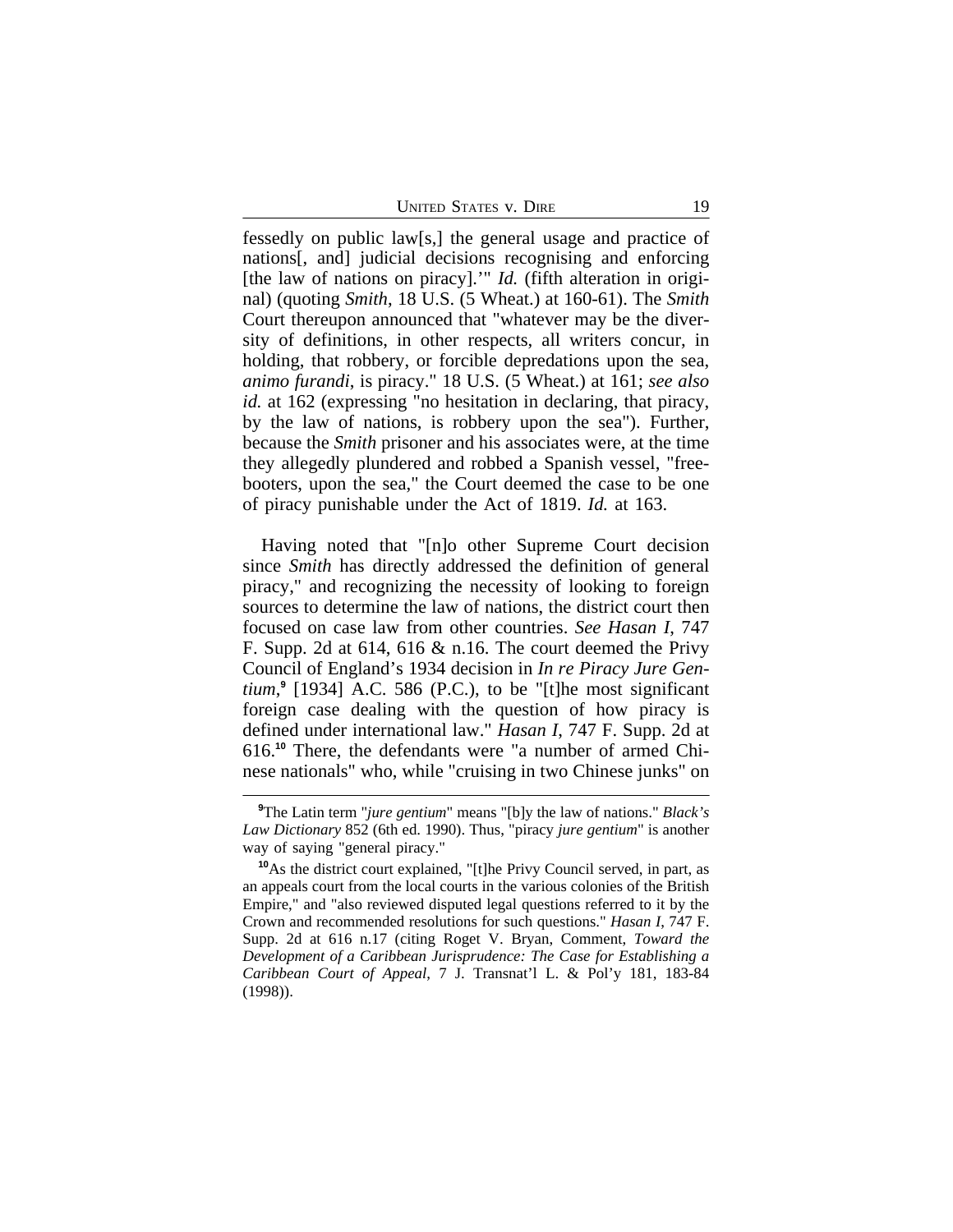fessedly on public law[s,] the general usage and practice of nations[, and] judicial decisions recognising and enforcing [the law of nations on piracy].'" *Id.* (fifth alteration in original) (quoting *Smith*, 18 U.S. (5 Wheat.) at 160-61). The *Smith* Court thereupon announced that "whatever may be the diversity of definitions, in other respects, all writers concur, in holding, that robbery, or forcible depredations upon the sea, *animo furandi*, is piracy." 18 U.S. (5 Wheat.) at 161; *see also id.* at 162 (expressing "no hesitation in declaring, that piracy, by the law of nations, is robbery upon the sea"). Further, because the *Smith* prisoner and his associates were, at the time they allegedly plundered and robbed a Spanish vessel, "freebooters, upon the sea," the Court deemed the case to be one of piracy punishable under the Act of 1819. *Id.* at 163.

Having noted that "[n]o other Supreme Court decision since *Smith* has directly addressed the definition of general piracy," and recognizing the necessity of looking to foreign sources to determine the law of nations, the district court then focused on case law from other countries. *See Hasan I*, 747 F. Supp. 2d at 614, 616 & n.16. The court deemed the Privy Council of England's 1934 decision in *In re Piracy Jure Gentium*,[9] [1934] A.C. 586 (P.C.), to be "[t]he most significant foreign case dealing with the question of how piracy is defined under international law." *Hasan I*, 747 F. Supp. 2d at 616.[10] There, the defendants were "a number of armed Chinese nationals" who, while "cruising in two Chinese junks" on

[9]The Latin term "*jure gentium*" means "[b]y the law of nations." *Black's Law Dictionary* 852 (6th ed. 1990). Thus, "piracy *jure gentium*" is another way of saying "general piracy."

[10]As the district court explained, "[t]he Privy Council served, in part, as an appeals court from the local courts in the various colonies of the British Empire," and "also reviewed disputed legal questions referred to it by the Crown and recommended resolutions for such questions." *Hasan I*, 747 F. Supp. 2d at 616 n.17 (citing Roget V. Bryan, Comment, *Toward the Development of a Caribbean Jurisprudence: The Case for Establishing a Caribbean Court of Appeal*, 7 J. Transnat'l L. & Pol'y 181, 183-84 (1998)).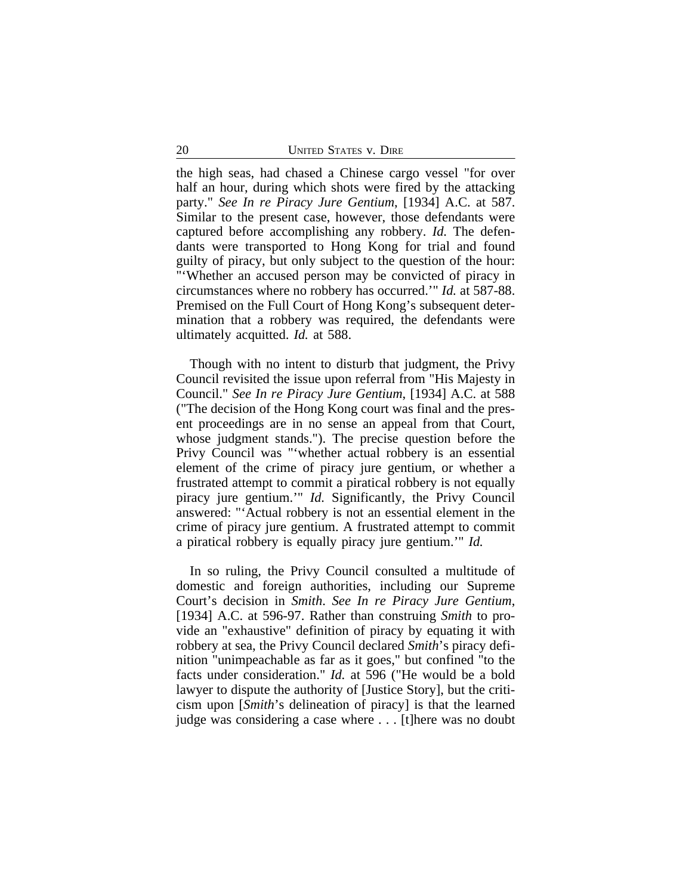the high seas, had chased a Chinese cargo vessel "for over half an hour, during which shots were fired by the attacking party." *See In re Piracy Jure Gentium*, [1934] A.C. at 587. Similar to the present case, however, those defendants were captured before accomplishing any robbery. *Id.* The defendants were transported to Hong Kong for trial and found guilty of piracy, but only subject to the question of the hour: "'Whether an accused person may be convicted of piracy in circumstances where no robbery has occurred.'" *Id.* at 587-88. Premised on the Full Court of Hong Kong's subsequent determination that a robbery was required, the defendants were ultimately acquitted. *Id.* at 588.

Though with no intent to disturb that judgment, the Privy Council revisited the issue upon referral from "His Majesty in Council." *See In re Piracy Jure Gentium*, [1934] A.C. at 588 ("The decision of the Hong Kong court was final and the present proceedings are in no sense an appeal from that Court, whose judgment stands."). The precise question before the Privy Council was "'whether actual robbery is an essential element of the crime of piracy jure gentium, or whether a frustrated attempt to commit a piratical robbery is not equally piracy jure gentium.'" *Id.* Significantly, the Privy Council answered: "'Actual robbery is not an essential element in the crime of piracy jure gentium. A frustrated attempt to commit a piratical robbery is equally piracy jure gentium.'" *Id.*

In so ruling, the Privy Council consulted a multitude of domestic and foreign authorities, including our Supreme Court's decision in *Smith*. *See In re Piracy Jure Gentium*, [1934] A.C. at 596-97. Rather than construing *Smith* to provide an "exhaustive" definition of piracy by equating it with robbery at sea, the Privy Council declared *Smith*'s piracy definition "unimpeachable as far as it goes," but confined "to the facts under consideration." *Id.* at 596 ("He would be a bold lawyer to dispute the authority of [Justice Story], but the criticism upon [*Smith*'s delineation of piracy] is that the learned judge was considering a case where . . . [t]here was no doubt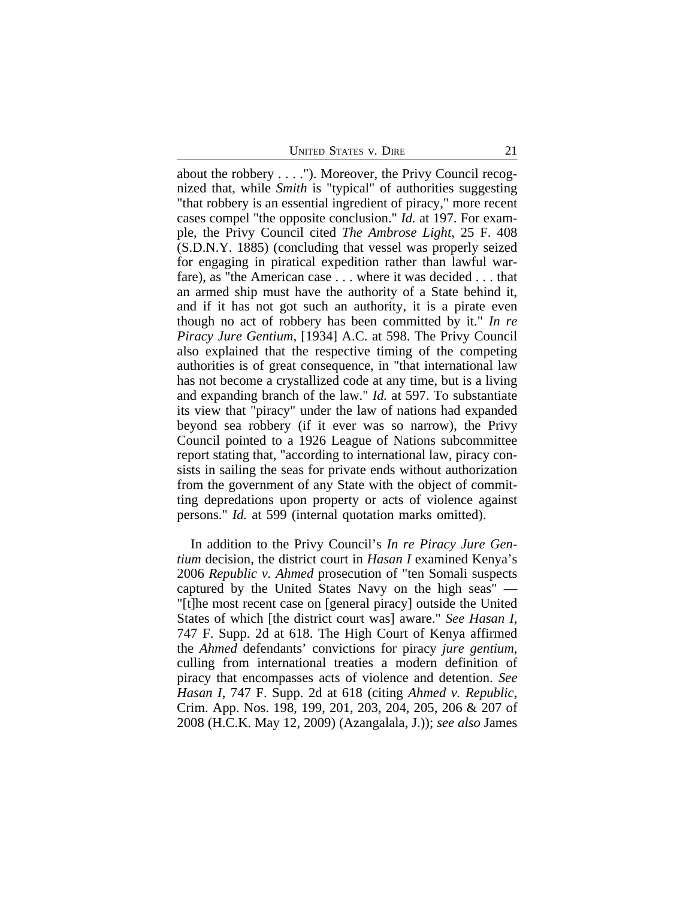about the robbery . . . ."). Moreover, the Privy Council recognized that, while *Smith* is "typical" of authorities suggesting "that robbery is an essential ingredient of piracy," more recent cases compel "the opposite conclusion." *Id.* at 197. For example, the Privy Council cited *The Ambrose Light*, 25 F. 408 (S.D.N.Y. 1885) (concluding that vessel was properly seized for engaging in piratical expedition rather than lawful warfare), as "the American case . . . where it was decided . . . that an armed ship must have the authority of a State behind it, and if it has not got such an authority, it is a pirate even though no act of robbery has been committed by it." *In re Piracy Jure Gentium*, [1934] A.C. at 598. The Privy Council also explained that the respective timing of the competing authorities is of great consequence, in "that international law has not become a crystallized code at any time, but is a living and expanding branch of the law." *Id.* at 597. To substantiate its view that "piracy" under the law of nations had expanded beyond sea robbery (if it ever was so narrow), the Privy Council pointed to a 1926 League of Nations subcommittee report stating that, "according to international law, piracy consists in sailing the seas for private ends without authorization from the government of any State with the object of committing depredations upon property or acts of violence against persons." *Id.* at 599 (internal quotation marks omitted).

In addition to the Privy Council's *In re Piracy Jure Gentium* decision, the district court in *Hasan I* examined Kenya's 2006 *Republic v. Ahmed* prosecution of "ten Somali suspects captured by the United States Navy on the high seas" — "[t]he most recent case on [general piracy] outside the United States of which [the district court was] aware." *See Hasan I*, 747 F. Supp. 2d at 618. The High Court of Kenya affirmed the *Ahmed* defendants' convictions for piracy *jure gentium*, culling from international treaties a modern definition of piracy that encompasses acts of violence and detention. *See Hasan I*, 747 F. Supp. 2d at 618 (citing *Ahmed v. Republic*, Crim. App. Nos. 198, 199, 201, 203, 204, 205, 206 & 207 of 2008 (H.C.K. May 12, 2009) (Azangalala, J.)); *see also* James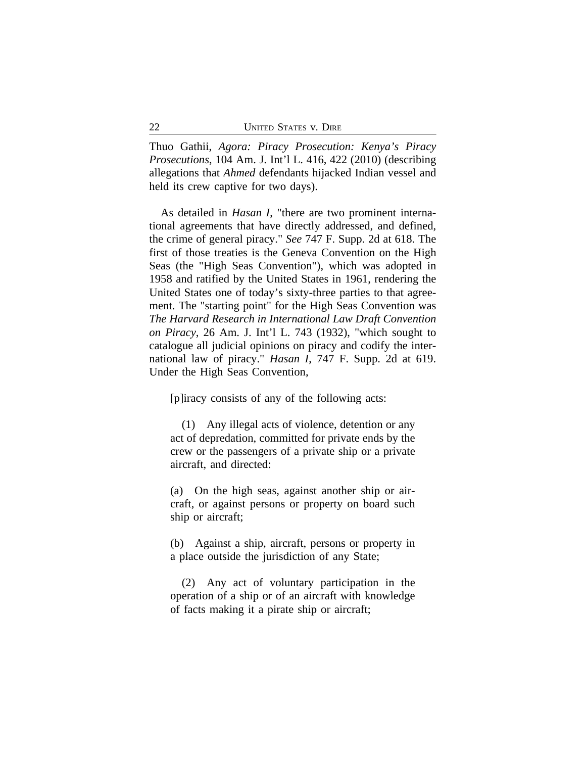Thuo Gathii, *Agora: Piracy Prosecution: Kenya's Piracy Prosecutions*, 104 Am. J. Int'l L. 416, 422 (2010) (describing allegations that *Ahmed* defendants hijacked Indian vessel and held its crew captive for two days).

As detailed in *Hasan I*, "there are two prominent international agreements that have directly addressed, and defined, the crime of general piracy." *See* 747 F. Supp. 2d at 618. The first of those treaties is the Geneva Convention on the High Seas (the "High Seas Convention"), which was adopted in 1958 and ratified by the United States in 1961, rendering the United States one of today's sixty-three parties to that agreement. The "starting point" for the High Seas Convention was *The Harvard Research in International Law Draft Convention on Piracy*, 26 Am. J. Int'l L. 743 (1932), "which sought to catalogue all judicial opinions on piracy and codify the international law of piracy." *Hasan I*, 747 F. Supp. 2d at 619. Under the High Seas Convention,

> [p]iracy consists of any of the following acts:
>
> (1) Any illegal acts of violence, detention or any act of depredation, committed for private ends by the crew or the passengers of a private ship or a private aircraft, and directed:
>
> (a) On the high seas, against another ship or aircraft, or against persons or property on board such ship or aircraft;
>
> (b) Against a ship, aircraft, persons or property in a place outside the jurisdiction of any State;
>
> (2) Any act of voluntary participation in the operation of a ship or of an aircraft with knowledge of facts making it a pirate ship or aircraft;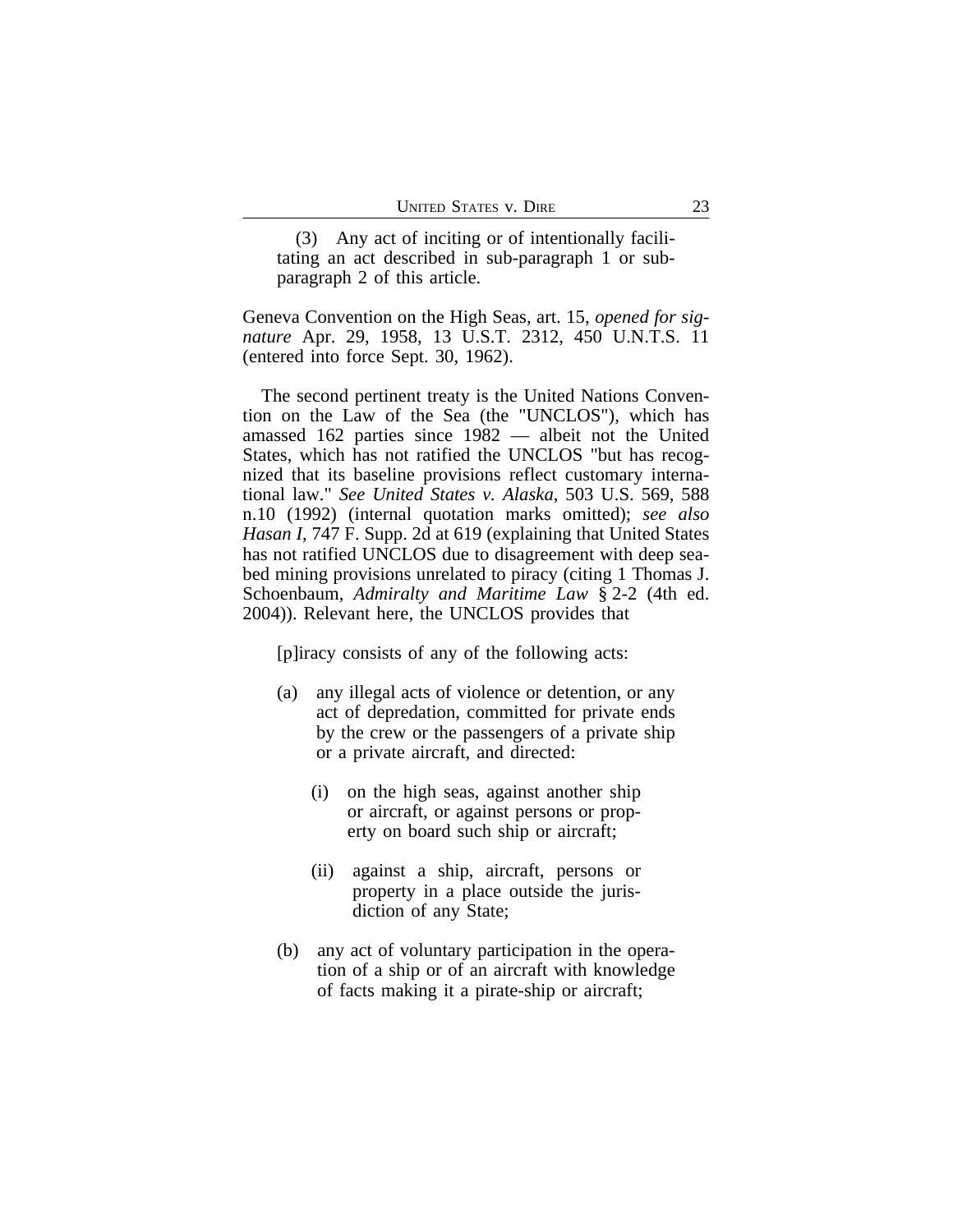> (3) Any act of inciting or of intentionally facilitating an act described in sub-paragraph 1 or sub-paragraph 2 of this article.

Geneva Convention on the High Seas, art. 15, *opened for signature* Apr. 29, 1958, 13 U.S.T. 2312, 450 U.N.T.S. 11 (entered into force Sept. 30, 1962).

The second pertinent treaty is the United Nations Convention on the Law of the Sea (the "UNCLOS"), which has amassed 162 parties since 1982 — albeit not the United States, which has not ratified the UNCLOS "but has recognized that its baseline provisions reflect customary international law." *See United States v. Alaska*, 503 U.S. 569, 588 n.10 (1992) (internal quotation marks omitted); *see also Hasan I*, 747 F. Supp. 2d at 619 (explaining that United States has not ratified UNCLOS due to disagreement with deep seabed mining provisions unrelated to piracy (citing 1 Thomas J. Schoenbaum, *Admiralty and Maritime Law* § 2-2 (4th ed. 2004)). Relevant here, the UNCLOS provides that

> [p]iracy consists of any of the following acts:
>
> (a) any illegal acts of violence or detention, or any act of depredation, committed for private ends by the crew or the passengers of a private ship or a private aircraft, and directed:
>
> (i) on the high seas, against another ship or aircraft, or against persons or property on board such ship or aircraft;
>
> (ii) against a ship, aircraft, persons or property in a place outside the jurisdiction of any State;
>
> (b) any act of voluntary participation in the operation of a ship or of an aircraft with knowledge of facts making it a pirate-ship or aircraft;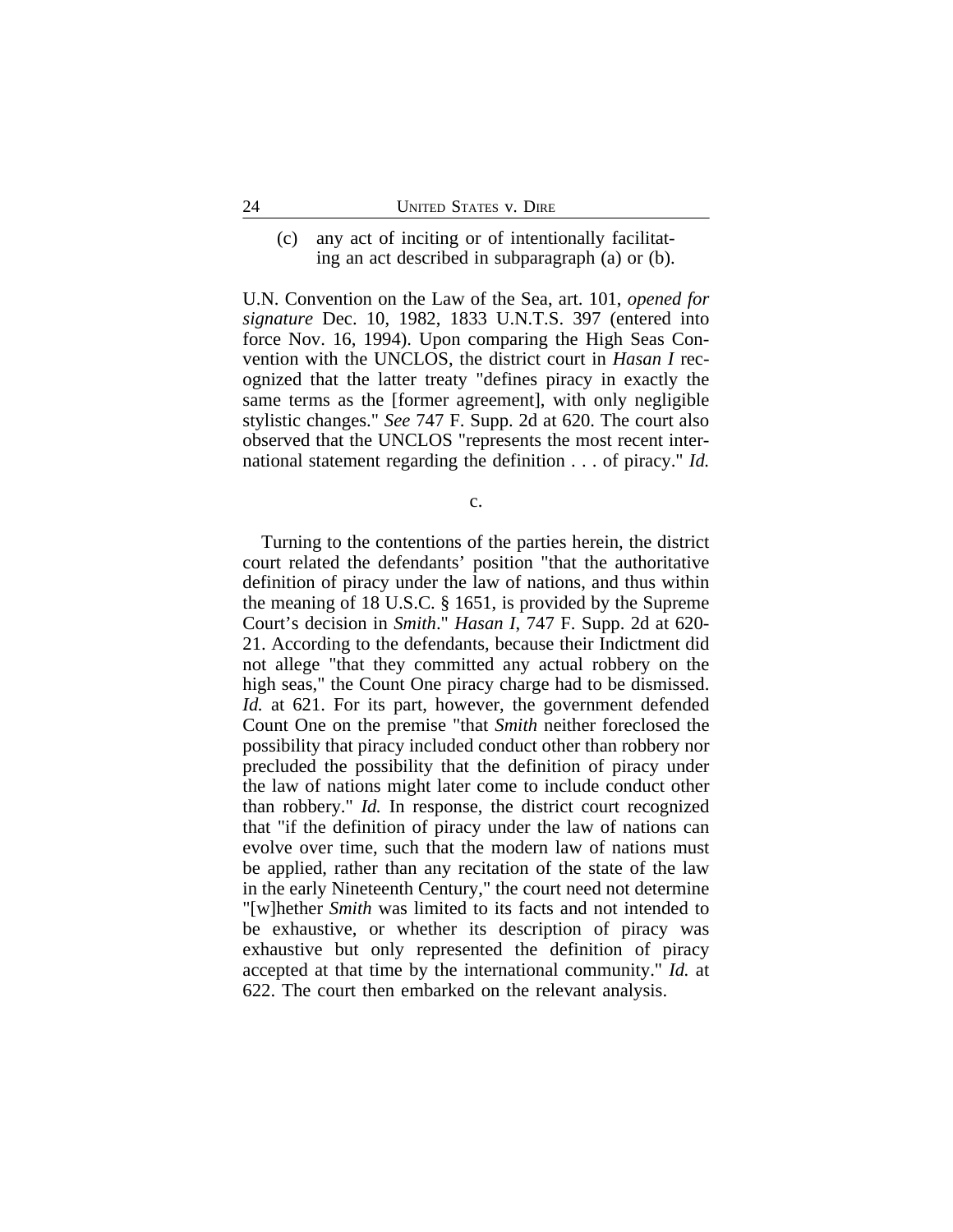(c) any act of inciting or of intentionally facilitating an act described in subparagraph (a) or (b).

U.N. Convention on the Law of the Sea, art. 101, *opened for signature* Dec. 10, 1982, 1833 U.N.T.S. 397 (entered into force Nov. 16, 1994). Upon comparing the High Seas Convention with the UNCLOS, the district court in *Hasan I* recognized that the latter treaty "defines piracy in exactly the same terms as the [former agreement], with only negligible stylistic changes." *See* 747 F. Supp. 2d at 620. The court also observed that the UNCLOS "represents the most recent international statement regarding the definition . . . of piracy." *Id.*

c.

Turning to the contentions of the parties herein, the district court related the defendants' position "that the authoritative definition of piracy under the law of nations, and thus within the meaning of 18 U.S.C. § 1651, is provided by the Supreme Court's decision in *Smith*." *Hasan I*, 747 F. Supp. 2d at 620-21. According to the defendants, because their Indictment did not allege "that they committed any actual robbery on the high seas," the Count One piracy charge had to be dismissed. *Id.* at 621. For its part, however, the government defended Count One on the premise "that *Smith* neither foreclosed the possibility that piracy included conduct other than robbery nor precluded the possibility that the definition of piracy under the law of nations might later come to include conduct other than robbery." *Id.* In response, the district court recognized that "if the definition of piracy under the law of nations can evolve over time, such that the modern law of nations must be applied, rather than any recitation of the state of the law in the early Nineteenth Century," the court need not determine "[w]hether *Smith* was limited to its facts and not intended to be exhaustive, or whether its description of piracy was exhaustive but only represented the definition of piracy accepted at that time by the international community." *Id.* at 622. The court then embarked on the relevant analysis.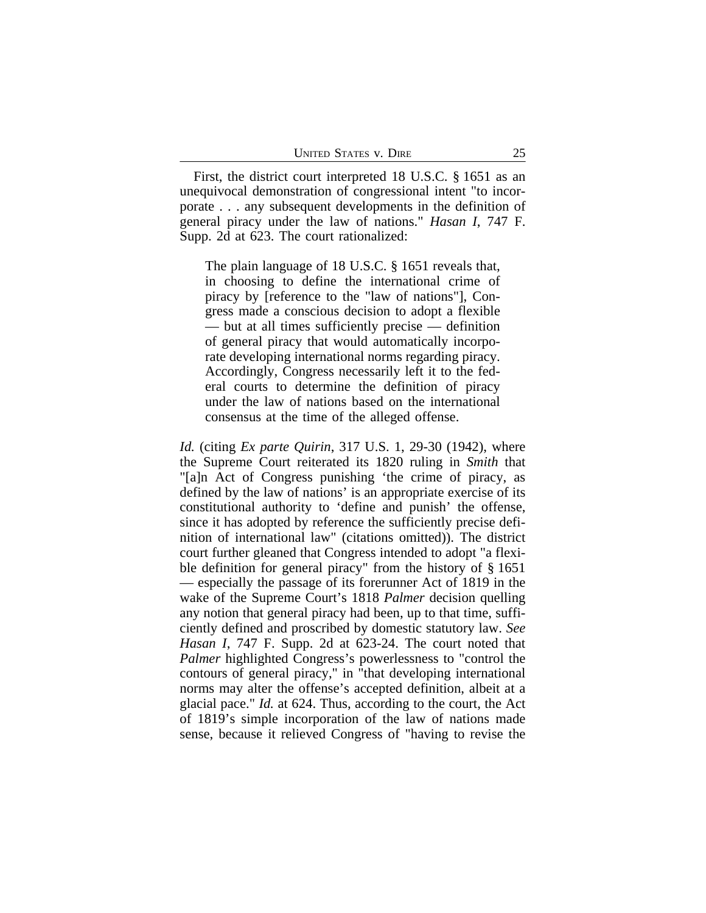First, the district court interpreted 18 U.S.C. § 1651 as an unequivocal demonstration of congressional intent "to incorporate . . . any subsequent developments in the definition of general piracy under the law of nations." *Hasan I*, 747 F. Supp. 2d at 623. The court rationalized:

> The plain language of 18 U.S.C. § 1651 reveals that, in choosing to define the international crime of piracy by [reference to the "law of nations"], Congress made a conscious decision to adopt a flexible — but at all times sufficiently precise — definition of general piracy that would automatically incorporate developing international norms regarding piracy. Accordingly, Congress necessarily left it to the federal courts to determine the definition of piracy under the law of nations based on the international consensus at the time of the alleged offense.

*Id.* (citing *Ex parte Quirin*, 317 U.S. 1, 29-30 (1942), where the Supreme Court reiterated its 1820 ruling in *Smith* that "[a]n Act of Congress punishing 'the crime of piracy, as defined by the law of nations' is an appropriate exercise of its constitutional authority to 'define and punish' the offense, since it has adopted by reference the sufficiently precise definition of international law" (citations omitted)). The district court further gleaned that Congress intended to adopt "a flexible definition for general piracy" from the history of § 1651 — especially the passage of its forerunner Act of 1819 in the wake of the Supreme Court's 1818 *Palmer* decision quelling any notion that general piracy had been, up to that time, sufficiently defined and proscribed by domestic statutory law. *See Hasan I*, 747 F. Supp. 2d at 623-24. The court noted that *Palmer* highlighted Congress's powerlessness to "control the contours of general piracy," in "that developing international norms may alter the offense's accepted definition, albeit at a glacial pace." *Id.* at 624. Thus, according to the court, the Act of 1819's simple incorporation of the law of nations made sense, because it relieved Congress of "having to revise the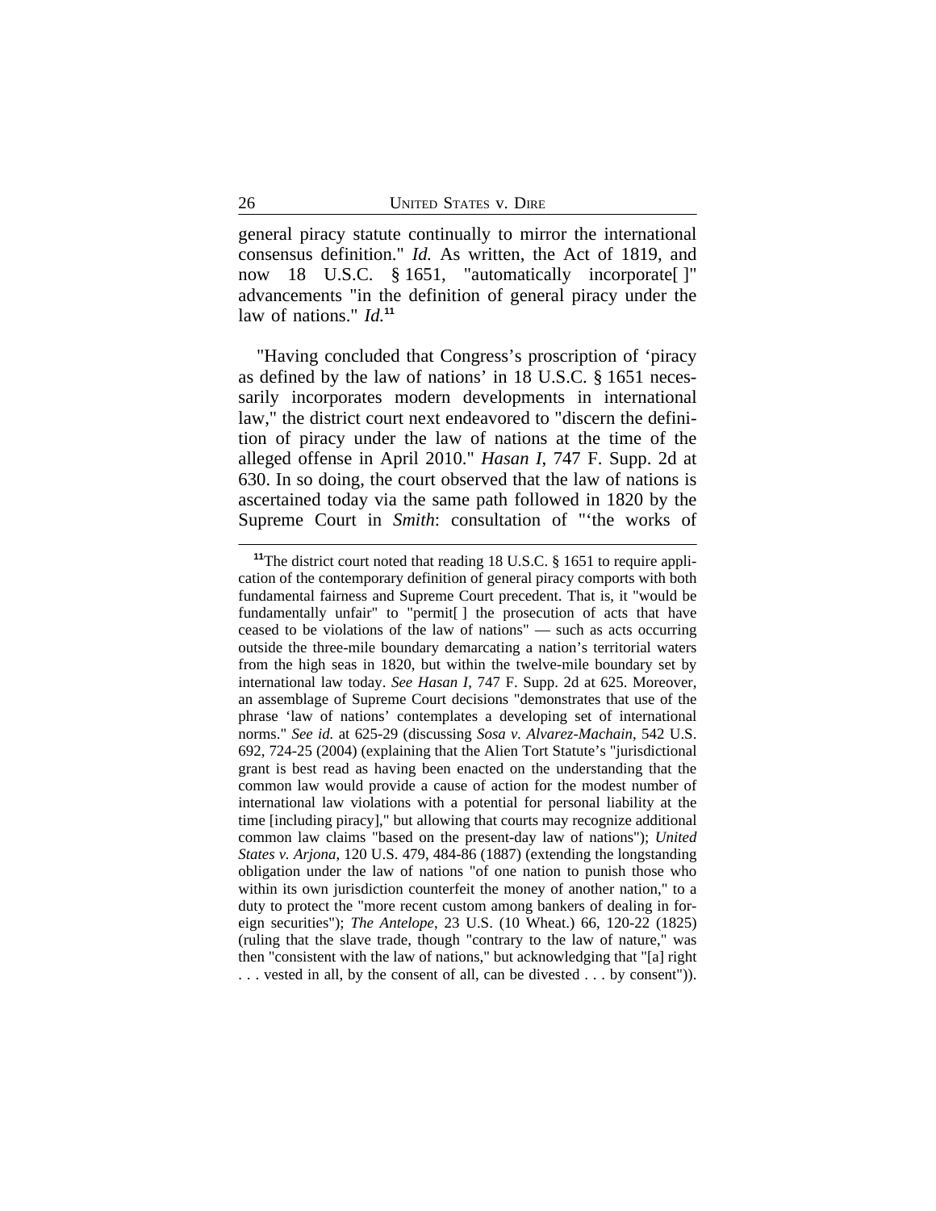general piracy statute continually to mirror the international consensus definition." *Id.* As written, the Act of 1819, and now 18 U.S.C. § 1651, "automatically incorporate[ ]" advancements "in the definition of general piracy under the law of nations." *Id.*[11]

"Having concluded that Congress's proscription of 'piracy as defined by the law of nations' in 18 U.S.C. § 1651 necessarily incorporates modern developments in international law," the district court next endeavored to "discern the definition of piracy under the law of nations at the time of the alleged offense in April 2010." *Hasan I*, 747 F. Supp. 2d at 630. In so doing, the court observed that the law of nations is ascertained today via the same path followed in 1820 by the Supreme Court in *Smith*: consultation of "'the works of

---

[11]The district court noted that reading 18 U.S.C. § 1651 to require application of the contemporary definition of general piracy comports with both fundamental fairness and Supreme Court precedent. That is, it "would be fundamentally unfair" to "permit[ ] the prosecution of acts that have ceased to be violations of the law of nations" — such as acts occurring outside the three-mile boundary demarcating a nation's territorial waters from the high seas in 1820, but within the twelve-mile boundary set by international law today. *See Hasan I*, 747 F. Supp. 2d at 625. Moreover, an assemblage of Supreme Court decisions "demonstrates that use of the phrase 'law of nations' contemplates a developing set of international norms." *See id.* at 625-29 (discussing *Sosa v. Alvarez-Machain*, 542 U.S. 692, 724-25 (2004) (explaining that the Alien Tort Statute's "jurisdictional grant is best read as having been enacted on the understanding that the common law would provide a cause of action for the modest number of international law violations with a potential for personal liability at the time [including piracy]," but allowing that courts may recognize additional common law claims "based on the present-day law of nations"); *United States v. Arjona*, 120 U.S. 479, 484-86 (1887) (extending the longstanding obligation under the law of nations "of one nation to punish those who within its own jurisdiction counterfeit the money of another nation," to a duty to protect the "more recent custom among bankers of dealing in foreign securities"); *The Antelope*, 23 U.S. (10 Wheat.) 66, 120-22 (1825) (ruling that the slave trade, though "contrary to the law of nature," was then "consistent with the law of nations," but acknowledging that "[a] right . . . vested in all, by the consent of all, can be divested . . . by consent")).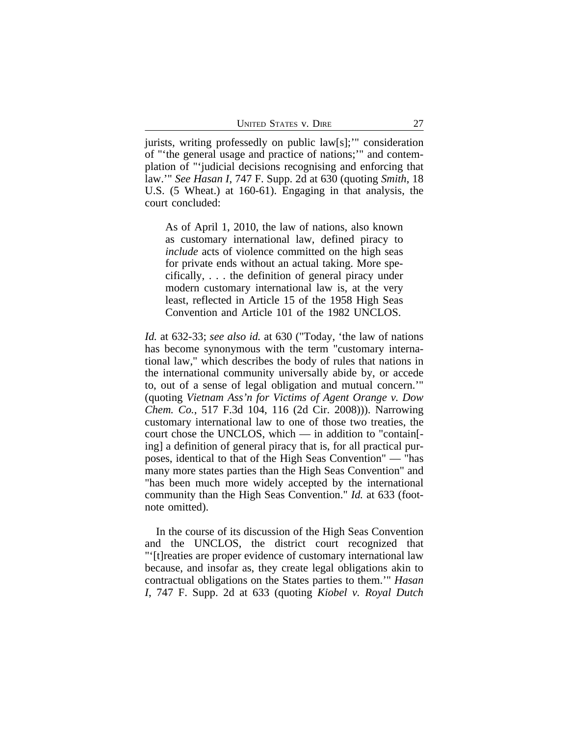jurists, writing professedly on public law[s];'" consideration of "'the general usage and practice of nations;'" and contemplation of "'judicial decisions recognising and enforcing that law.'" *See Hasan I*, 747 F. Supp. 2d at 630 (quoting *Smith*, 18 U.S. (5 Wheat.) at 160-61). Engaging in that analysis, the court concluded:

> As of April 1, 2010, the law of nations, also known as customary international law, defined piracy to *include* acts of violence committed on the high seas for private ends without an actual taking. More specifically, . . . the definition of general piracy under modern customary international law is, at the very least, reflected in Article 15 of the 1958 High Seas Convention and Article 101 of the 1982 UNCLOS.

*Id.* at 632-33; *see also id.* at 630 ("Today, 'the law of nations has become synonymous with the term "customary international law," which describes the body of rules that nations in the international community universally abide by, or accede to, out of a sense of legal obligation and mutual concern.'" (quoting *Vietnam Ass'n for Victims of Agent Orange v. Dow Chem. Co.*, 517 F.3d 104, 116 (2d Cir. 2008))). Narrowing customary international law to one of those two treaties, the court chose the UNCLOS, which — in addition to "contain[-ing] a definition of general piracy that is, for all practical purposes, identical to that of the High Seas Convention" — "has many more states parties than the High Seas Convention" and "has been much more widely accepted by the international community than the High Seas Convention." *Id.* at 633 (footnote omitted).

In the course of its discussion of the High Seas Convention and the UNCLOS, the district court recognized that "'[t]reaties are proper evidence of customary international law because, and insofar as, they create legal obligations akin to contractual obligations on the States parties to them.'" *Hasan I*, 747 F. Supp. 2d at 633 (quoting *Kiobel v. Royal Dutch*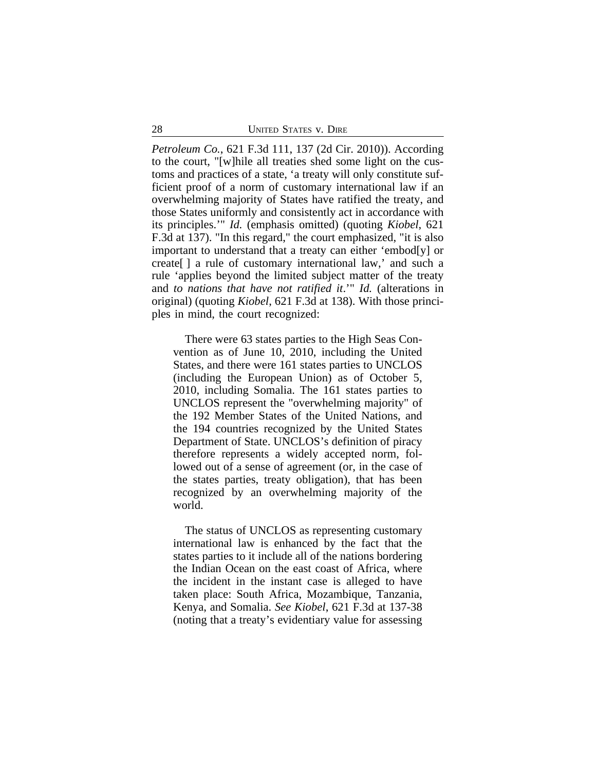*Petroleum Co.*, 621 F.3d 111, 137 (2d Cir. 2010)). According to the court, "[w]hile all treaties shed some light on the customs and practices of a state, 'a treaty will only constitute sufficient proof of a norm of customary international law if an overwhelming majority of States have ratified the treaty, and those States uniformly and consistently act in accordance with its principles.'" *Id.* (emphasis omitted) (quoting *Kiobel*, 621 F.3d at 137). "In this regard," the court emphasized, "it is also important to understand that a treaty can either 'embod[y] or create[ ] a rule of customary international law,' and such a rule 'applies beyond the limited subject matter of the treaty and *to nations that have not ratified it*.'" *Id.* (alterations in original) (quoting *Kiobel*, 621 F.3d at 138). With those principles in mind, the court recognized:

> There were 63 states parties to the High Seas Convention as of June 10, 2010, including the United States, and there were 161 states parties to UNCLOS (including the European Union) as of October 5, 2010, including Somalia. The 161 states parties to UNCLOS represent the "overwhelming majority" of the 192 Member States of the United Nations, and the 194 countries recognized by the United States Department of State. UNCLOS's definition of piracy therefore represents a widely accepted norm, followed out of a sense of agreement (or, in the case of the states parties, treaty obligation), that has been recognized by an overwhelming majority of the world.
>
> The status of UNCLOS as representing customary international law is enhanced by the fact that the states parties to it include all of the nations bordering the Indian Ocean on the east coast of Africa, where the incident in the instant case is alleged to have taken place: South Africa, Mozambique, Tanzania, Kenya, and Somalia. *See Kiobel*, 621 F.3d at 137-38 (noting that a treaty's evidentiary value for assessing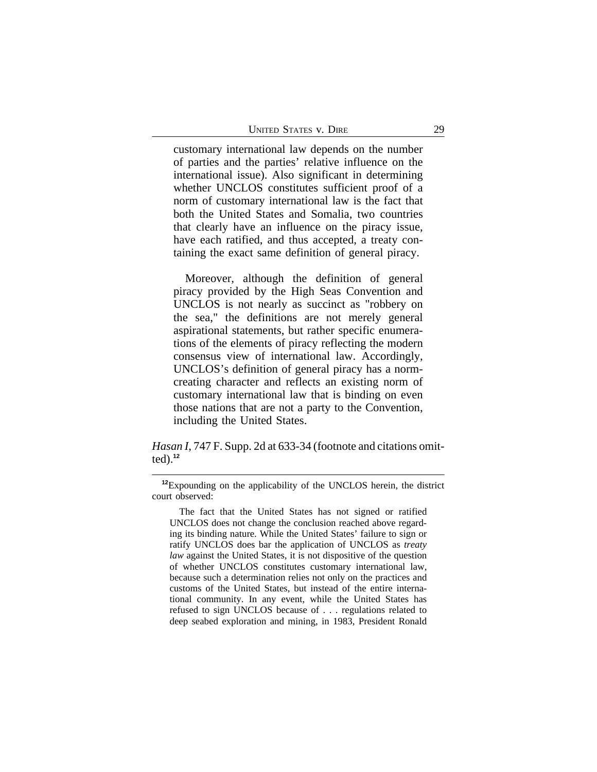> customary international law depends on the number of parties and the parties' relative influence on the international issue). Also significant in determining whether UNCLOS constitutes sufficient proof of a norm of customary international law is the fact that both the United States and Somalia, two countries that clearly have an influence on the piracy issue, have each ratified, and thus accepted, a treaty containing the exact same definition of general piracy.
>
> Moreover, although the definition of general piracy provided by the High Seas Convention and UNCLOS is not nearly as succinct as "robbery on the sea," the definitions are not merely general aspirational statements, but rather specific enumerations of the elements of piracy reflecting the modern consensus view of international law. Accordingly, UNCLOS's definition of general piracy has a norm-creating character and reflects an existing norm of customary international law that is binding on even those nations that are not a party to the Convention, including the United States.

*Hasan I*, 747 F. Supp. 2d at 633-34 (footnote and citations omitted).[12]

---

[12]Expounding on the applicability of the UNCLOS herein, the district court observed:

> The fact that the United States has not signed or ratified UNCLOS does not change the conclusion reached above regarding its binding nature. While the United States' failure to sign or ratify UNCLOS does bar the application of UNCLOS as *treaty law* against the United States, it is not dispositive of the question of whether UNCLOS constitutes customary international law, because such a determination relies not only on the practices and customs of the United States, but instead of the entire international community. In any event, while the United States has refused to sign UNCLOS because of . . . regulations related to deep seabed exploration and mining, in 1983, President Ronald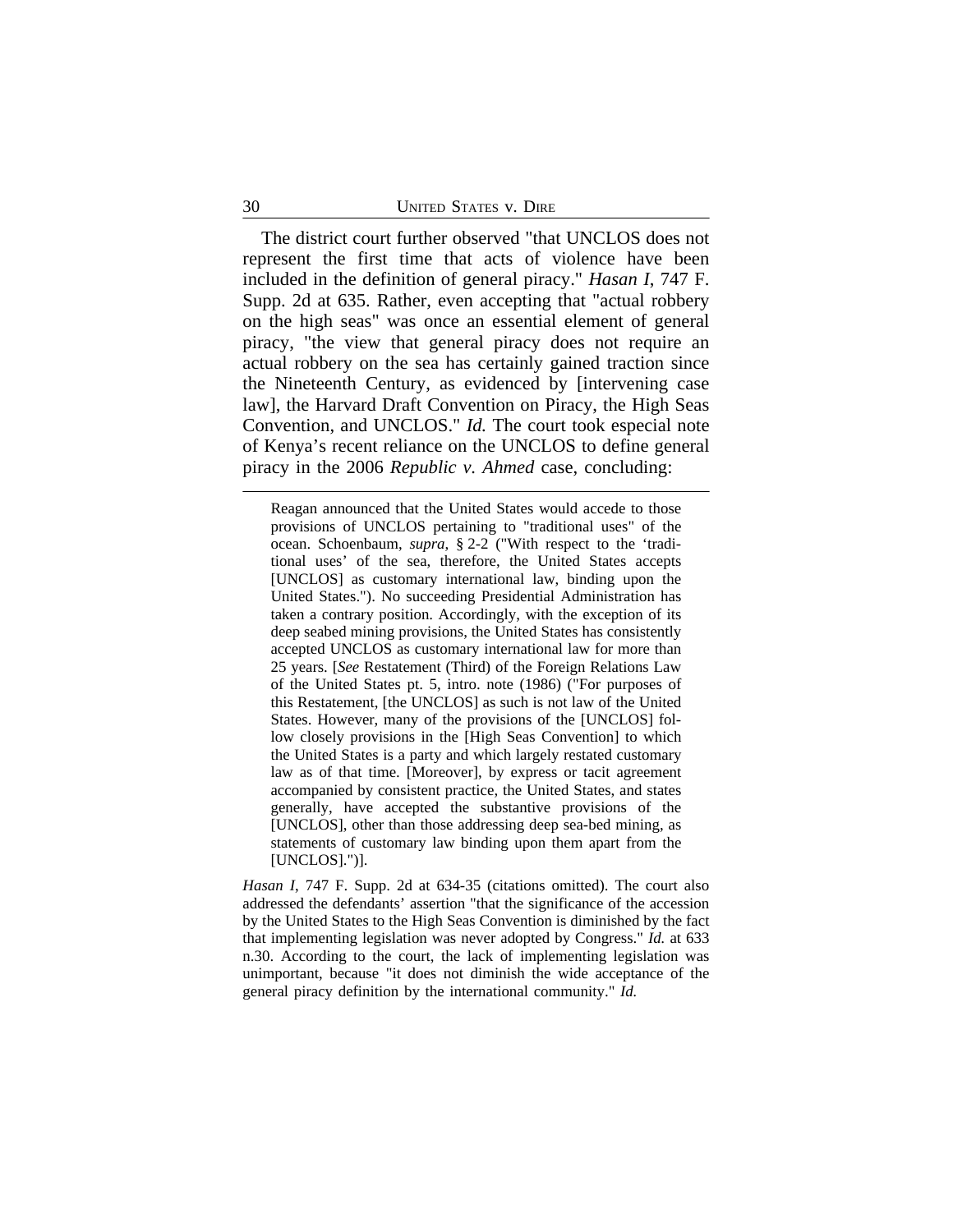The district court further observed "that UNCLOS does not represent the first time that acts of violence have been included in the definition of general piracy." *Hasan I*, 747 F. Supp. 2d at 635. Rather, even accepting that "actual robbery on the high seas" was once an essential element of general piracy, "the view that general piracy does not require an actual robbery on the sea has certainly gained traction since the Nineteenth Century, as evidenced by [intervening case law], the Harvard Draft Convention on Piracy, the High Seas Convention, and UNCLOS." *Id.* The court took especial note of Kenya's recent reliance on the UNCLOS to define general piracy in the 2006 *Republic v. Ahmed* case, concluding:

---

Reagan announced that the United States would accede to those provisions of UNCLOS pertaining to "traditional uses" of the ocean. Schoenbaum, *supra*, § 2-2 ("With respect to the 'traditional uses' of the sea, therefore, the United States accepts [UNCLOS] as customary international law, binding upon the United States."). No succeeding Presidential Administration has taken a contrary position. Accordingly, with the exception of its deep seabed mining provisions, the United States has consistently accepted UNCLOS as customary international law for more than 25 years. [*See* Restatement (Third) of the Foreign Relations Law of the United States pt. 5, intro. note (1986) ("For purposes of this Restatement, [the UNCLOS] as such is not law of the United States. However, many of the provisions of the [UNCLOS] follow closely provisions in the [High Seas Convention] to which the United States is a party and which largely restated customary law as of that time. [Moreover], by express or tacit agreement accompanied by consistent practice, the United States, and states generally, have accepted the substantive provisions of the [UNCLOS], other than those addressing deep sea-bed mining, as statements of customary law binding upon them apart from the [UNCLOS].")].

*Hasan I*, 747 F. Supp. 2d at 634-35 (citations omitted). The court also addressed the defendants' assertion "that the significance of the accession by the United States to the High Seas Convention is diminished by the fact that implementing legislation was never adopted by Congress." *Id.* at 633 n.30. According to the court, the lack of implementing legislation was unimportant, because "it does not diminish the wide acceptance of the general piracy definition by the international community." *Id.*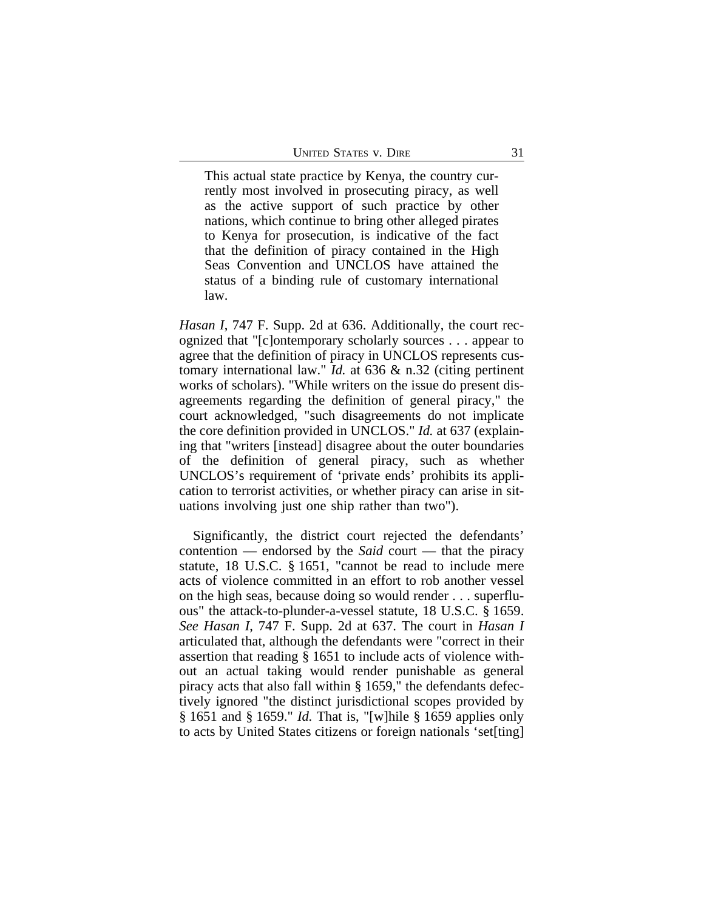> This actual state practice by Kenya, the country currently most involved in prosecuting piracy, as well as the active support of such practice by other nations, which continue to bring other alleged pirates to Kenya for prosecution, is indicative of the fact that the definition of piracy contained in the High Seas Convention and UNCLOS have attained the status of a binding rule of customary international law.

*Hasan I*, 747 F. Supp. 2d at 636. Additionally, the court recognized that "[c]ontemporary scholarly sources . . . appear to agree that the definition of piracy in UNCLOS represents customary international law." *Id.* at 636 & n.32 (citing pertinent works of scholars). "While writers on the issue do present disagreements regarding the definition of general piracy," the court acknowledged, "such disagreements do not implicate the core definition provided in UNCLOS." *Id.* at 637 (explaining that "writers [instead] disagree about the outer boundaries of the definition of general piracy, such as whether UNCLOS's requirement of 'private ends' prohibits its application to terrorist activities, or whether piracy can arise in situations involving just one ship rather than two").

Significantly, the district court rejected the defendants' contention — endorsed by the *Said* court — that the piracy statute, 18 U.S.C. § 1651, "cannot be read to include mere acts of violence committed in an effort to rob another vessel on the high seas, because doing so would render . . . superfluous" the attack-to-plunder-a-vessel statute, 18 U.S.C. § 1659. *See Hasan I*, 747 F. Supp. 2d at 637. The court in *Hasan I* articulated that, although the defendants were "correct in their assertion that reading § 1651 to include acts of violence without an actual taking would render punishable as general piracy acts that also fall within § 1659," the defendants defectively ignored "the distinct jurisdictional scopes provided by § 1651 and § 1659." *Id.* That is, "[w]hile § 1659 applies only to acts by United States citizens or foreign nationals 'set[ting]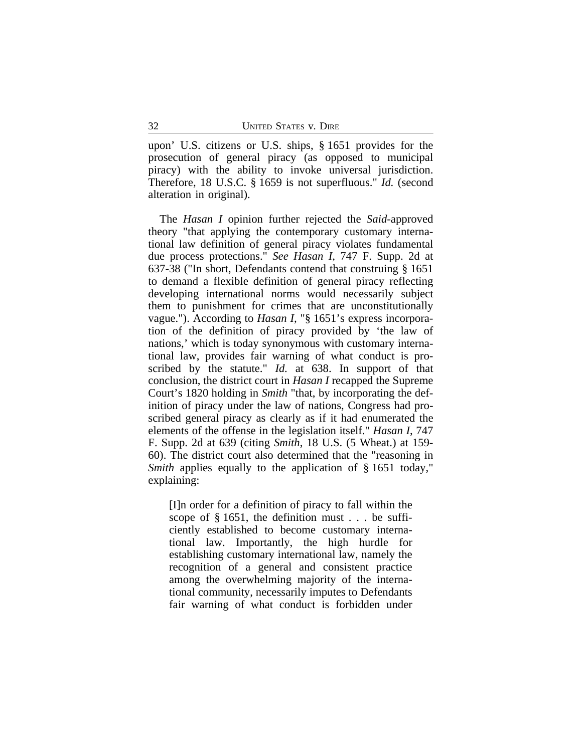upon' U.S. citizens or U.S. ships, § 1651 provides for the prosecution of general piracy (as opposed to municipal piracy) with the ability to invoke universal jurisdiction. Therefore, 18 U.S.C. § 1659 is not superfluous." *Id.* (second alteration in original).

The *Hasan I* opinion further rejected the *Said*-approved theory "that applying the contemporary customary international law definition of general piracy violates fundamental due process protections." *See Hasan I*, 747 F. Supp. 2d at 637-38 ("In short, Defendants contend that construing § 1651 to demand a flexible definition of general piracy reflecting developing international norms would necessarily subject them to punishment for crimes that are unconstitutionally vague."). According to *Hasan I*, "§ 1651's express incorporation of the definition of piracy provided by 'the law of nations,' which is today synonymous with customary international law, provides fair warning of what conduct is proscribed by the statute." *Id.* at 638. In support of that conclusion, the district court in *Hasan I* recapped the Supreme Court's 1820 holding in *Smith* "that, by incorporating the definition of piracy under the law of nations, Congress had proscribed general piracy as clearly as if it had enumerated the elements of the offense in the legislation itself." *Hasan I*, 747 F. Supp. 2d at 639 (citing *Smith*, 18 U.S. (5 Wheat.) at 159-60). The district court also determined that the "reasoning in *Smith* applies equally to the application of § 1651 today," explaining:

> [I]n order for a definition of piracy to fall within the scope of § 1651, the definition must . . . be sufficiently established to become customary international law. Importantly, the high hurdle for establishing customary international law, namely the recognition of a general and consistent practice among the overwhelming majority of the international community, necessarily imputes to Defendants fair warning of what conduct is forbidden under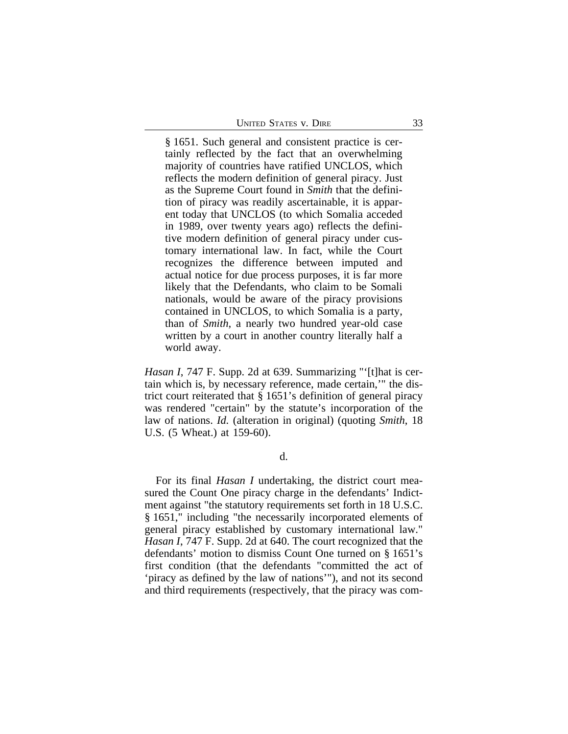> § 1651. Such general and consistent practice is certainly reflected by the fact that an overwhelming majority of countries have ratified UNCLOS, which reflects the modern definition of general piracy. Just as the Supreme Court found in *Smith* that the definition of piracy was readily ascertainable, it is apparent today that UNCLOS (to which Somalia acceded in 1989, over twenty years ago) reflects the definitive modern definition of general piracy under customary international law. In fact, while the Court recognizes the difference between imputed and actual notice for due process purposes, it is far more likely that the Defendants, who claim to be Somali nationals, would be aware of the piracy provisions contained in UNCLOS, to which Somalia is a party, than of *Smith*, a nearly two hundred year-old case written by a court in another country literally half a world away.

*Hasan I*, 747 F. Supp. 2d at 639. Summarizing "'[t]hat is certain which is, by necessary reference, made certain,'" the district court reiterated that § 1651's definition of general piracy was rendered "certain" by the statute's incorporation of the law of nations. *Id.* (alteration in original) (quoting *Smith*, 18 U.S. (5 Wheat.) at 159-60).

d.

For its final *Hasan I* undertaking, the district court measured the Count One piracy charge in the defendants' Indictment against "the statutory requirements set forth in 18 U.S.C. § 1651," including "the necessarily incorporated elements of general piracy established by customary international law." *Hasan I*, 747 F. Supp. 2d at 640. The court recognized that the defendants' motion to dismiss Count One turned on § 1651's first condition (that the defendants "committed the act of 'piracy as defined by the law of nations'"), and not its second and third requirements (respectively, that the piracy was com-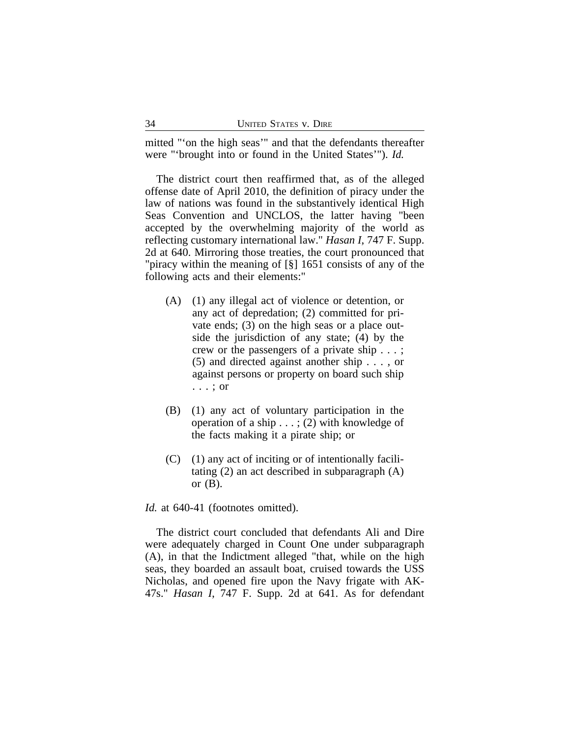mitted "'on the high seas'" and that the defendants thereafter were "'brought into or found in the United States'"). *Id.*

The district court then reaffirmed that, as of the alleged offense date of April 2010, the definition of piracy under the law of nations was found in the substantively identical High Seas Convention and UNCLOS, the latter having "been accepted by the overwhelming majority of the world as reflecting customary international law." *Hasan I*, 747 F. Supp. 2d at 640. Mirroring those treaties, the court pronounced that "piracy within the meaning of [§] 1651 consists of any of the following acts and their elements:"

> (A) (1) any illegal act of violence or detention, or any act of depredation; (2) committed for private ends; (3) on the high seas or a place outside the jurisdiction of any state; (4) by the crew or the passengers of a private ship . . . ; (5) and directed against another ship . . . , or against persons or property on board such ship . . . ; or
>
> (B) (1) any act of voluntary participation in the operation of a ship . . . ; (2) with knowledge of the facts making it a pirate ship; or
>
> (C) (1) any act of inciting or of intentionally facilitating (2) an act described in subparagraph (A) or (B).

*Id.* at 640-41 (footnotes omitted).

The district court concluded that defendants Ali and Dire were adequately charged in Count One under subparagraph (A), in that the Indictment alleged "that, while on the high seas, they boarded an assault boat, cruised towards the USS Nicholas, and opened fire upon the Navy frigate with AK-47s." *Hasan I*, 747 F. Supp. 2d at 641. As for defendant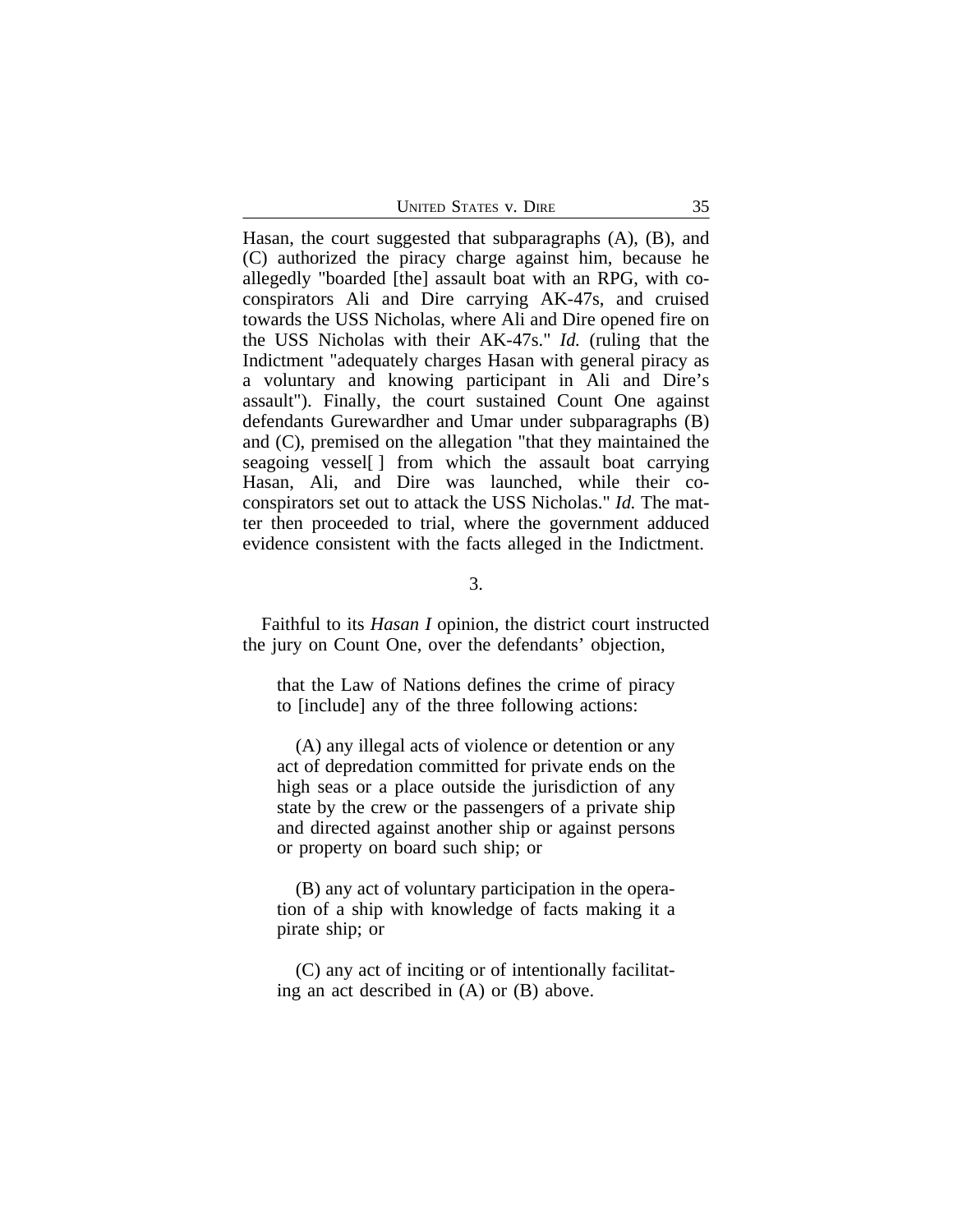Hasan, the court suggested that subparagraphs (A), (B), and (C) authorized the piracy charge against him, because he allegedly "boarded [the] assault boat with an RPG, with co-conspirators Ali and Dire carrying AK-47s, and cruised towards the USS Nicholas, where Ali and Dire opened fire on the USS Nicholas with their AK-47s." *Id.* (ruling that the Indictment "adequately charges Hasan with general piracy as a voluntary and knowing participant in Ali and Dire's assault"). Finally, the court sustained Count One against defendants Gurewardher and Umar under subparagraphs (B) and (C), premised on the allegation "that they maintained the seagoing vessel[ ] from which the assault boat carrying Hasan, Ali, and Dire was launched, while their co-conspirators set out to attack the USS Nicholas." *Id.* The matter then proceeded to trial, where the government adduced evidence consistent with the facts alleged in the Indictment.

3.

Faithful to its *Hasan I* opinion, the district court instructed the jury on Count One, over the defendants' objection,

> that the Law of Nations defines the crime of piracy to [include] any of the three following actions:
>
> (A) any illegal acts of violence or detention or any act of depredation committed for private ends on the high seas or a place outside the jurisdiction of any state by the crew or the passengers of a private ship and directed against another ship or against persons or property on board such ship; or
>
> (B) any act of voluntary participation in the operation of a ship with knowledge of facts making it a pirate ship; or
>
> (C) any act of inciting or of intentionally facilitating an act described in (A) or (B) above.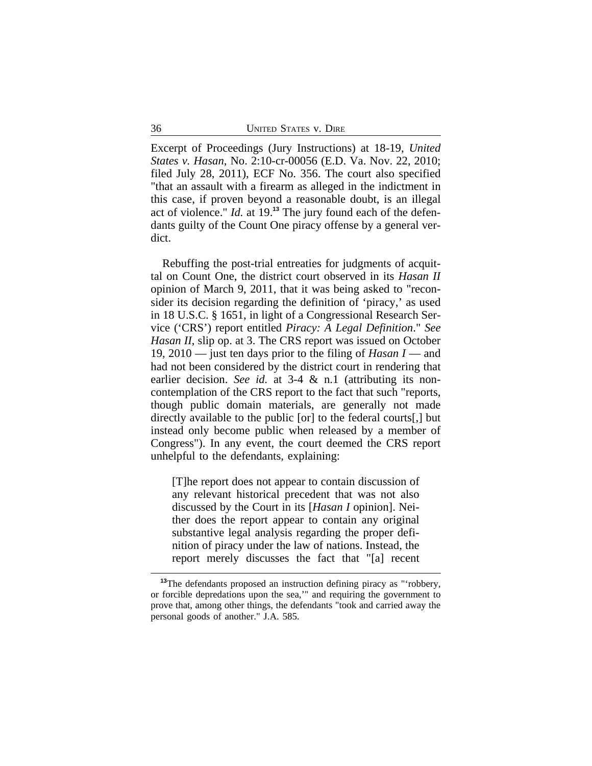Excerpt of Proceedings (Jury Instructions) at 18-19, *United States v. Hasan*, No. 2:10-cr-00056 (E.D. Va. Nov. 22, 2010; filed July 28, 2011), ECF No. 356. The court also specified "that an assault with a firearm as alleged in the indictment in this case, if proven beyond a reasonable doubt, is an illegal act of violence." *Id.* at 19.[13] The jury found each of the defendants guilty of the Count One piracy offense by a general verdict.

Rebuffing the post-trial entreaties for judgments of acquittal on Count One, the district court observed in its *Hasan II* opinion of March 9, 2011, that it was being asked to "reconsider its decision regarding the definition of 'piracy,' as used in 18 U.S.C. § 1651, in light of a Congressional Research Service ('CRS') report entitled *Piracy: A Legal Definition*." *See Hasan II*, slip op. at 3. The CRS report was issued on October 19, 2010 — just ten days prior to the filing of *Hasan I* — and had not been considered by the district court in rendering that earlier decision. *See id.* at 3-4 & n.1 (attributing its non-contemplation of the CRS report to the fact that such "reports, though public domain materials, are generally not made directly available to the public [or] to the federal courts[,] but instead only become public when released by a member of Congress"). In any event, the court deemed the CRS report unhelpful to the defendants, explaining:

> [T]he report does not appear to contain discussion of any relevant historical precedent that was not also discussed by the Court in its [*Hasan I* opinion]. Neither does the report appear to contain any original substantive legal analysis regarding the proper definition of piracy under the law of nations. Instead, the report merely discusses the fact that "[a] recent

[13]The defendants proposed an instruction defining piracy as "'robbery, or forcible depredations upon the sea,'" and requiring the government to prove that, among other things, the defendants "took and carried away the personal goods of another." J.A. 585.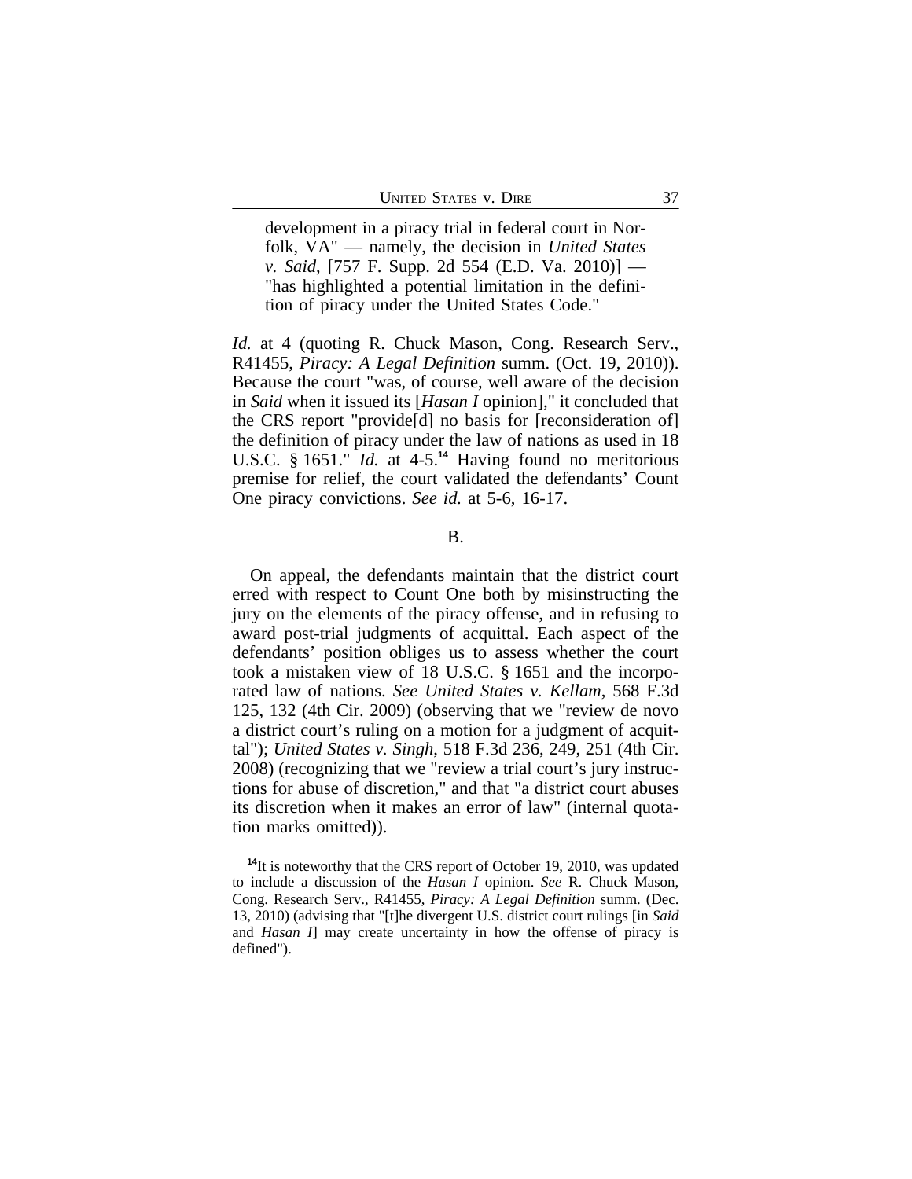> development in a piracy trial in federal court in Norfolk, VA" — namely, the decision in *United States v. Said*, [757 F. Supp. 2d 554 (E.D. Va. 2010)] — "has highlighted a potential limitation in the definition of piracy under the United States Code."

*Id.* at 4 (quoting R. Chuck Mason, Cong. Research Serv., R41455, *Piracy: A Legal Definition* summ. (Oct. 19, 2010)). Because the court "was, of course, well aware of the decision in *Said* when it issued its [*Hasan I* opinion]," it concluded that the CRS report "provide[d] no basis for [reconsideration of] the definition of piracy under the law of nations as used in 18 U.S.C. § 1651." *Id.* at 4-5.[14] Having found no meritorious premise for relief, the court validated the defendants' Count One piracy convictions. *See id.* at 5-6, 16-17.

B.

On appeal, the defendants maintain that the district court erred with respect to Count One both by misinstructing the jury on the elements of the piracy offense, and in refusing to award post-trial judgments of acquittal. Each aspect of the defendants' position obliges us to assess whether the court took a mistaken view of 18 U.S.C. § 1651 and the incorporated law of nations. *See United States v. Kellam*, 568 F.3d 125, 132 (4th Cir. 2009) (observing that we "review de novo a district court's ruling on a motion for a judgment of acquittal"); *United States v. Singh*, 518 F.3d 236, 249, 251 (4th Cir. 2008) (recognizing that we "review a trial court's jury instructions for abuse of discretion," and that "a district court abuses its discretion when it makes an error of law" (internal quotation marks omitted)).

[14]It is noteworthy that the CRS report of October 19, 2010, was updated to include a discussion of the *Hasan I* opinion. *See* R. Chuck Mason, Cong. Research Serv., R41455, *Piracy: A Legal Definition* summ. (Dec. 13, 2010) (advising that "[t]he divergent U.S. district court rulings [in *Said* and *Hasan I*] may create uncertainty in how the offense of piracy is defined").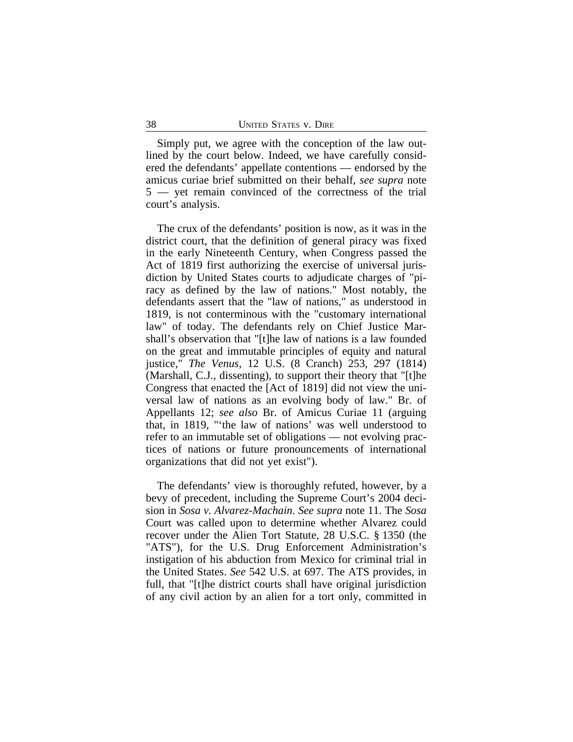Simply put, we agree with the conception of the law outlined by the court below. Indeed, we have carefully considered the defendants' appellate contentions — endorsed by the amicus curiae brief submitted on their behalf, *see supra* note 5 — yet remain convinced of the correctness of the trial court's analysis.

The crux of the defendants' position is now, as it was in the district court, that the definition of general piracy was fixed in the early Nineteenth Century, when Congress passed the Act of 1819 first authorizing the exercise of universal jurisdiction by United States courts to adjudicate charges of "piracy as defined by the law of nations." Most notably, the defendants assert that the "law of nations," as understood in 1819, is not conterminous with the "customary international law" of today. The defendants rely on Chief Justice Marshall's observation that "[t]he law of nations is a law founded on the great and immutable principles of equity and natural justice," *The Venus*, 12 U.S. (8 Cranch) 253, 297 (1814) (Marshall, C.J., dissenting), to support their theory that "[t]he Congress that enacted the [Act of 1819] did not view the universal law of nations as an evolving body of law." Br. of Appellants 12; *see also* Br. of Amicus Curiae 11 (arguing that, in 1819, "'the law of nations' was well understood to refer to an immutable set of obligations — not evolving practices of nations or future pronouncements of international organizations that did not yet exist").

The defendants' view is thoroughly refuted, however, by a bevy of precedent, including the Supreme Court's 2004 decision in *Sosa v. Alvarez-Machain*. *See supra* note 11. The *Sosa* Court was called upon to determine whether Alvarez could recover under the Alien Tort Statute, 28 U.S.C. § 1350 (the "ATS"), for the U.S. Drug Enforcement Administration's instigation of his abduction from Mexico for criminal trial in the United States. *See* 542 U.S. at 697. The ATS provides, in full, that "[t]he district courts shall have original jurisdiction of any civil action by an alien for a tort only, committed in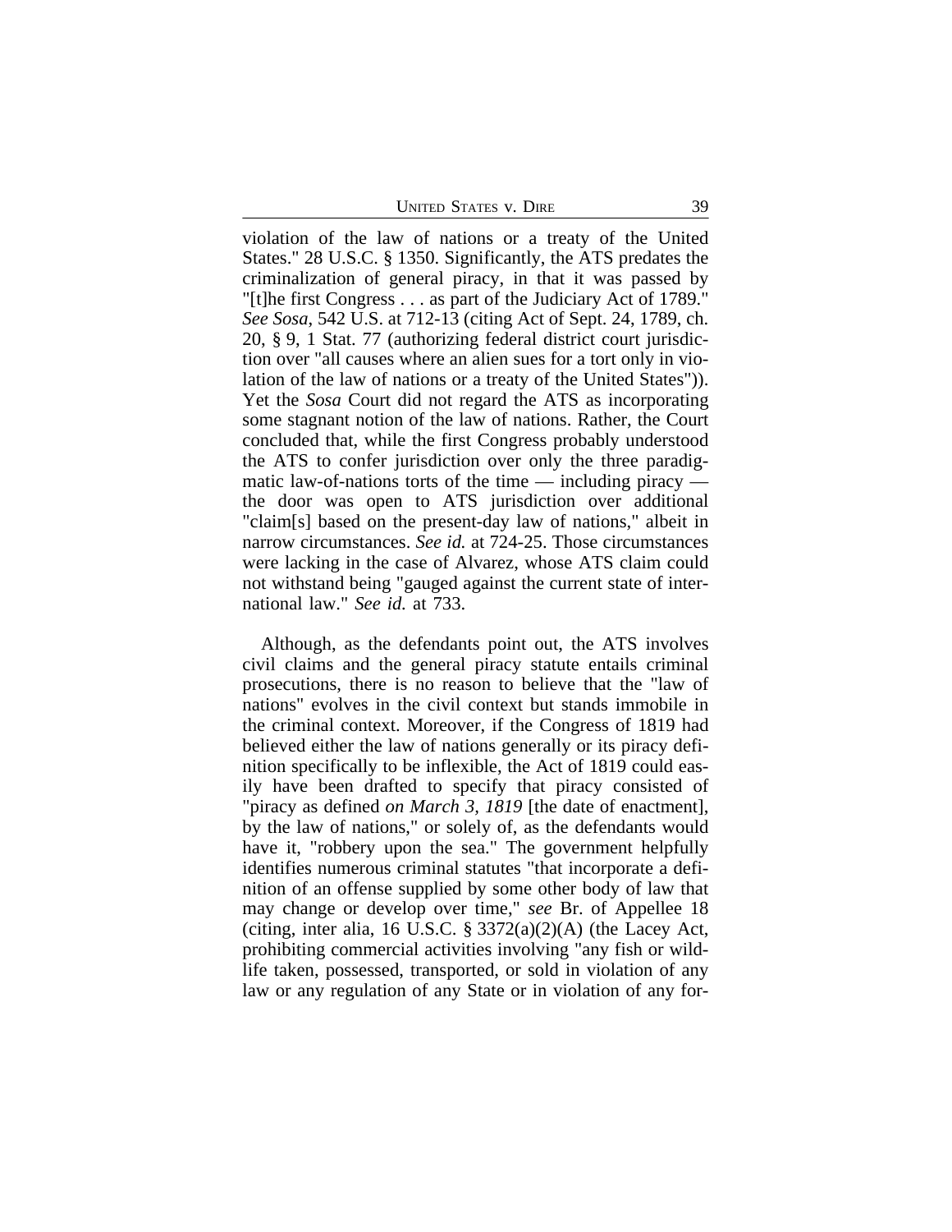violation of the law of nations or a treaty of the United States." 28 U.S.C. § 1350. Significantly, the ATS predates the criminalization of general piracy, in that it was passed by "[t]he first Congress . . . as part of the Judiciary Act of 1789." *See Sosa*, 542 U.S. at 712-13 (citing Act of Sept. 24, 1789, ch. 20, § 9, 1 Stat. 77 (authorizing federal district court jurisdiction over "all causes where an alien sues for a tort only in violation of the law of nations or a treaty of the United States")). Yet the *Sosa* Court did not regard the ATS as incorporating some stagnant notion of the law of nations. Rather, the Court concluded that, while the first Congress probably understood the ATS to confer jurisdiction over only the three paradigmatic law-of-nations torts of the time — including piracy — the door was open to ATS jurisdiction over additional "claim[s] based on the present-day law of nations," albeit in narrow circumstances. *See id.* at 724-25. Those circumstances were lacking in the case of Alvarez, whose ATS claim could not withstand being "gauged against the current state of international law." *See id.* at 733.

Although, as the defendants point out, the ATS involves civil claims and the general piracy statute entails criminal prosecutions, there is no reason to believe that the "law of nations" evolves in the civil context but stands immobile in the criminal context. Moreover, if the Congress of 1819 had believed either the law of nations generally or its piracy definition specifically to be inflexible, the Act of 1819 could easily have been drafted to specify that piracy consisted of "piracy as defined *on March 3, 1819* [the date of enactment], by the law of nations," or solely of, as the defendants would have it, "robbery upon the sea." The government helpfully identifies numerous criminal statutes "that incorporate a definition of an offense supplied by some other body of law that may change or develop over time," *see* Br. of Appellee 18 (citing, inter alia, 16 U.S.C. § 3372(a)(2)(A) (the Lacey Act, prohibiting commercial activities involving "any fish or wildlife taken, possessed, transported, or sold in violation of any law or any regulation of any State or in violation of any for-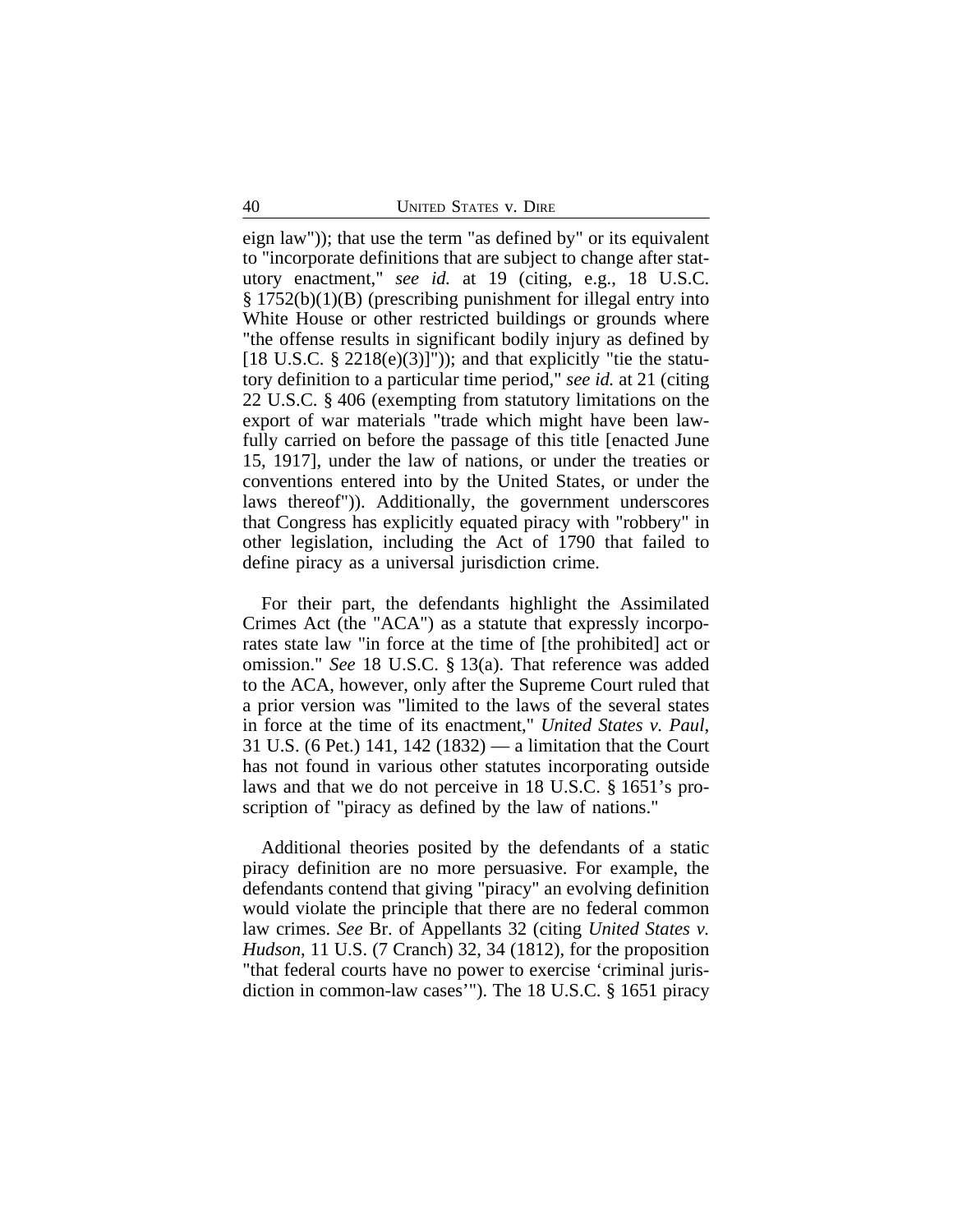eign law")); that use the term "as defined by" or its equivalent to "incorporate definitions that are subject to change after statutory enactment," *see id.* at 19 (citing, e.g., 18 U.S.C. § 1752(b)(1)(B) (prescribing punishment for illegal entry into White House or other restricted buildings or grounds where "the offense results in significant bodily injury as defined by [18 U.S.C. § 2218(e)(3)]")); and that explicitly "tie the statutory definition to a particular time period," *see id.* at 21 (citing 22 U.S.C. § 406 (exempting from statutory limitations on the export of war materials "trade which might have been lawfully carried on before the passage of this title [enacted June 15, 1917], under the law of nations, or under the treaties or conventions entered into by the United States, or under the laws thereof")). Additionally, the government underscores that Congress has explicitly equated piracy with "robbery" in other legislation, including the Act of 1790 that failed to define piracy as a universal jurisdiction crime.

For their part, the defendants highlight the Assimilated Crimes Act (the "ACA") as a statute that expressly incorporates state law "in force at the time of [the prohibited] act or omission." *See* 18 U.S.C. § 13(a). That reference was added to the ACA, however, only after the Supreme Court ruled that a prior version was "limited to the laws of the several states in force at the time of its enactment," *United States v. Paul*, 31 U.S. (6 Pet.) 141, 142 (1832) — a limitation that the Court has not found in various other statutes incorporating outside laws and that we do not perceive in 18 U.S.C. § 1651's proscription of "piracy as defined by the law of nations."

Additional theories posited by the defendants of a static piracy definition are no more persuasive. For example, the defendants contend that giving "piracy" an evolving definition would violate the principle that there are no federal common law crimes. *See* Br. of Appellants 32 (citing *United States v. Hudson*, 11 U.S. (7 Cranch) 32, 34 (1812), for the proposition "that federal courts have no power to exercise 'criminal jurisdiction in common-law cases'"). The 18 U.S.C. § 1651 piracy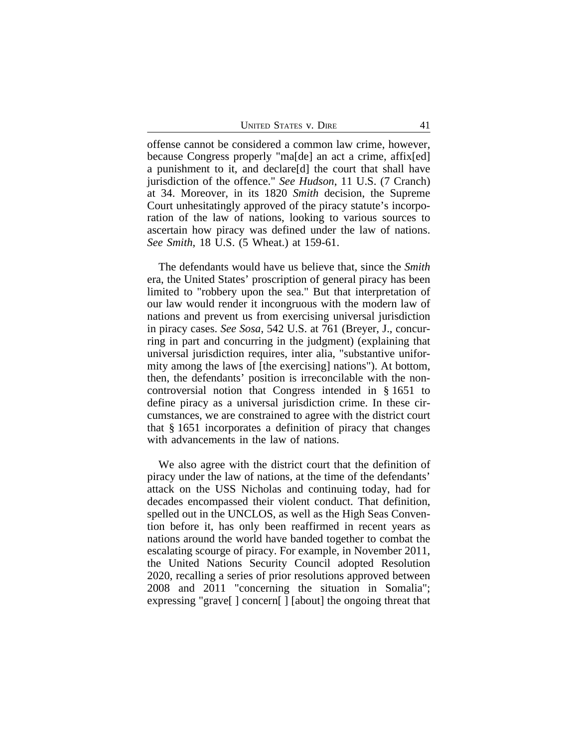offense cannot be considered a common law crime, however, because Congress properly "ma[de] an act a crime, affix[ed] a punishment to it, and declare[d] the court that shall have jurisdiction of the offence." *See Hudson*, 11 U.S. (7 Cranch) at 34. Moreover, in its 1820 *Smith* decision, the Supreme Court unhesitatingly approved of the piracy statute's incorporation of the law of nations, looking to various sources to ascertain how piracy was defined under the law of nations. *See Smith*, 18 U.S. (5 Wheat.) at 159-61.

The defendants would have us believe that, since the *Smith* era, the United States' proscription of general piracy has been limited to "robbery upon the sea." But that interpretation of our law would render it incongruous with the modern law of nations and prevent us from exercising universal jurisdiction in piracy cases. *See Sosa*, 542 U.S. at 761 (Breyer, J., concurring in part and concurring in the judgment) (explaining that universal jurisdiction requires, inter alia, "substantive uniformity among the laws of [the exercising] nations"). At bottom, then, the defendants' position is irreconcilable with the noncontroversial notion that Congress intended in § 1651 to define piracy as a universal jurisdiction crime. In these circumstances, we are constrained to agree with the district court that § 1651 incorporates a definition of piracy that changes with advancements in the law of nations.

We also agree with the district court that the definition of piracy under the law of nations, at the time of the defendants' attack on the USS Nicholas and continuing today, had for decades encompassed their violent conduct. That definition, spelled out in the UNCLOS, as well as the High Seas Convention before it, has only been reaffirmed in recent years as nations around the world have banded together to combat the escalating scourge of piracy. For example, in November 2011, the United Nations Security Council adopted Resolution 2020, recalling a series of prior resolutions approved between 2008 and 2011 "concerning the situation in Somalia"; expressing "grave[ ] concern[ ] [about] the ongoing threat that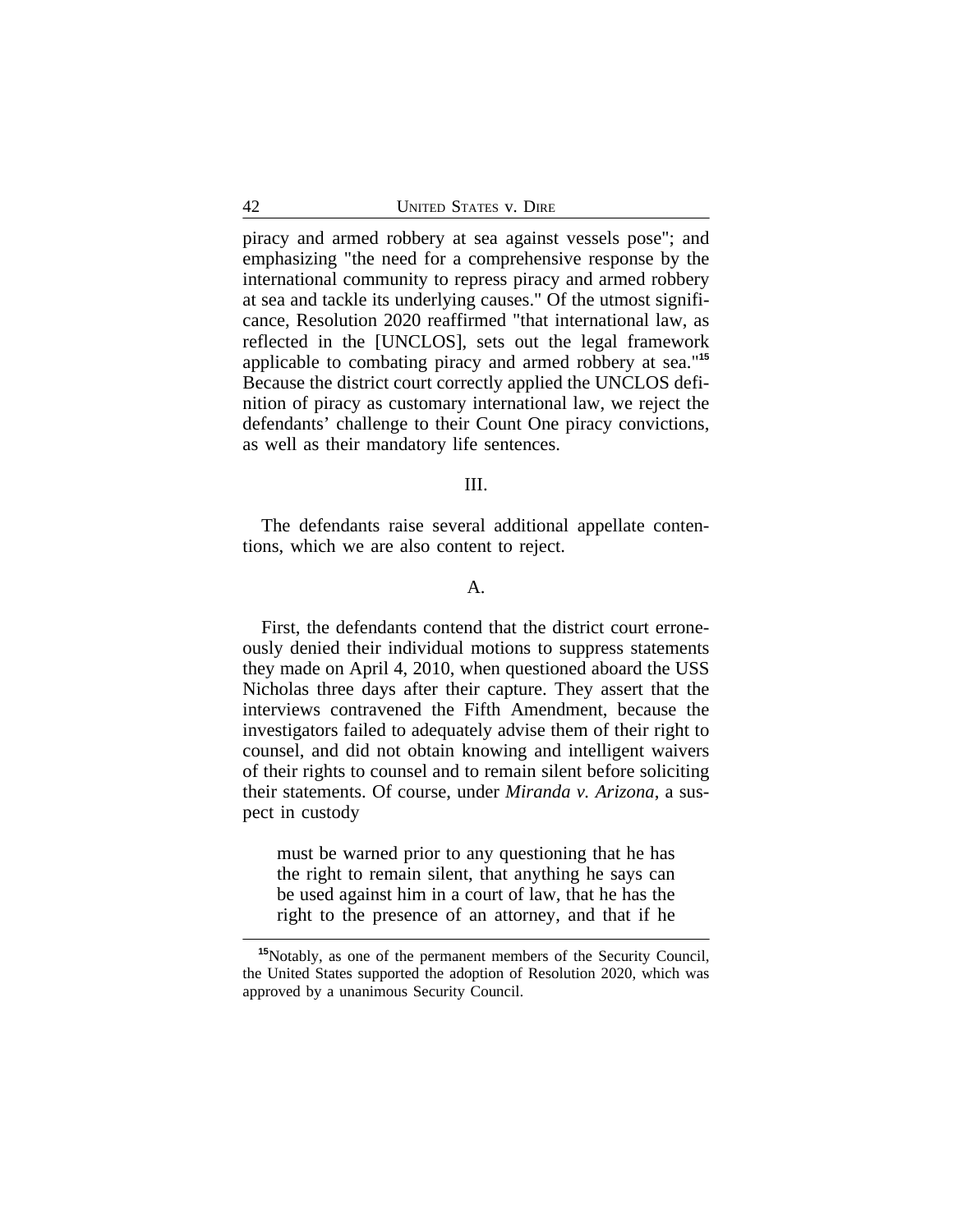piracy and armed robbery at sea against vessels pose"; and emphasizing "the need for a comprehensive response by the international community to repress piracy and armed robbery at sea and tackle its underlying causes." Of the utmost significance, Resolution 2020 reaffirmed "that international law, as reflected in the [UNCLOS], sets out the legal framework applicable to combating piracy and armed robbery at sea."[15] Because the district court correctly applied the UNCLOS definition of piracy as customary international law, we reject the defendants' challenge to their Count One piracy convictions, as well as their mandatory life sentences.

## III.

The defendants raise several additional appellate contentions, which we are also content to reject.

### A.

First, the defendants contend that the district court erroneously denied their individual motions to suppress statements they made on April 4, 2010, when questioned aboard the USS Nicholas three days after their capture. They assert that the interviews contravened the Fifth Amendment, because the investigators failed to adequately advise them of their right to counsel, and did not obtain knowing and intelligent waivers of their rights to counsel and to remain silent before soliciting their statements. Of course, under *Miranda v. Arizona*, a suspect in custody

> must be warned prior to any questioning that he has the right to remain silent, that anything he says can be used against him in a court of law, that he has the right to the presence of an attorney, and that if he

---

[15]Notably, as one of the permanent members of the Security Council, the United States supported the adoption of Resolution 2020, which was approved by a unanimous Security Council.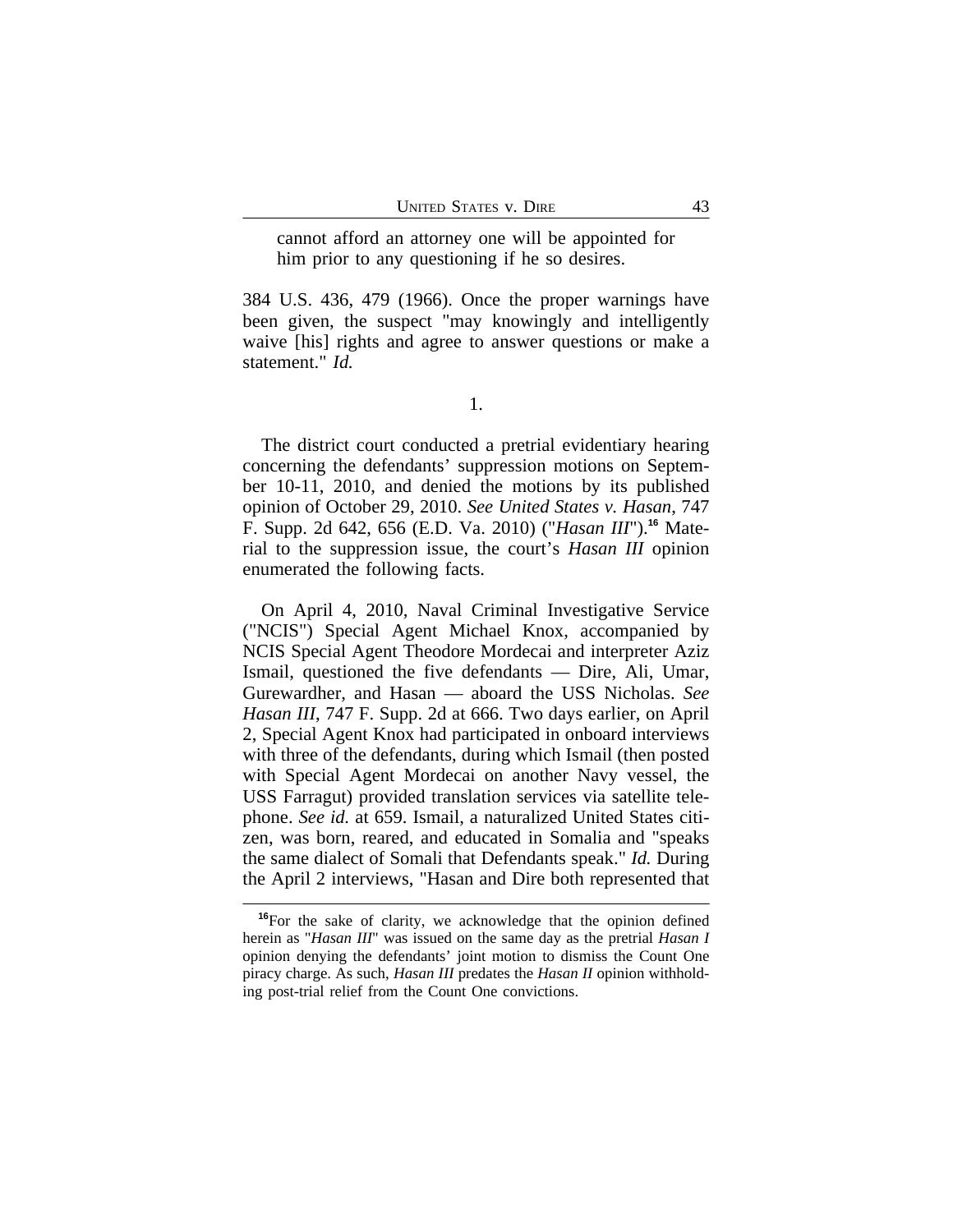> cannot afford an attorney one will be appointed for him prior to any questioning if he so desires.

384 U.S. 436, 479 (1966). Once the proper warnings have been given, the suspect "may knowingly and intelligently waive [his] rights and agree to answer questions or make a statement." *Id.*

1.

The district court conducted a pretrial evidentiary hearing concerning the defendants' suppression motions on September 10-11, 2010, and denied the motions by its published opinion of October 29, 2010. *See United States v. Hasan*, 747 F. Supp. 2d 642, 656 (E.D. Va. 2010) ("*Hasan III*").[16] Material to the suppression issue, the court's *Hasan III* opinion enumerated the following facts.

On April 4, 2010, Naval Criminal Investigative Service ("NCIS") Special Agent Michael Knox, accompanied by NCIS Special Agent Theodore Mordecai and interpreter Aziz Ismail, questioned the five defendants — Dire, Ali, Umar, Gurewardher, and Hasan — aboard the USS Nicholas. *See Hasan III*, 747 F. Supp. 2d at 666. Two days earlier, on April 2, Special Agent Knox had participated in onboard interviews with three of the defendants, during which Ismail (then posted with Special Agent Mordecai on another Navy vessel, the USS Farragut) provided translation services via satellite telephone. *See id.* at 659. Ismail, a naturalized United States citizen, was born, reared, and educated in Somalia and "speaks the same dialect of Somali that Defendants speak." *Id.* During the April 2 interviews, "Hasan and Dire both represented that

[16] For the sake of clarity, we acknowledge that the opinion defined herein as "*Hasan III*" was issued on the same day as the pretrial *Hasan I* opinion denying the defendants' joint motion to dismiss the Count One piracy charge. As such, *Hasan III* predates the *Hasan II* opinion withholding post-trial relief from the Count One convictions.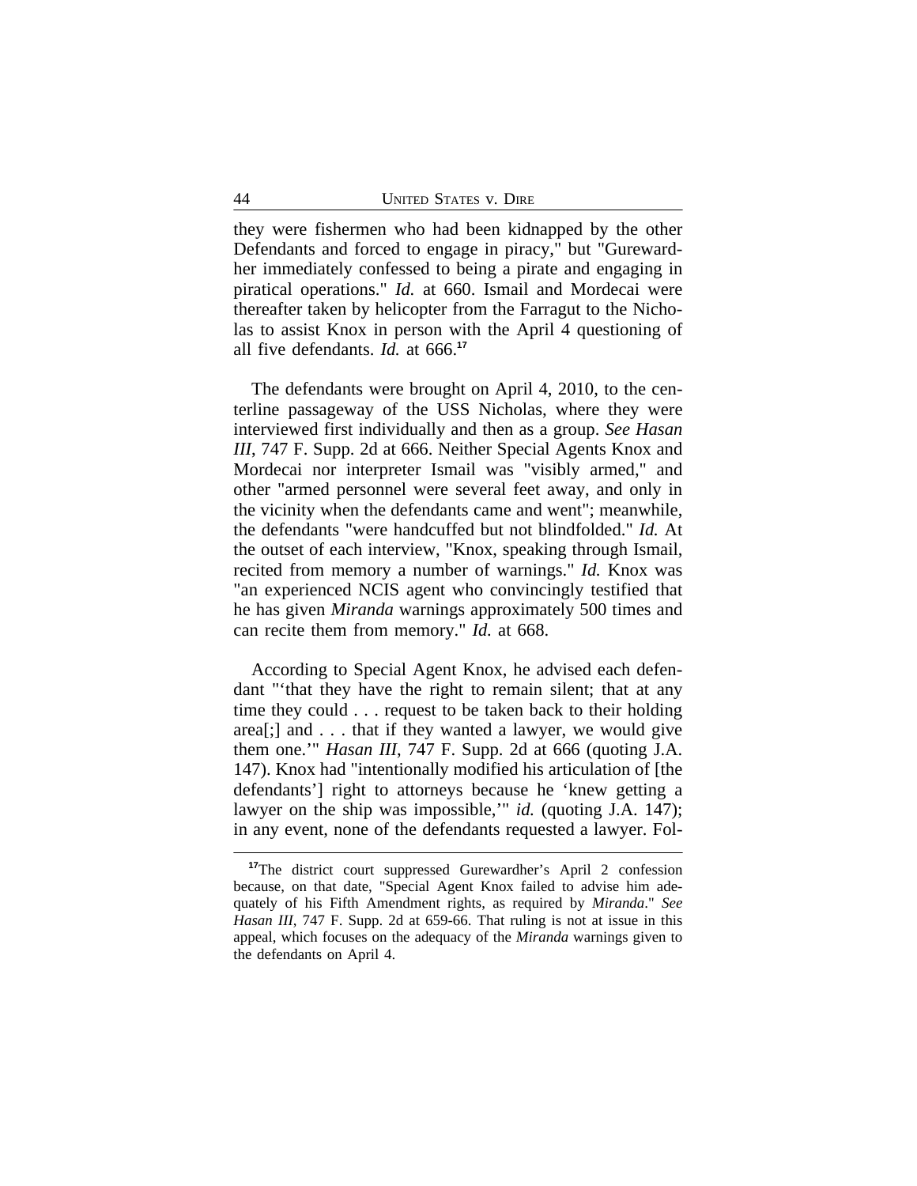they were fishermen who had been kidnapped by the other Defendants and forced to engage in piracy," but "Gurewardher immediately confessed to being a pirate and engaging in piratical operations." *Id.* at 660. Ismail and Mordecai were thereafter taken by helicopter from the Farragut to the Nicholas to assist Knox in person with the April 4 questioning of all five defendants. *Id.* at 666.[17]

The defendants were brought on April 4, 2010, to the centerline passageway of the USS Nicholas, where they were interviewed first individually and then as a group. *See Hasan III*, 747 F. Supp. 2d at 666. Neither Special Agents Knox and Mordecai nor interpreter Ismail was "visibly armed," and other "armed personnel were several feet away, and only in the vicinity when the defendants came and went"; meanwhile, the defendants "were handcuffed but not blindfolded." *Id.* At the outset of each interview, "Knox, speaking through Ismail, recited from memory a number of warnings." *Id.* Knox was "an experienced NCIS agent who convincingly testified that he has given *Miranda* warnings approximately 500 times and can recite them from memory." *Id.* at 668.

According to Special Agent Knox, he advised each defendant "'that they have the right to remain silent; that at any time they could . . . request to be taken back to their holding area[;] and . . . that if they wanted a lawyer, we would give them one.'" *Hasan III*, 747 F. Supp. 2d at 666 (quoting J.A. 147). Knox had "intentionally modified his articulation of [the defendants'] right to attorneys because he 'knew getting a lawyer on the ship was impossible,'" *id.* (quoting J.A. 147); in any event, none of the defendants requested a lawyer. Fol-

[17]The district court suppressed Gurewardher's April 2 confession because, on that date, "Special Agent Knox failed to advise him adequately of his Fifth Amendment rights, as required by *Miranda*." *See Hasan III*, 747 F. Supp. 2d at 659-66. That ruling is not at issue in this appeal, which focuses on the adequacy of the *Miranda* warnings given to the defendants on April 4.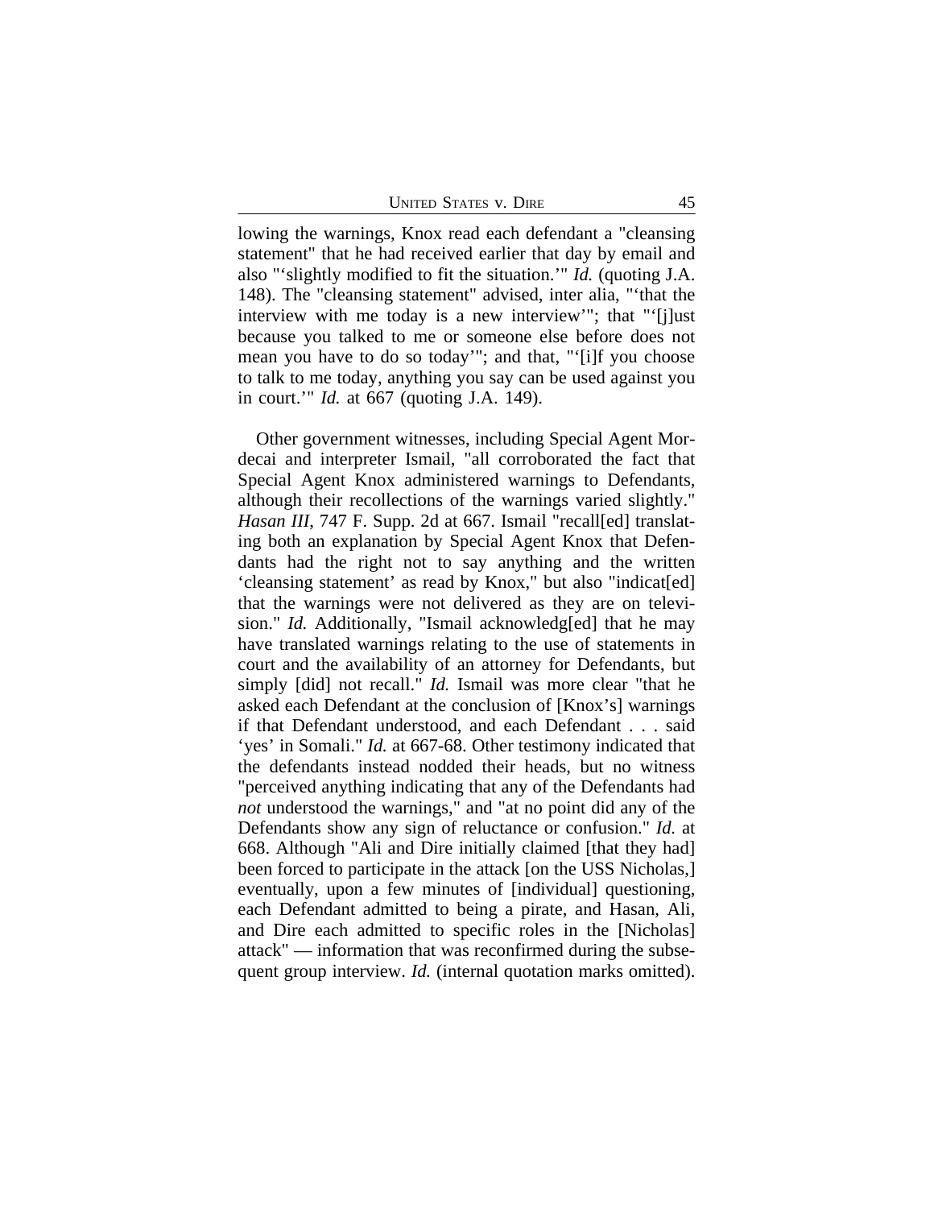lowing the warnings, Knox read each defendant a "cleansing statement" that he had received earlier that day by email and also "'slightly modified to fit the situation.'" *Id.* (quoting J.A. 148). The "cleansing statement" advised, inter alia, "'that the interview with me today is a new interview'"; that "'[j]ust because you talked to me or someone else before does not mean you have to do so today'"; and that, "'[i]f you choose to talk to me today, anything you say can be used against you in court.'" *Id.* at 667 (quoting J.A. 149).

Other government witnesses, including Special Agent Mordecai and interpreter Ismail, "all corroborated the fact that Special Agent Knox administered warnings to Defendants, although their recollections of the warnings varied slightly." *Hasan III*, 747 F. Supp. 2d at 667. Ismail "recall[ed] translating both an explanation by Special Agent Knox that Defendants had the right not to say anything and the written 'cleansing statement' as read by Knox," but also "indicat[ed] that the warnings were not delivered as they are on television." *Id.* Additionally, "Ismail acknowledg[ed] that he may have translated warnings relating to the use of statements in court and the availability of an attorney for Defendants, but simply [did] not recall." *Id.* Ismail was more clear "that he asked each Defendant at the conclusion of [Knox's] warnings if that Defendant understood, and each Defendant . . . said 'yes' in Somali." *Id.* at 667-68. Other testimony indicated that the defendants instead nodded their heads, but no witness "perceived anything indicating that any of the Defendants had *not* understood the warnings," and "at no point did any of the Defendants show any sign of reluctance or confusion." *Id.* at 668. Although "Ali and Dire initially claimed [that they had] been forced to participate in the attack [on the USS Nicholas,] eventually, upon a few minutes of [individual] questioning, each Defendant admitted to being a pirate, and Hasan, Ali, and Dire each admitted to specific roles in the [Nicholas] attack" — information that was reconfirmed during the subsequent group interview. *Id.* (internal quotation marks omitted).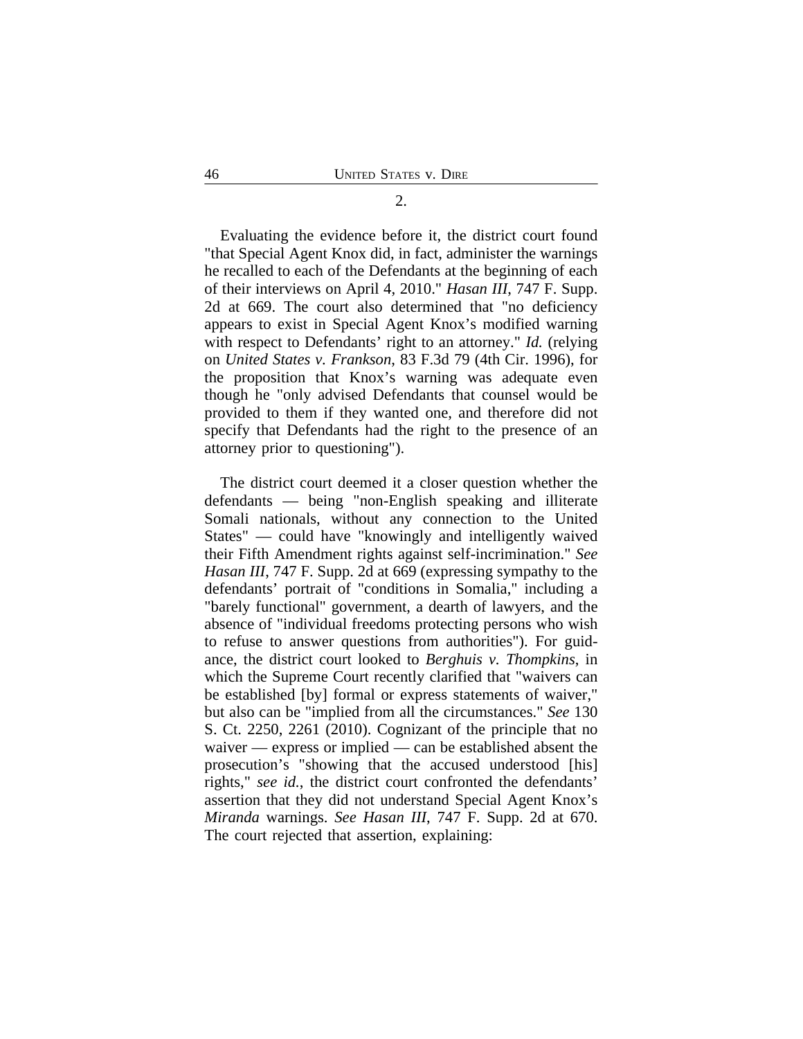2.

Evaluating the evidence before it, the district court found "that Special Agent Knox did, in fact, administer the warnings he recalled to each of the Defendants at the beginning of each of their interviews on April 4, 2010." *Hasan III*, 747 F. Supp. 2d at 669. The court also determined that "no deficiency appears to exist in Special Agent Knox's modified warning with respect to Defendants' right to an attorney." *Id.* (relying on *United States v. Frankson*, 83 F.3d 79 (4th Cir. 1996), for the proposition that Knox's warning was adequate even though he "only advised Defendants that counsel would be provided to them if they wanted one, and therefore did not specify that Defendants had the right to the presence of an attorney prior to questioning").

The district court deemed it a closer question whether the defendants — being "non-English speaking and illiterate Somali nationals, without any connection to the United States" — could have "knowingly and intelligently waived their Fifth Amendment rights against self-incrimination." *See Hasan III*, 747 F. Supp. 2d at 669 (expressing sympathy to the defendants' portrait of "conditions in Somalia," including a "barely functional" government, a dearth of lawyers, and the absence of "individual freedoms protecting persons who wish to refuse to answer questions from authorities"). For guidance, the district court looked to *Berghuis v. Thompkins*, in which the Supreme Court recently clarified that "waivers can be established [by] formal or express statements of waiver," but also can be "implied from all the circumstances." *See* 130 S. Ct. 2250, 2261 (2010). Cognizant of the principle that no waiver — express or implied — can be established absent the prosecution's "showing that the accused understood [his] rights," *see id.*, the district court confronted the defendants' assertion that they did not understand Special Agent Knox's *Miranda* warnings. *See Hasan III*, 747 F. Supp. 2d at 670. The court rejected that assertion, explaining: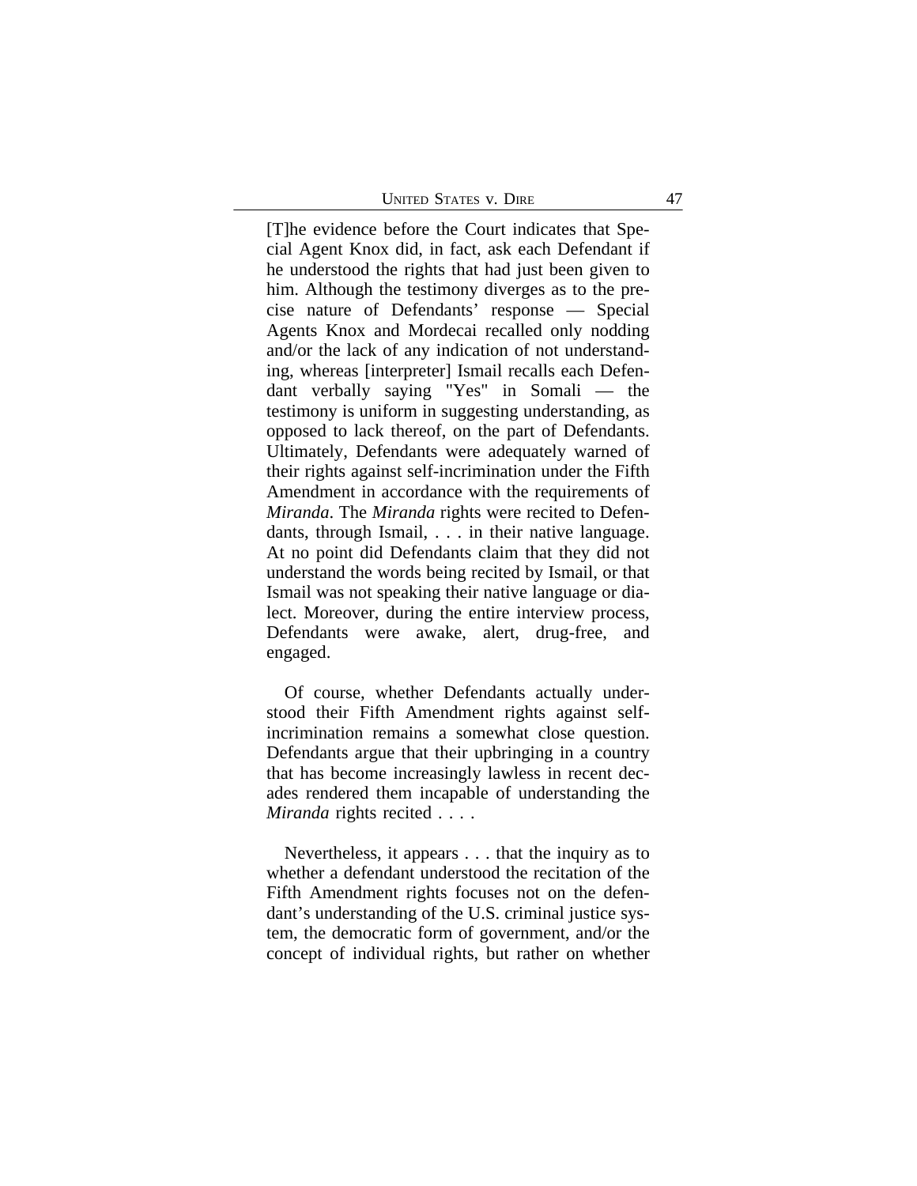> [T]he evidence before the Court indicates that Special Agent Knox did, in fact, ask each Defendant if he understood the rights that had just been given to him. Although the testimony diverges as to the precise nature of Defendants' response — Special Agents Knox and Mordecai recalled only nodding and/or the lack of any indication of not understanding, whereas [interpreter] Ismail recalls each Defendant verbally saying "Yes" in Somali — the testimony is uniform in suggesting understanding, as opposed to lack thereof, on the part of Defendants. Ultimately, Defendants were adequately warned of their rights against self-incrimination under the Fifth Amendment in accordance with the requirements of *Miranda*. The *Miranda* rights were recited to Defendants, through Ismail, . . . in their native language. At no point did Defendants claim that they did not understand the words being recited by Ismail, or that Ismail was not speaking their native language or dialect. Moreover, during the entire interview process, Defendants were awake, alert, drug-free, and engaged.
>
> Of course, whether Defendants actually understood their Fifth Amendment rights against self-incrimination remains a somewhat close question. Defendants argue that their upbringing in a country that has become increasingly lawless in recent decades rendered them incapable of understanding the *Miranda* rights recited . . . .
>
> Nevertheless, it appears . . . that the inquiry as to whether a defendant understood the recitation of the Fifth Amendment rights focuses not on the defendant's understanding of the U.S. criminal justice system, the democratic form of government, and/or the concept of individual rights, but rather on whether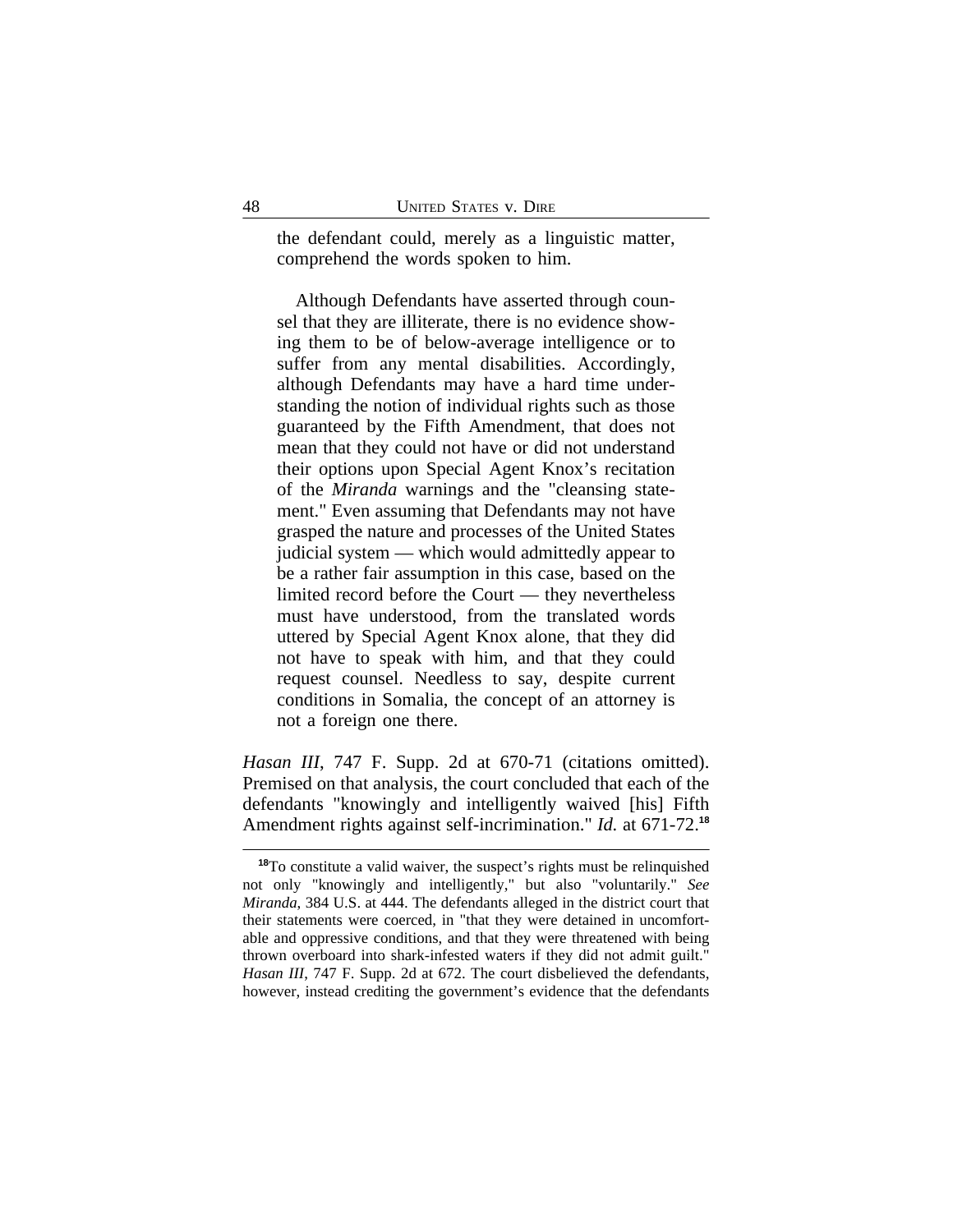> the defendant could, merely as a linguistic matter, comprehend the words spoken to him.
>
> Although Defendants have asserted through counsel that they are illiterate, there is no evidence showing them to be of below-average intelligence or to suffer from any mental disabilities. Accordingly, although Defendants may have a hard time understanding the notion of individual rights such as those guaranteed by the Fifth Amendment, that does not mean that they could not have or did not understand their options upon Special Agent Knox's recitation of the *Miranda* warnings and the "cleansing statement." Even assuming that Defendants may not have grasped the nature and processes of the United States judicial system — which would admittedly appear to be a rather fair assumption in this case, based on the limited record before the Court — they nevertheless must have understood, from the translated words uttered by Special Agent Knox alone, that they did not have to speak with him, and that they could request counsel. Needless to say, despite current conditions in Somalia, the concept of an attorney is not a foreign one there.

*Hasan III*, 747 F. Supp. 2d at 670-71 (citations omitted). Premised on that analysis, the court concluded that each of the defendants "knowingly and intelligently waived [his] Fifth Amendment rights against self-incrimination." *Id.* at 671-72.[18]

---

[18]To constitute a valid waiver, the suspect's rights must be relinquished not only "knowingly and intelligently," but also "voluntarily." *See Miranda*, 384 U.S. at 444. The defendants alleged in the district court that their statements were coerced, in "that they were detained in uncomfortable and oppressive conditions, and that they were threatened with being thrown overboard into shark-infested waters if they did not admit guilt." *Hasan III*, 747 F. Supp. 2d at 672. The court disbelieved the defendants, however, instead crediting the government's evidence that the defendants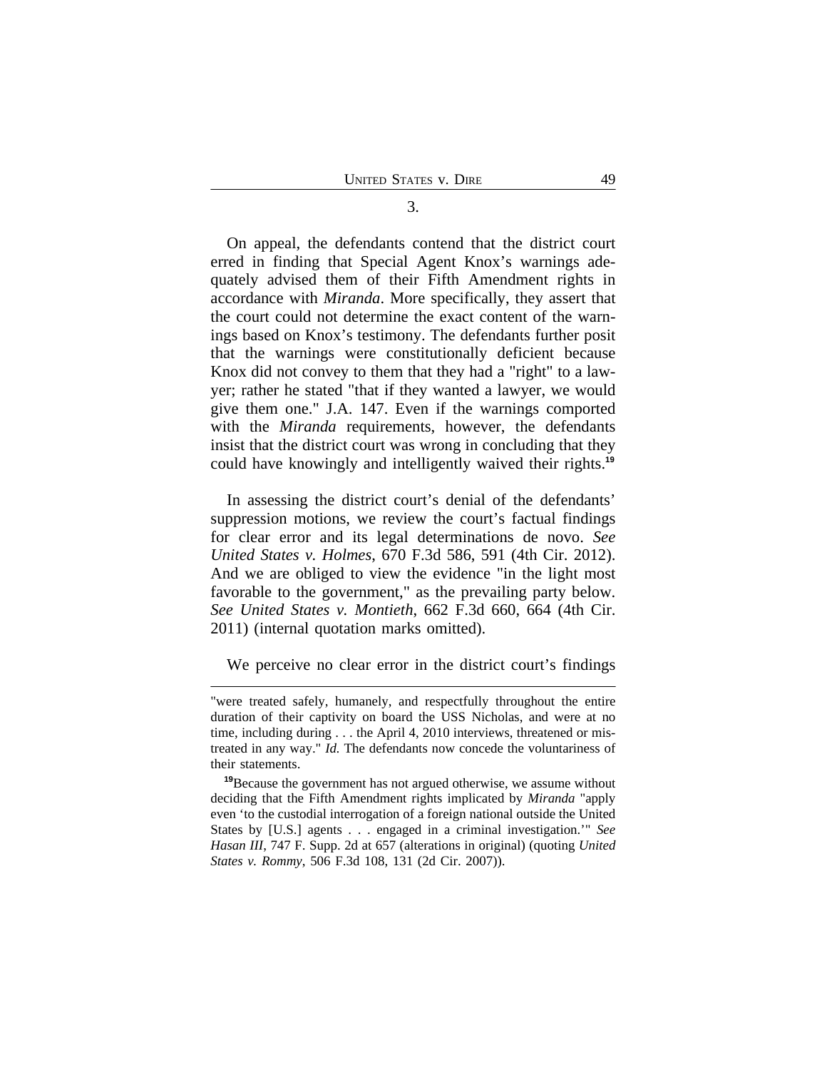3.

On appeal, the defendants contend that the district court erred in finding that Special Agent Knox's warnings adequately advised them of their Fifth Amendment rights in accordance with *Miranda*. More specifically, they assert that the court could not determine the exact content of the warnings based on Knox's testimony. The defendants further posit that the warnings were constitutionally deficient because Knox did not convey to them that they had a "right" to a lawyer; rather he stated "that if they wanted a lawyer, we would give them one." J.A. 147. Even if the warnings comported with the *Miranda* requirements, however, the defendants insist that the district court was wrong in concluding that they could have knowingly and intelligently waived their rights.[19]

In assessing the district court's denial of the defendants' suppression motions, we review the court's factual findings for clear error and its legal determinations de novo. *See United States v. Holmes*, 670 F.3d 586, 591 (4th Cir. 2012). And we are obliged to view the evidence "in the light most favorable to the government," as the prevailing party below. *See United States v. Montieth*, 662 F.3d 660, 664 (4th Cir. 2011) (internal quotation marks omitted).

We perceive no clear error in the district court's findings

---

"were treated safely, humanely, and respectfully throughout the entire duration of their captivity on board the USS Nicholas, and were at no time, including during . . . the April 4, 2010 interviews, threatened or mistreated in any way." *Id.* The defendants now concede the voluntariness of their statements.

[19]Because the government has not argued otherwise, we assume without deciding that the Fifth Amendment rights implicated by *Miranda* "apply even 'to the custodial interrogation of a foreign national outside the United States by [U.S.] agents . . . engaged in a criminal investigation.'" *See Hasan III*, 747 F. Supp. 2d at 657 (alterations in original) (quoting *United States v. Rommy*, 506 F.3d 108, 131 (2d Cir. 2007)).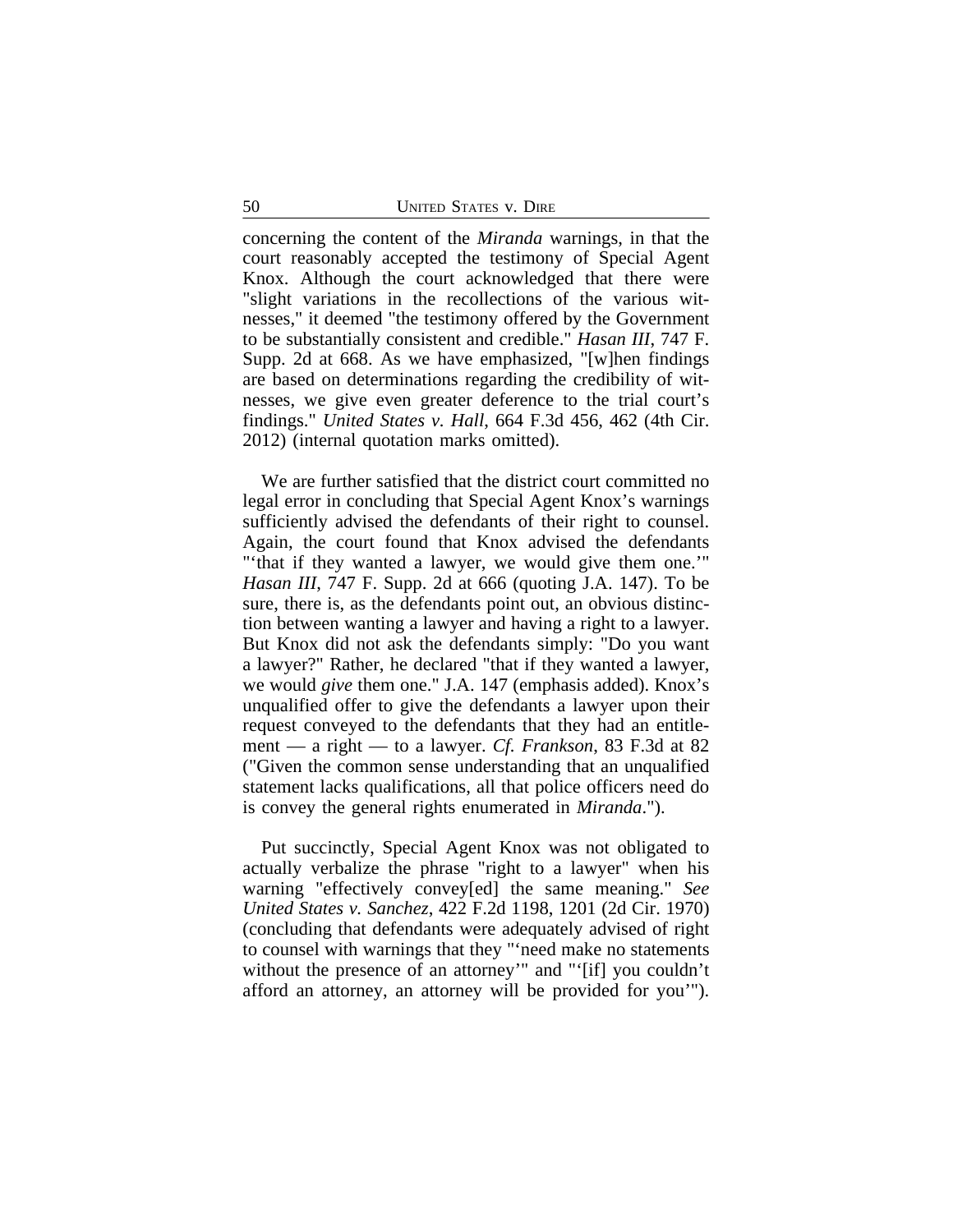concerning the content of the *Miranda* warnings, in that the court reasonably accepted the testimony of Special Agent Knox. Although the court acknowledged that there were "slight variations in the recollections of the various witnesses," it deemed "the testimony offered by the Government to be substantially consistent and credible." *Hasan III*, 747 F. Supp. 2d at 668. As we have emphasized, "[w]hen findings are based on determinations regarding the credibility of witnesses, we give even greater deference to the trial court's findings." *United States v. Hall*, 664 F.3d 456, 462 (4th Cir. 2012) (internal quotation marks omitted).

We are further satisfied that the district court committed no legal error in concluding that Special Agent Knox's warnings sufficiently advised the defendants of their right to counsel. Again, the court found that Knox advised the defendants "'that if they wanted a lawyer, we would give them one.'" *Hasan III*, 747 F. Supp. 2d at 666 (quoting J.A. 147). To be sure, there is, as the defendants point out, an obvious distinction between wanting a lawyer and having a right to a lawyer. But Knox did not ask the defendants simply: "Do you want a lawyer?" Rather, he declared "that if they wanted a lawyer, we would *give* them one." J.A. 147 (emphasis added). Knox's unqualified offer to give the defendants a lawyer upon their request conveyed to the defendants that they had an entitlement — a right — to a lawyer. *Cf. Frankson*, 83 F.3d at 82 ("Given the common sense understanding that an unqualified statement lacks qualifications, all that police officers need do is convey the general rights enumerated in *Miranda*.").

Put succinctly, Special Agent Knox was not obligated to actually verbalize the phrase "right to a lawyer" when his warning "effectively convey[ed] the same meaning." *See United States v. Sanchez*, 422 F.2d 1198, 1201 (2d Cir. 1970) (concluding that defendants were adequately advised of right to counsel with warnings that they "'need make no statements without the presence of an attorney'" and "'[if] you couldn't afford an attorney, an attorney will be provided for you'").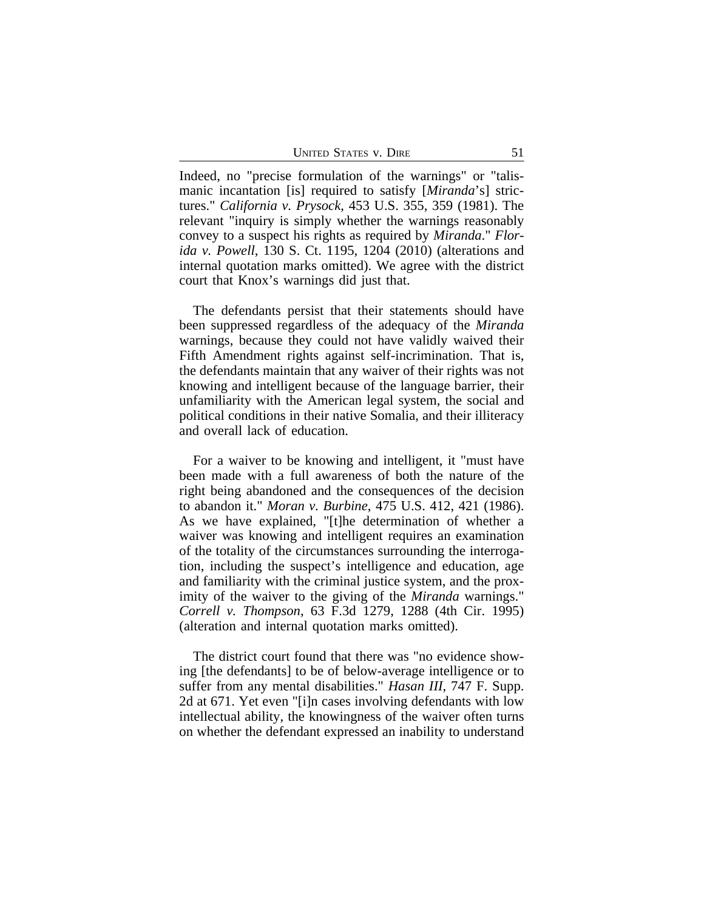Indeed, no "precise formulation of the warnings" or "talismanic incantation [is] required to satisfy [*Miranda*'s] strictures." *California v. Prysock*, 453 U.S. 355, 359 (1981). The relevant "inquiry is simply whether the warnings reasonably convey to a suspect his rights as required by *Miranda*." *Florida v. Powell*, 130 S. Ct. 1195, 1204 (2010) (alterations and internal quotation marks omitted). We agree with the district court that Knox's warnings did just that.

The defendants persist that their statements should have been suppressed regardless of the adequacy of the *Miranda* warnings, because they could not have validly waived their Fifth Amendment rights against self-incrimination. That is, the defendants maintain that any waiver of their rights was not knowing and intelligent because of the language barrier, their unfamiliarity with the American legal system, the social and political conditions in their native Somalia, and their illiteracy and overall lack of education.

For a waiver to be knowing and intelligent, it "must have been made with a full awareness of both the nature of the right being abandoned and the consequences of the decision to abandon it." *Moran v. Burbine*, 475 U.S. 412, 421 (1986). As we have explained, "[t]he determination of whether a waiver was knowing and intelligent requires an examination of the totality of the circumstances surrounding the interrogation, including the suspect's intelligence and education, age and familiarity with the criminal justice system, and the proximity of the waiver to the giving of the *Miranda* warnings." *Correll v. Thompson*, 63 F.3d 1279, 1288 (4th Cir. 1995) (alteration and internal quotation marks omitted).

The district court found that there was "no evidence showing [the defendants] to be of below-average intelligence or to suffer from any mental disabilities." *Hasan III*, 747 F. Supp. 2d at 671. Yet even "[i]n cases involving defendants with low intellectual ability, the knowingness of the waiver often turns on whether the defendant expressed an inability to understand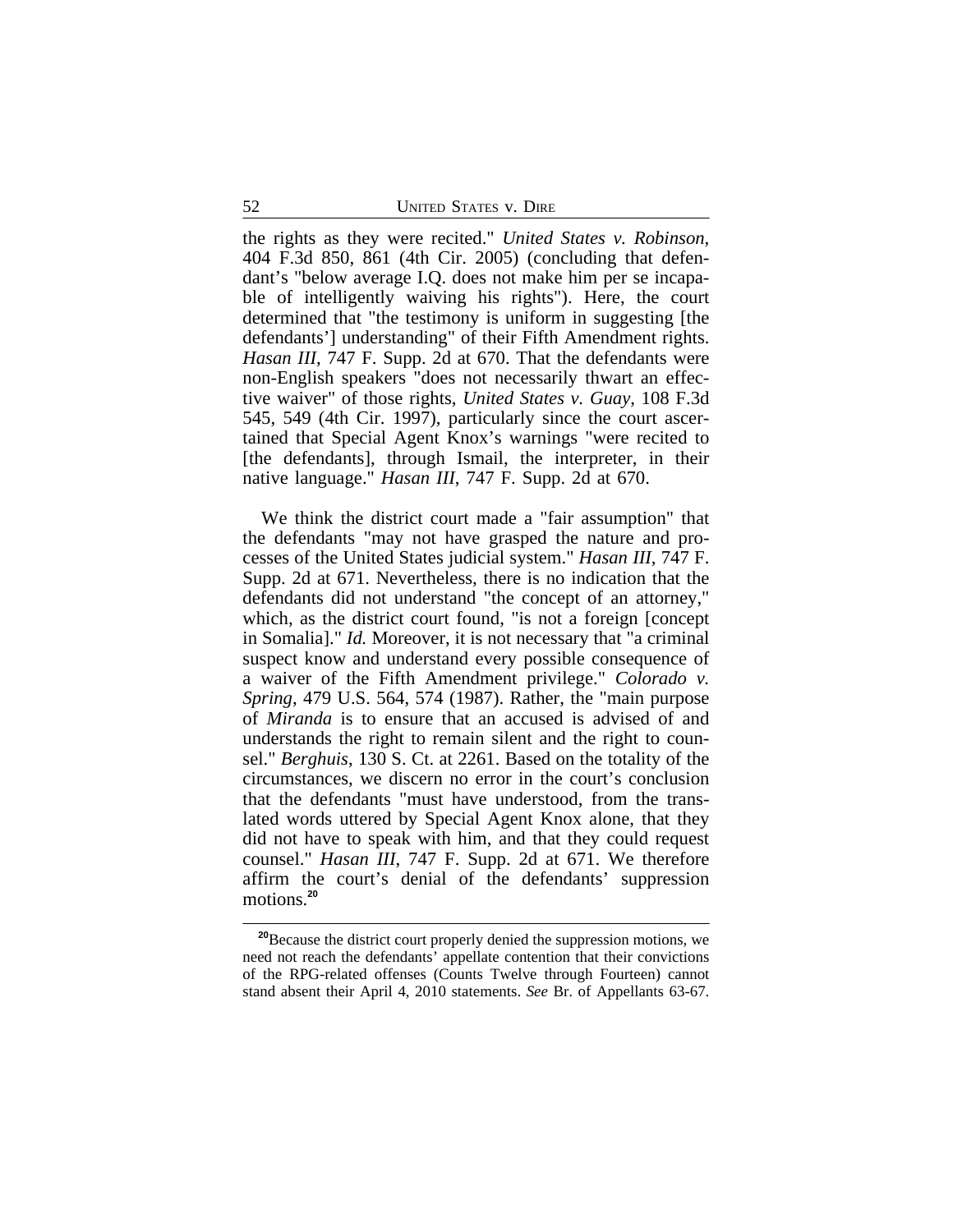the rights as they were recited." *United States v. Robinson*, 404 F.3d 850, 861 (4th Cir. 2005) (concluding that defendant's "below average I.Q. does not make him per se incapable of intelligently waiving his rights"). Here, the court determined that "the testimony is uniform in suggesting [the defendants'] understanding" of their Fifth Amendment rights. *Hasan III*, 747 F. Supp. 2d at 670. That the defendants were non-English speakers "does not necessarily thwart an effective waiver" of those rights, *United States v. Guay*, 108 F.3d 545, 549 (4th Cir. 1997), particularly since the court ascertained that Special Agent Knox's warnings "were recited to [the defendants], through Ismail, the interpreter, in their native language." *Hasan III*, 747 F. Supp. 2d at 670.

We think the district court made a "fair assumption" that the defendants "may not have grasped the nature and processes of the United States judicial system." *Hasan III*, 747 F. Supp. 2d at 671. Nevertheless, there is no indication that the defendants did not understand "the concept of an attorney," which, as the district court found, "is not a foreign [concept in Somalia]." *Id.* Moreover, it is not necessary that "a criminal suspect know and understand every possible consequence of a waiver of the Fifth Amendment privilege." *Colorado v. Spring*, 479 U.S. 564, 574 (1987). Rather, the "main purpose of *Miranda* is to ensure that an accused is advised of and understands the right to remain silent and the right to counsel." *Berghuis*, 130 S. Ct. at 2261. Based on the totality of the circumstances, we discern no error in the court's conclusion that the defendants "must have understood, from the translated words uttered by Special Agent Knox alone, that they did not have to speak with him, and that they could request counsel." *Hasan III*, 747 F. Supp. 2d at 671. We therefore affirm the court's denial of the defendants' suppression motions.[20]

[20]Because the district court properly denied the suppression motions, we need not reach the defendants' appellate contention that their convictions of the RPG-related offenses (Counts Twelve through Fourteen) cannot stand absent their April 4, 2010 statements. *See* Br. of Appellants 63-67.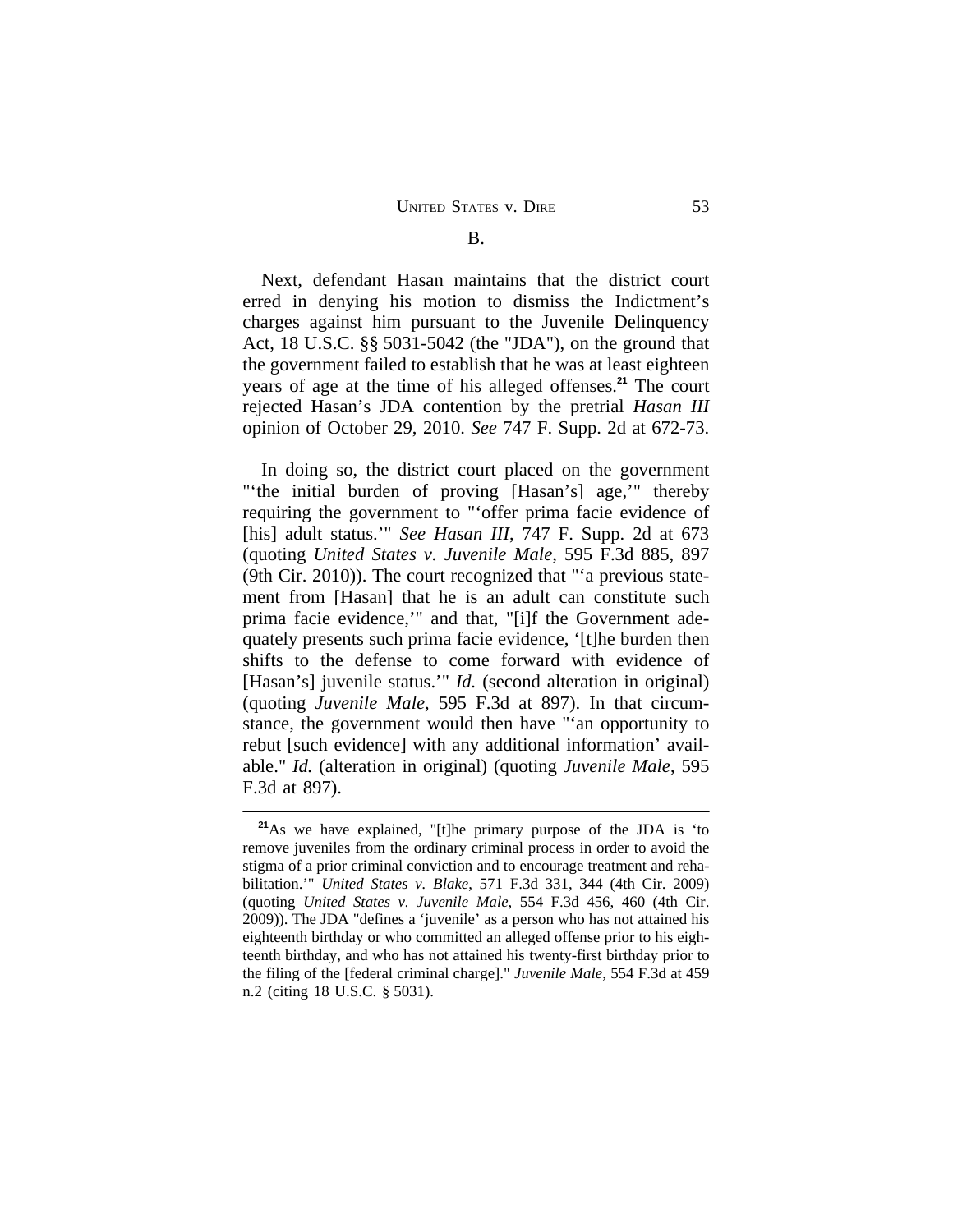B.

Next, defendant Hasan maintains that the district court erred in denying his motion to dismiss the Indictment's charges against him pursuant to the Juvenile Delinquency Act, 18 U.S.C. §§ 5031-5042 (the "JDA"), on the ground that the government failed to establish that he was at least eighteen years of age at the time of his alleged offenses.[21] The court rejected Hasan's JDA contention by the pretrial *Hasan III* opinion of October 29, 2010. *See* 747 F. Supp. 2d at 672-73.

In doing so, the district court placed on the government "'the initial burden of proving [Hasan's] age,'" thereby requiring the government to "'offer prima facie evidence of [his] adult status.'" *See Hasan III*, 747 F. Supp. 2d at 673 (quoting *United States v. Juvenile Male*, 595 F.3d 885, 897 (9th Cir. 2010)). The court recognized that "'a previous statement from [Hasan] that he is an adult can constitute such prima facie evidence,'" and that, "[i]f the Government adequately presents such prima facie evidence, '[t]he burden then shifts to the defense to come forward with evidence of [Hasan's] juvenile status.'" *Id.* (second alteration in original) (quoting *Juvenile Male*, 595 F.3d at 897). In that circumstance, the government would then have "'an opportunity to rebut [such evidence] with any additional information' available." *Id.* (alteration in original) (quoting *Juvenile Male*, 595 F.3d at 897).

---

[21] As we have explained, "[t]he primary purpose of the JDA is 'to remove juveniles from the ordinary criminal process in order to avoid the stigma of a prior criminal conviction and to encourage treatment and rehabilitation.'" *United States v. Blake*, 571 F.3d 331, 344 (4th Cir. 2009) (quoting *United States v. Juvenile Male*, 554 F.3d 456, 460 (4th Cir. 2009)). The JDA "defines a 'juvenile' as a person who has not attained his eighteenth birthday or who committed an alleged offense prior to his eighteenth birthday, and who has not attained his twenty-first birthday prior to the filing of the [federal criminal charge]." *Juvenile Male*, 554 F.3d at 459 n.2 (citing 18 U.S.C. § 5031).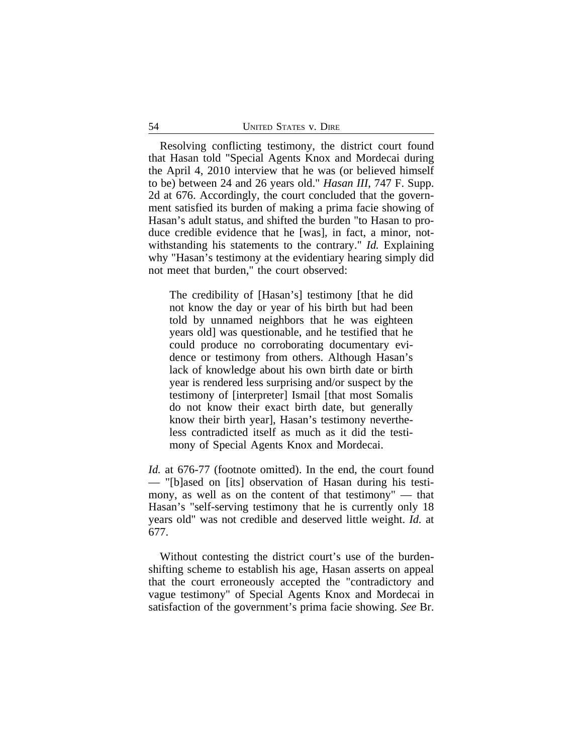Resolving conflicting testimony, the district court found that Hasan told "Special Agents Knox and Mordecai during the April 4, 2010 interview that he was (or believed himself to be) between 24 and 26 years old." *Hasan III*, 747 F. Supp. 2d at 676. Accordingly, the court concluded that the government satisfied its burden of making a prima facie showing of Hasan's adult status, and shifted the burden "to Hasan to produce credible evidence that he [was], in fact, a minor, notwithstanding his statements to the contrary." *Id.* Explaining why "Hasan's testimony at the evidentiary hearing simply did not meet that burden," the court observed:

> The credibility of [Hasan's] testimony [that he did not know the day or year of his birth but had been told by unnamed neighbors that he was eighteen years old] was questionable, and he testified that he could produce no corroborating documentary evidence or testimony from others. Although Hasan's lack of knowledge about his own birth date or birth year is rendered less surprising and/or suspect by the testimony of [interpreter] Ismail [that most Somalis do not know their exact birth date, but generally know their birth year], Hasan's testimony nevertheless contradicted itself as much as it did the testimony of Special Agents Knox and Mordecai.

*Id.* at 676-77 (footnote omitted). In the end, the court found — "[b]ased on [its] observation of Hasan during his testimony, as well as on the content of that testimony" — that Hasan's "self-serving testimony that he is currently only 18 years old" was not credible and deserved little weight. *Id.* at 677.

Without contesting the district court's use of the burden-shifting scheme to establish his age, Hasan asserts on appeal that the court erroneously accepted the "contradictory and vague testimony" of Special Agents Knox and Mordecai in satisfaction of the government's prima facie showing. *See* Br.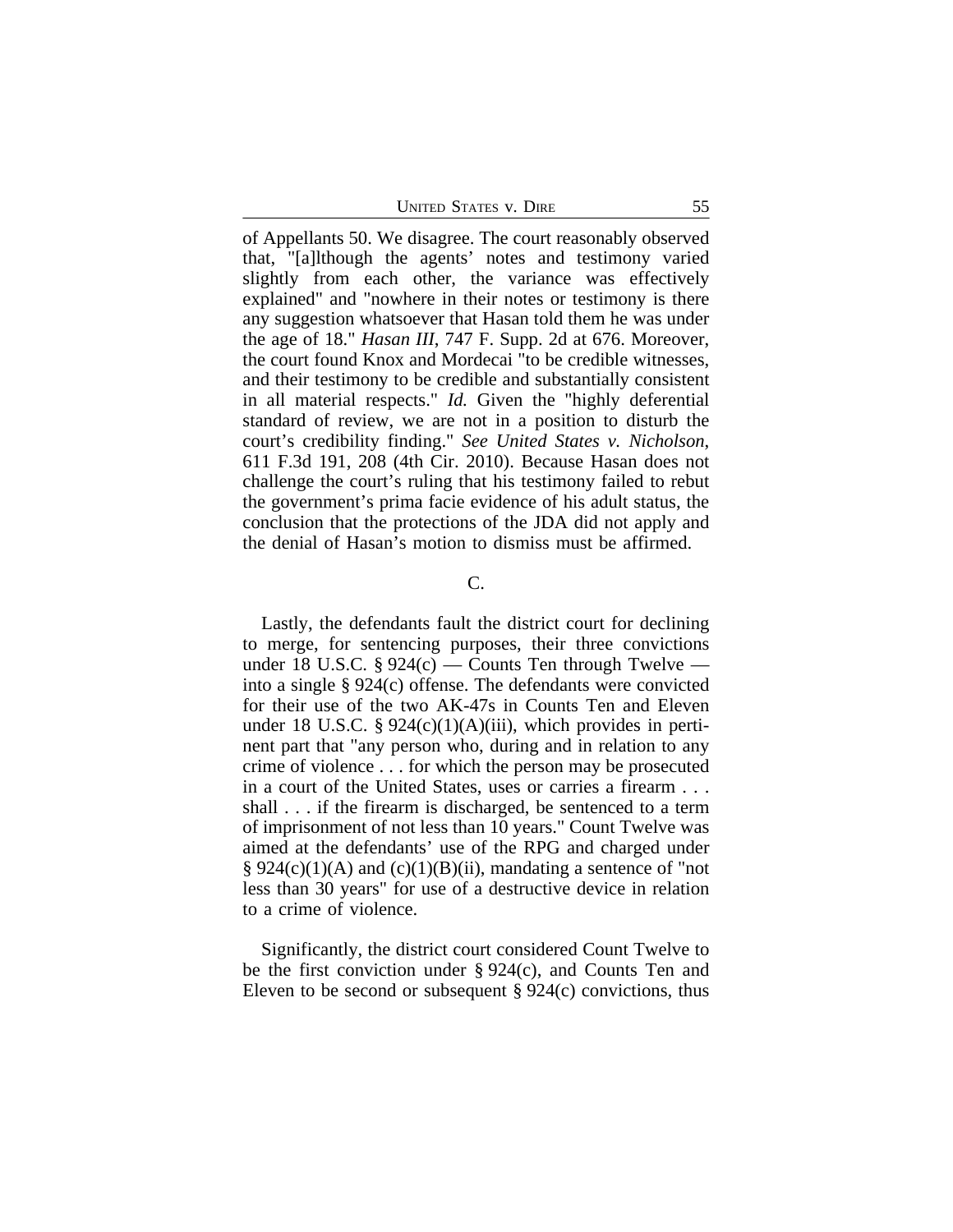of Appellants 50. We disagree. The court reasonably observed that, "[a]lthough the agents' notes and testimony varied slightly from each other, the variance was effectively explained" and "nowhere in their notes or testimony is there any suggestion whatsoever that Hasan told them he was under the age of 18." *Hasan III*, 747 F. Supp. 2d at 676. Moreover, the court found Knox and Mordecai "to be credible witnesses, and their testimony to be credible and substantially consistent in all material respects." *Id.* Given the "highly deferential standard of review, we are not in a position to disturb the court's credibility finding." *See United States v. Nicholson*, 611 F.3d 191, 208 (4th Cir. 2010). Because Hasan does not challenge the court's ruling that his testimony failed to rebut the government's prima facie evidence of his adult status, the conclusion that the protections of the JDA did not apply and the denial of Hasan's motion to dismiss must be affirmed.

C.

Lastly, the defendants fault the district court for declining to merge, for sentencing purposes, their three convictions under 18 U.S.C. § 924(c) — Counts Ten through Twelve — into a single § 924(c) offense. The defendants were convicted for their use of the two AK-47s in Counts Ten and Eleven under 18 U.S.C. § 924(c)(1)(A)(iii), which provides in pertinent part that "any person who, during and in relation to any crime of violence . . . for which the person may be prosecuted in a court of the United States, uses or carries a firearm . . . shall . . . if the firearm is discharged, be sentenced to a term of imprisonment of not less than 10 years." Count Twelve was aimed at the defendants' use of the RPG and charged under § 924(c)(1)(A) and (c)(1)(B)(ii), mandating a sentence of "not less than 30 years" for use of a destructive device in relation to a crime of violence.

Significantly, the district court considered Count Twelve to be the first conviction under § 924(c), and Counts Ten and Eleven to be second or subsequent § 924(c) convictions, thus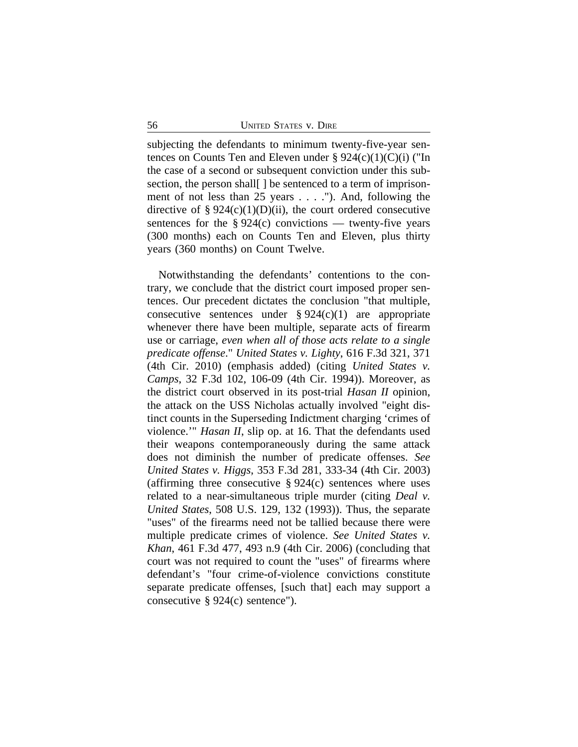subjecting the defendants to minimum twenty-five-year sentences on Counts Ten and Eleven under § 924(c)(1)(C)(i) ("In the case of a second or subsequent conviction under this subsection, the person shall[ ] be sentenced to a term of imprisonment of not less than 25 years . . . ."). And, following the directive of § 924(c)(1)(D)(ii), the court ordered consecutive sentences for the § 924(c) convictions — twenty-five years (300 months) each on Counts Ten and Eleven, plus thirty years (360 months) on Count Twelve.

Notwithstanding the defendants' contentions to the contrary, we conclude that the district court imposed proper sentences. Our precedent dictates the conclusion "that multiple, consecutive sentences under § 924(c)(1) are appropriate whenever there have been multiple, separate acts of firearm use or carriage, *even when all of those acts relate to a single predicate offense*." *United States v. Lighty*, 616 F.3d 321, 371 (4th Cir. 2010) (emphasis added) (citing *United States v. Camps*, 32 F.3d 102, 106-09 (4th Cir. 1994)). Moreover, as the district court observed in its post-trial *Hasan II* opinion, the attack on the USS Nicholas actually involved "eight distinct counts in the Superseding Indictment charging 'crimes of violence.'" *Hasan II*, slip op. at 16. That the defendants used their weapons contemporaneously during the same attack does not diminish the number of predicate offenses. *See United States v. Higgs*, 353 F.3d 281, 333-34 (4th Cir. 2003) (affirming three consecutive § 924(c) sentences where uses related to a near-simultaneous triple murder (citing *Deal v. United States*, 508 U.S. 129, 132 (1993)). Thus, the separate "uses" of the firearms need not be tallied because there were multiple predicate crimes of violence. *See United States v. Khan*, 461 F.3d 477, 493 n.9 (4th Cir. 2006) (concluding that court was not required to count the "uses" of firearms where defendant's "four crime-of-violence convictions constitute separate predicate offenses, [such that] each may support a consecutive § 924(c) sentence").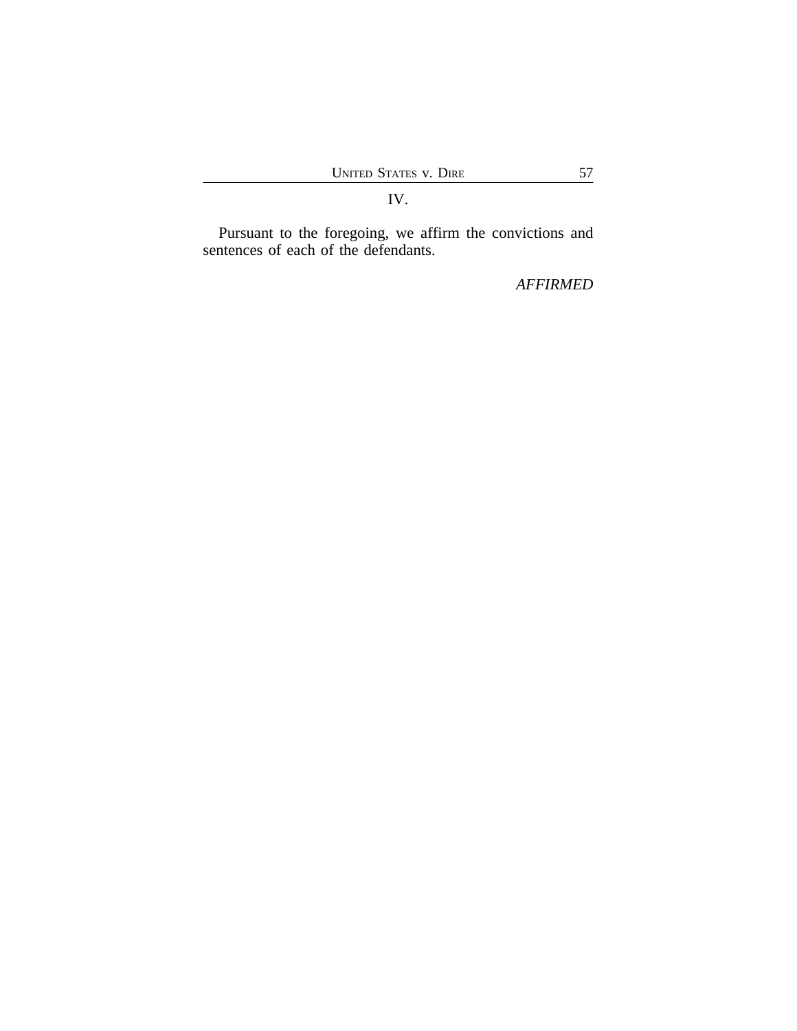## IV.

Pursuant to the foregoing, we affirm the convictions and sentences of each of the defendants.

*AFFIRMED*